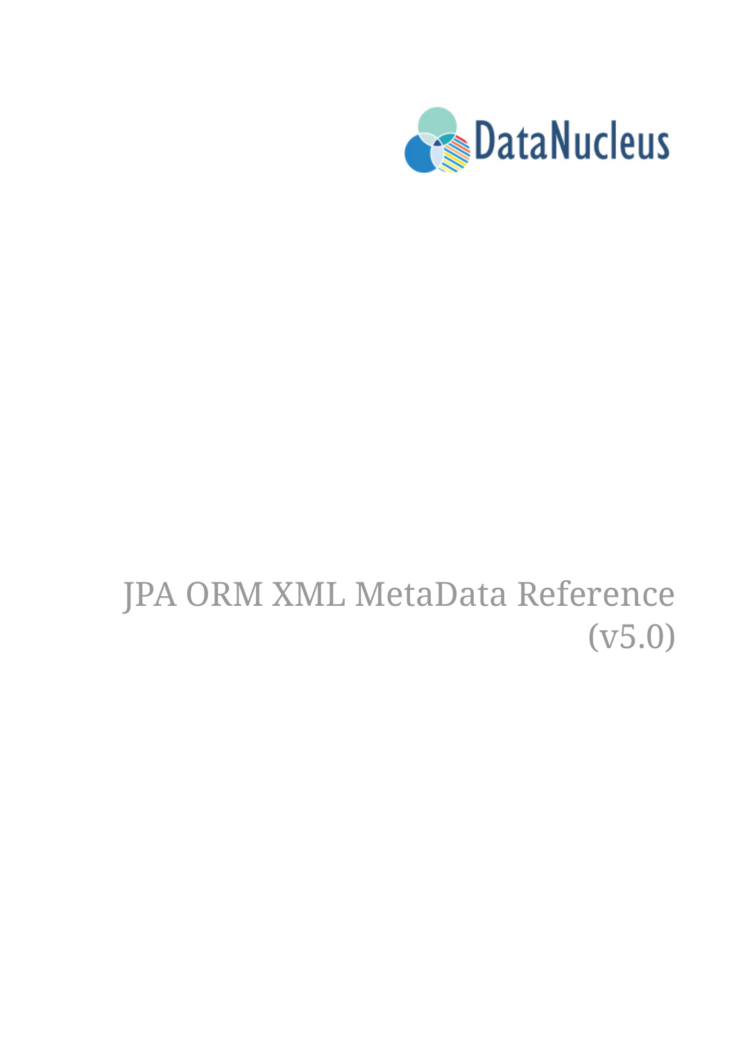DataNucleus

# JPA ORM XML MetaData Reference (v5.0)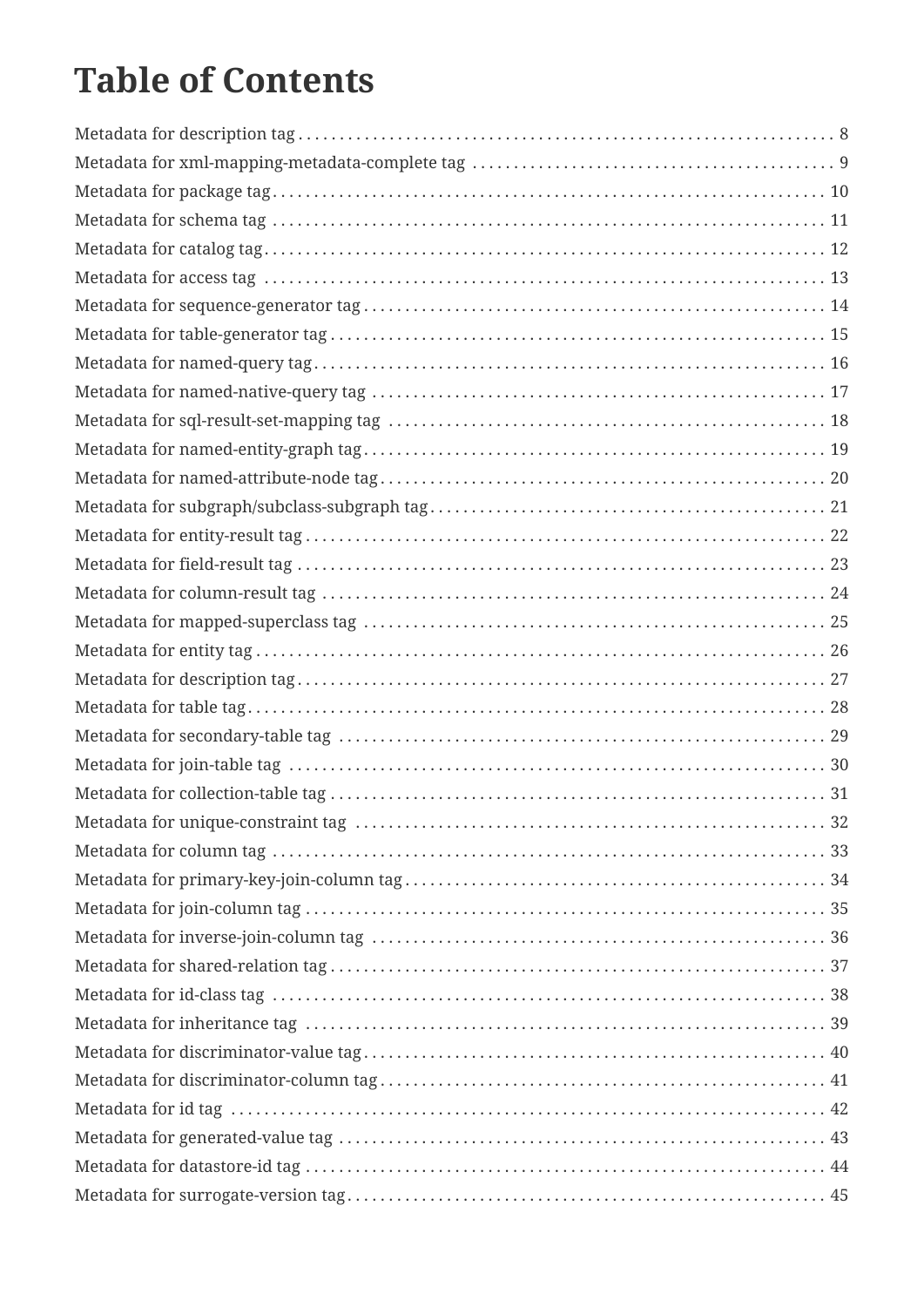# Table of Contents

- Metadata for description tag . . . . . 8
- Metadata for xml-mapping-metadata-complete tag . . . . . 9
- Metadata for package tag . . . . . 10
- Metadata for schema tag . . . . . 11
- Metadata for catalog tag . . . . . 12
- Metadata for access tag . . . . . 13
- Metadata for sequence-generator tag . . . . . 14
- Metadata for table-generator tag . . . . . 15
- Metadata for named-query tag . . . . . 16
- Metadata for named-native-query tag . . . . . 17
- Metadata for sql-result-set-mapping tag . . . . . 18
- Metadata for named-entity-graph tag . . . . . 19
- Metadata for named-attribute-node tag . . . . . 20
- Metadata for subgraph/subclass-subgraph tag . . . . . 21
- Metadata for entity-result tag . . . . . 22
- Metadata for field-result tag . . . . . 23
- Metadata for column-result tag . . . . . 24
- Metadata for mapped-superclass tag . . . . . 25
- Metadata for entity tag . . . . . 26
- Metadata for description tag . . . . . 27
- Metadata for table tag . . . . . 28
- Metadata for secondary-table tag . . . . . 29
- Metadata for join-table tag . . . . . 30
- Metadata for collection-table tag . . . . . 31
- Metadata for unique-constraint tag . . . . . 32
- Metadata for column tag . . . . . 33
- Metadata for primary-key-join-column tag . . . . . 34
- Metadata for join-column tag . . . . . 35
- Metadata for inverse-join-column tag . . . . . 36
- Metadata for shared-relation tag . . . . . 37
- Metadata for id-class tag . . . . . 38
- Metadata for inheritance tag . . . . . 39
- Metadata for discriminator-value tag . . . . . 40
- Metadata for discriminator-column tag . . . . . 41
- Metadata for id tag . . . . . 42
- Metadata for generated-value tag . . . . . 43
- Metadata for datastore-id tag . . . . . 44
- Metadata for surrogate-version tag . . . . . 45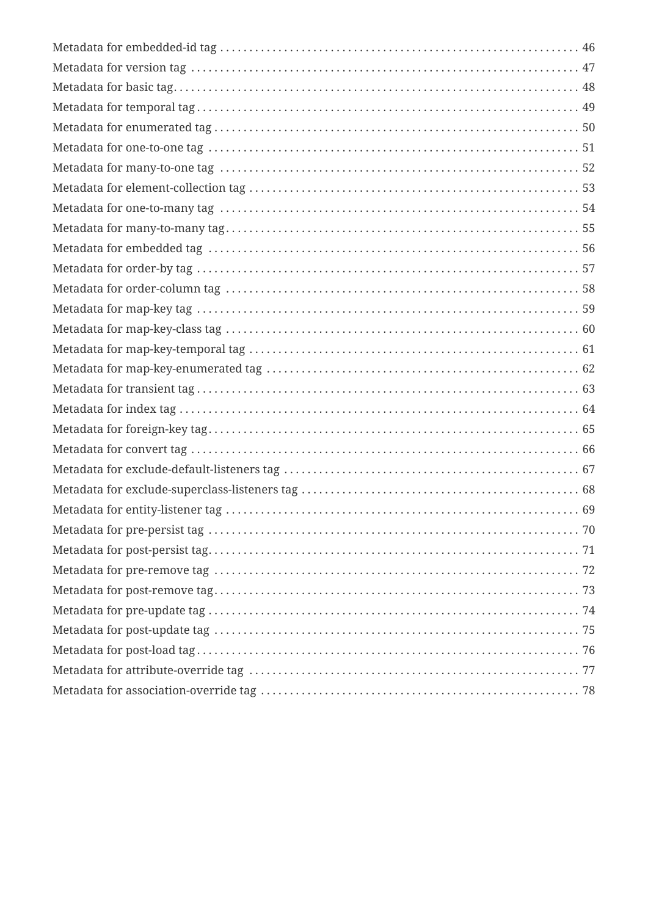Metadata for embedded-id tag . . . . . . . . . . . . . . . . . . . . . . . . . . . . . . . . . . . . . . . . . . . . . . . . . . . . . . . . . . . . . 46
Metadata for version tag . . . . . . . . . . . . . . . . . . . . . . . . . . . . . . . . . . . . . . . . . . . . . . . . . . . . . . . . . . . . . . . . 47
Metadata for basic tag. . . . . . . . . . . . . . . . . . . . . . . . . . . . . . . . . . . . . . . . . . . . . . . . . . . . . . . . . . . . . . . . . . . 48
Metadata for temporal tag . . . . . . . . . . . . . . . . . . . . . . . . . . . . . . . . . . . . . . . . . . . . . . . . . . . . . . . . . . . . . . . . 49
Metadata for enumerated tag . . . . . . . . . . . . . . . . . . . . . . . . . . . . . . . . . . . . . . . . . . . . . . . . . . . . . . . . . . . . . . 50
Metadata for one-to-one tag . . . . . . . . . . . . . . . . . . . . . . . . . . . . . . . . . . . . . . . . . . . . . . . . . . . . . . . . . . . . . . 51
Metadata for many-to-one tag . . . . . . . . . . . . . . . . . . . . . . . . . . . . . . . . . . . . . . . . . . . . . . . . . . . . . . . . . . . . 52
Metadata for element-collection tag . . . . . . . . . . . . . . . . . . . . . . . . . . . . . . . . . . . . . . . . . . . . . . . . . . . . . . 53
Metadata for one-to-many tag . . . . . . . . . . . . . . . . . . . . . . . . . . . . . . . . . . . . . . . . . . . . . . . . . . . . . . . . . . . . 54
Metadata for many-to-many tag. . . . . . . . . . . . . . . . . . . . . . . . . . . . . . . . . . . . . . . . . . . . . . . . . . . . . . . . . . . 55
Metadata for embedded tag . . . . . . . . . . . . . . . . . . . . . . . . . . . . . . . . . . . . . . . . . . . . . . . . . . . . . . . . . . . . . . 56
Metadata for order-by tag . . . . . . . . . . . . . . . . . . . . . . . . . . . . . . . . . . . . . . . . . . . . . . . . . . . . . . . . . . . . . . . . 57
Metadata for order-column tag . . . . . . . . . . . . . . . . . . . . . . . . . . . . . . . . . . . . . . . . . . . . . . . . . . . . . . . . . . . 58
Metadata for map-key tag . . . . . . . . . . . . . . . . . . . . . . . . . . . . . . . . . . . . . . . . . . . . . . . . . . . . . . . . . . . . . . . . 59
Metadata for map-key-class tag . . . . . . . . . . . . . . . . . . . . . . . . . . . . . . . . . . . . . . . . . . . . . . . . . . . . . . . . . . . 60
Metadata for map-key-temporal tag . . . . . . . . . . . . . . . . . . . . . . . . . . . . . . . . . . . . . . . . . . . . . . . . . . . . . . . 61
Metadata for map-key-enumerated tag . . . . . . . . . . . . . . . . . . . . . . . . . . . . . . . . . . . . . . . . . . . . . . . . . . . . 62
Metadata for transient tag . . . . . . . . . . . . . . . . . . . . . . . . . . . . . . . . . . . . . . . . . . . . . . . . . . . . . . . . . . . . . . . . 63
Metadata for index tag . . . . . . . . . . . . . . . . . . . . . . . . . . . . . . . . . . . . . . . . . . . . . . . . . . . . . . . . . . . . . . . . . . . 64
Metadata for foreign-key tag. . . . . . . . . . . . . . . . . . . . . . . . . . . . . . . . . . . . . . . . . . . . . . . . . . . . . . . . . . . . . . 65
Metadata for convert tag . . . . . . . . . . . . . . . . . . . . . . . . . . . . . . . . . . . . . . . . . . . . . . . . . . . . . . . . . . . . . . . . . 66
Metadata for exclude-default-listeners tag . . . . . . . . . . . . . . . . . . . . . . . . . . . . . . . . . . . . . . . . . . . . . . . . . 67
Metadata for exclude-superclass-listeners tag . . . . . . . . . . . . . . . . . . . . . . . . . . . . . . . . . . . . . . . . . . . . . . 68
Metadata for entity-listener tag . . . . . . . . . . . . . . . . . . . . . . . . . . . . . . . . . . . . . . . . . . . . . . . . . . . . . . . . . . . 69
Metadata for pre-persist tag . . . . . . . . . . . . . . . . . . . . . . . . . . . . . . . . . . . . . . . . . . . . . . . . . . . . . . . . . . . . . . 70
Metadata for post-persist tag. . . . . . . . . . . . . . . . . . . . . . . . . . . . . . . . . . . . . . . . . . . . . . . . . . . . . . . . . . . . . . 71
Metadata for pre-remove tag . . . . . . . . . . . . . . . . . . . . . . . . . . . . . . . . . . . . . . . . . . . . . . . . . . . . . . . . . . . . . 72
Metadata for post-remove tag. . . . . . . . . . . . . . . . . . . . . . . . . . . . . . . . . . . . . . . . . . . . . . . . . . . . . . . . . . . . . 73
Metadata for pre-update tag . . . . . . . . . . . . . . . . . . . . . . . . . . . . . . . . . . . . . . . . . . . . . . . . . . . . . . . . . . . . . . 74
Metadata for post-update tag . . . . . . . . . . . . . . . . . . . . . . . . . . . . . . . . . . . . . . . . . . . . . . . . . . . . . . . . . . . . . 75
Metadata for post-load tag . . . . . . . . . . . . . . . . . . . . . . . . . . . . . . . . . . . . . . . . . . . . . . . . . . . . . . . . . . . . . . . . 76
Metadata for attribute-override tag . . . . . . . . . . . . . . . . . . . . . . . . . . . . . . . . . . . . . . . . . . . . . . . . . . . . . . . . 77
Metadata for association-override tag . . . . . . . . . . . . . . . . . . . . . . . . . . . . . . . . . . . . . . . . . . . . . . . . . . . . . 78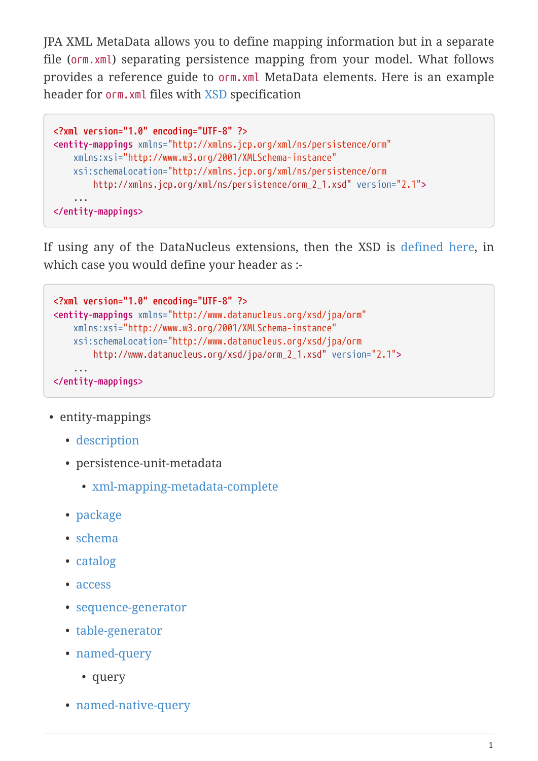JPA XML MetaData allows you to define mapping information but in a separate file (`orm.xml`) separating persistence mapping from your model. What follows provides a reference guide to `orm.xml` MetaData elements. Here is an example header for `orm.xml` files with XSD specification

```
<?xml version="1.0" encoding="UTF-8" ?>
<entity-mappings xmlns="http://xmlns.jcp.org/xml/ns/persistence/orm"
    xmlns:xsi="http://www.w3.org/2001/XMLSchema-instance"
    xsi:schemaLocation="http://xmlns.jcp.org/xml/ns/persistence/orm
        http://xmlns.jcp.org/xml/ns/persistence/orm_2_1.xsd" version="2.1">
    ...
</entity-mappings>
```

If using any of the DataNucleus extensions, then the XSD is defined here, in which case you would define your header as :-

```
<?xml version="1.0" encoding="UTF-8" ?>
<entity-mappings xmlns="http://www.datanucleus.org/xsd/jpa/orm"
    xmlns:xsi="http://www.w3.org/2001/XMLSchema-instance"
    xsi:schemaLocation="http://www.datanucleus.org/xsd/jpa/orm
        http://www.datanucleus.org/xsd/jpa/orm_2_1.xsd" version="2.1">
    ...
</entity-mappings>
```

- entity-mappings
  - description
  - persistence-unit-metadata
    - xml-mapping-metadata-complete
  - package
  - schema
  - catalog
  - access
  - sequence-generator
  - table-generator
  - named-query
    - query
  - named-native-query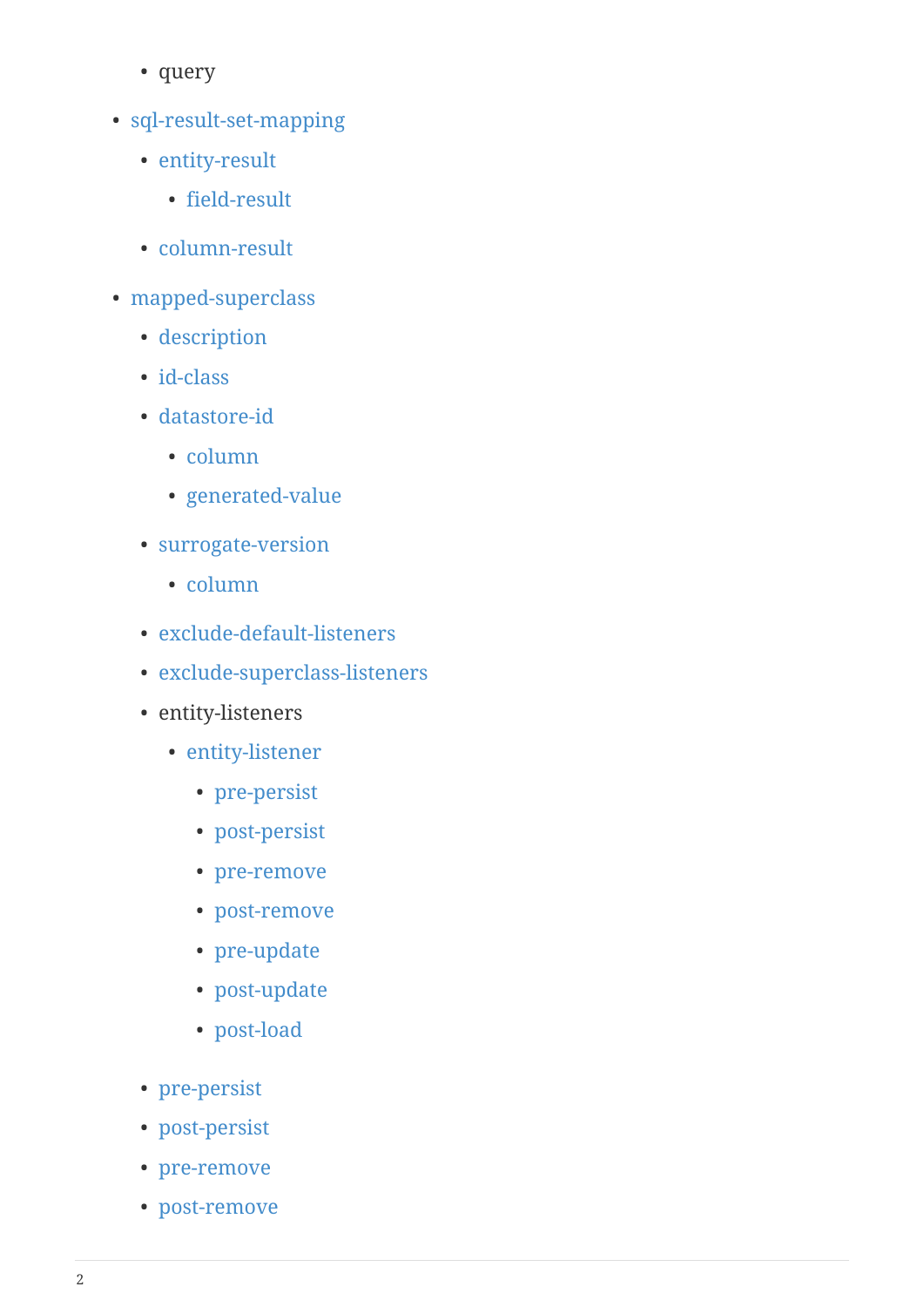- query
- sql-result-set-mapping
    - entity-result
        - field-result
    - column-result
- mapped-superclass
    - description
    - id-class
    - datastore-id
        - column
        - generated-value
    - surrogate-version
        - column
    - exclude-default-listeners
    - exclude-superclass-listeners
    - entity-listeners
        - entity-listener
            - pre-persist
            - post-persist
            - pre-remove
            - post-remove
            - pre-update
            - post-update
            - post-load
    - pre-persist
    - post-persist
    - pre-remove
    - post-remove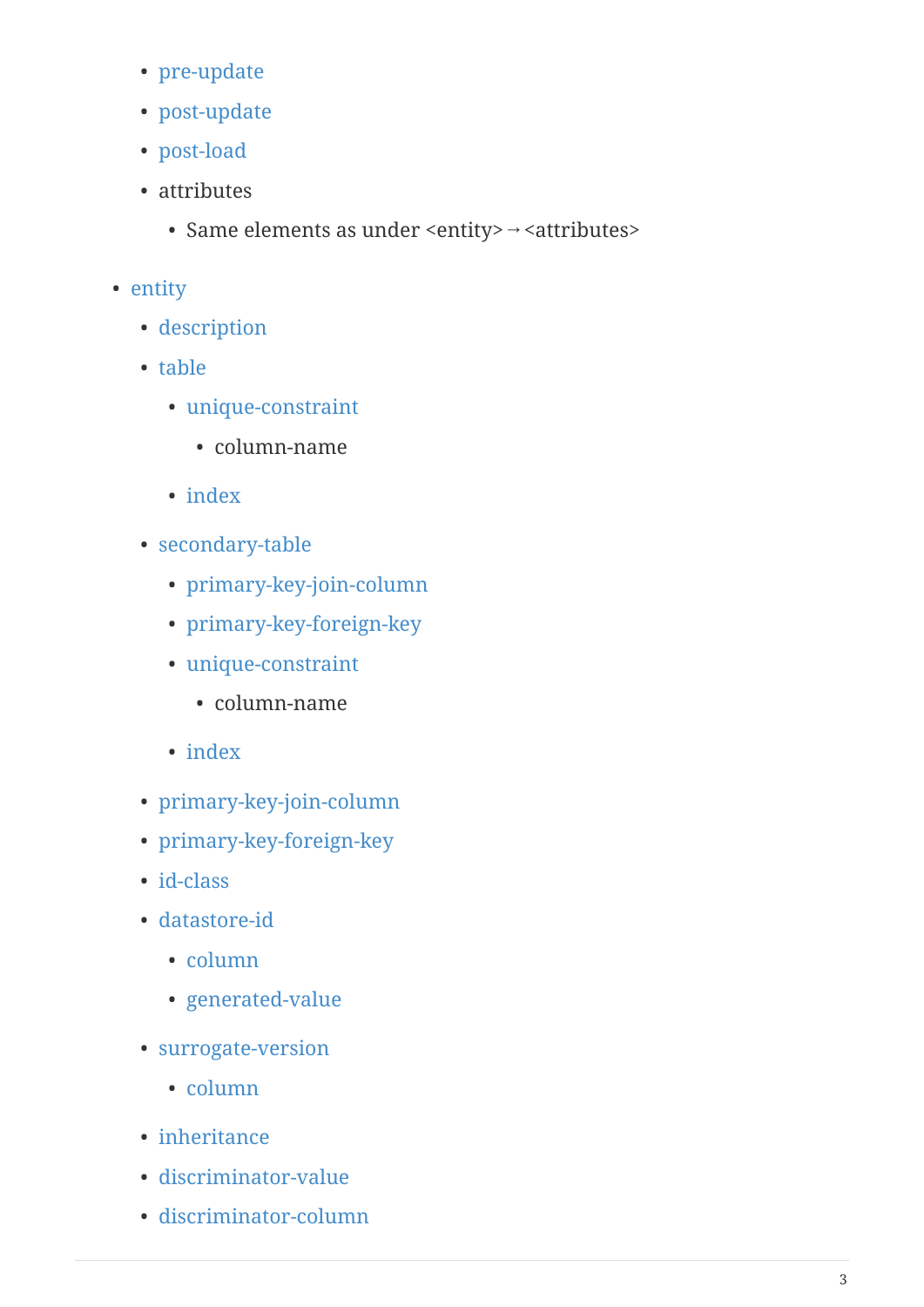- pre-update
  - post-update
  - post-load
  - attributes
    - Same elements as under <entity> → <attributes>

- entity
  - description
  - table
    - unique-constraint
      - column-name
    - index
  - secondary-table
    - primary-key-join-column
    - primary-key-foreign-key
    - unique-constraint
      - column-name
    - index
  - primary-key-join-column
  - primary-key-foreign-key
  - id-class
  - datastore-id
    - column
    - generated-value
  - surrogate-version
    - column
  - inheritance
  - discriminator-value
  - discriminator-column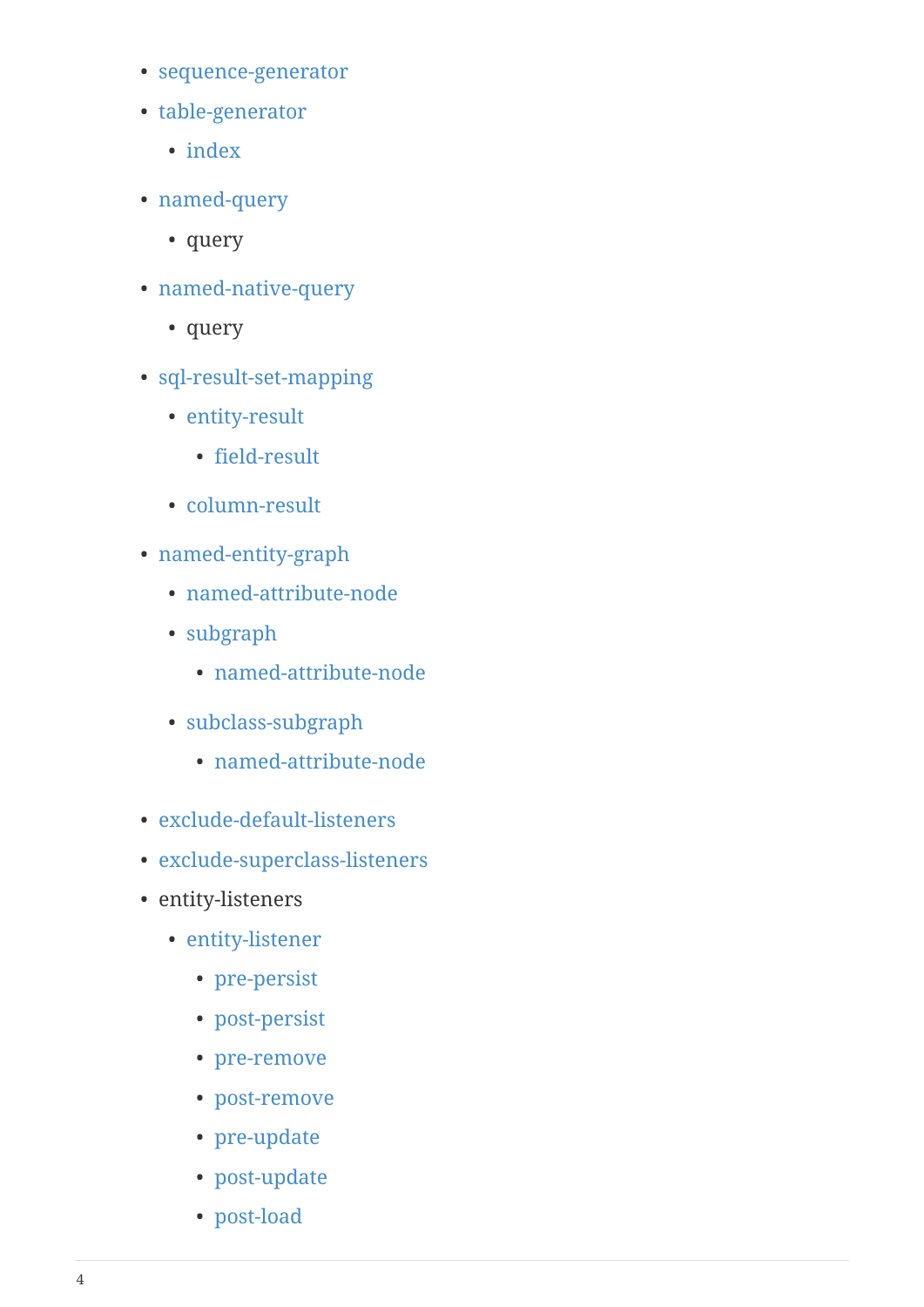- sequence-generator
- table-generator
  - index
- named-query
  - query
- named-native-query
  - query
- sql-result-set-mapping
  - entity-result
    - field-result
  - column-result
- named-entity-graph
  - named-attribute-node
  - subgraph
    - named-attribute-node
  - subclass-subgraph
    - named-attribute-node
- exclude-default-listeners
- exclude-superclass-listeners
- entity-listeners
  - entity-listener
    - pre-persist
    - post-persist
    - pre-remove
    - post-remove
    - pre-update
    - post-update
    - post-load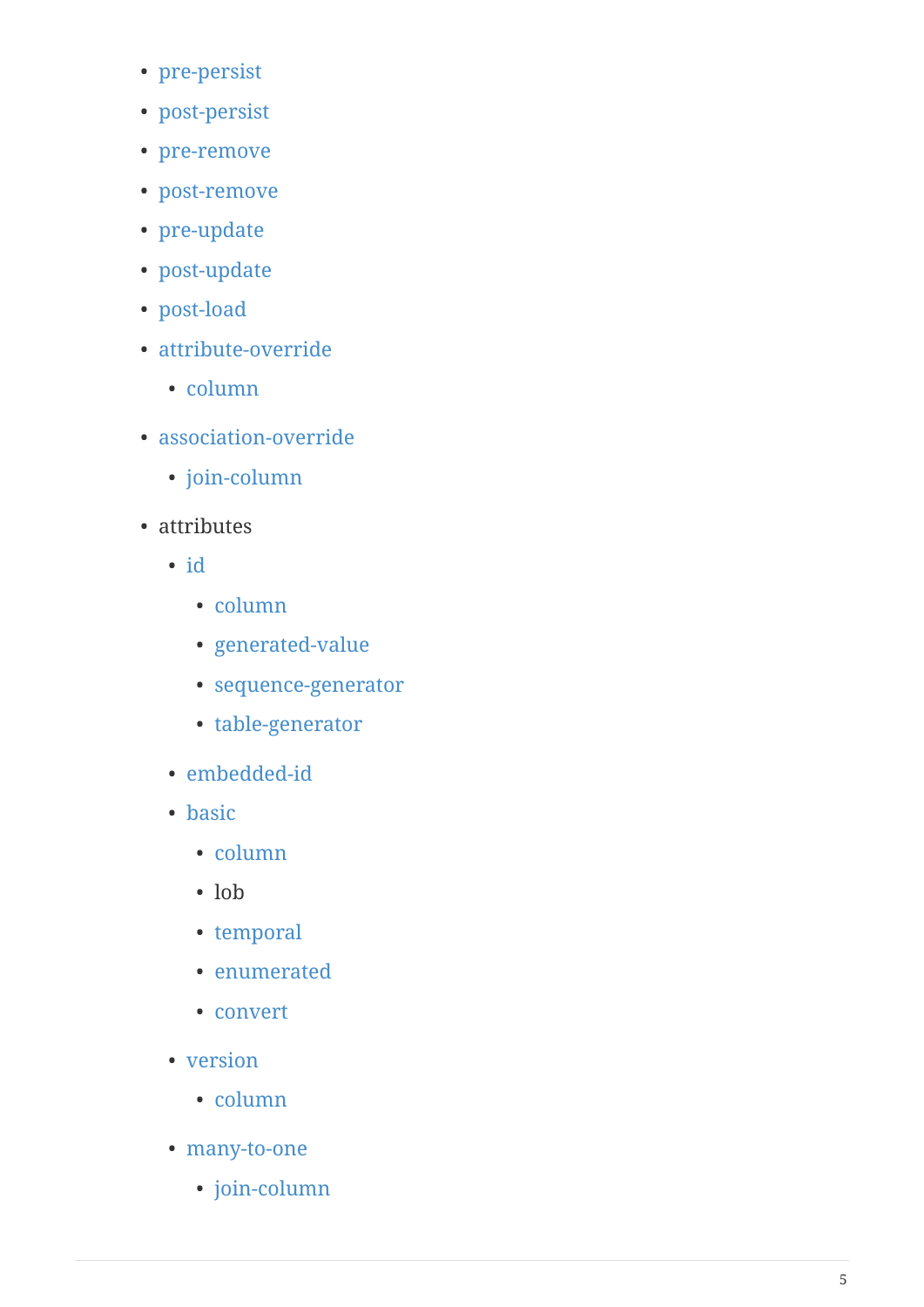- pre-persist
- post-persist
- pre-remove
- post-remove
- pre-update
- post-update
- post-load
- attribute-override
  - column
- association-override
  - join-column
- attributes
  - id
    - column
    - generated-value
    - sequence-generator
    - table-generator
  - embedded-id
  - basic
    - column
    - lob
    - temporal
    - enumerated
    - convert
  - version
    - column
  - many-to-one
    - join-column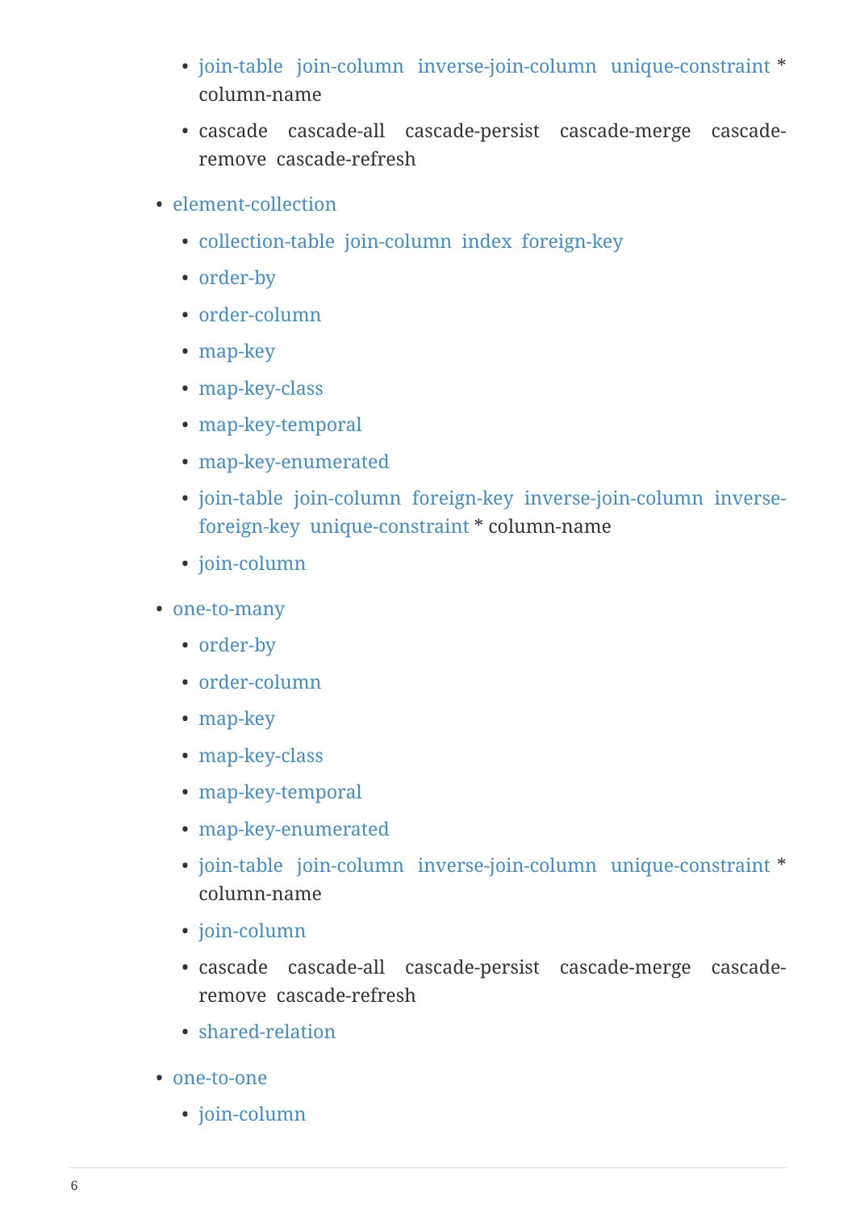- join-table join-column inverse-join-column unique-constraint * column-name
  - cascade cascade-all cascade-persist cascade-merge cascade-remove cascade-refresh
- element-collection
  - collection-table join-column index foreign-key
  - order-by
  - order-column
  - map-key
  - map-key-class
  - map-key-temporal
  - map-key-enumerated
  - join-table join-column foreign-key inverse-join-column inverse-foreign-key unique-constraint * column-name
  - join-column
- one-to-many
  - order-by
  - order-column
  - map-key
  - map-key-class
  - map-key-temporal
  - map-key-enumerated
  - join-table join-column inverse-join-column unique-constraint * column-name
  - join-column
  - cascade cascade-all cascade-persist cascade-merge cascade-remove cascade-refresh
  - shared-relation
- one-to-one
  - join-column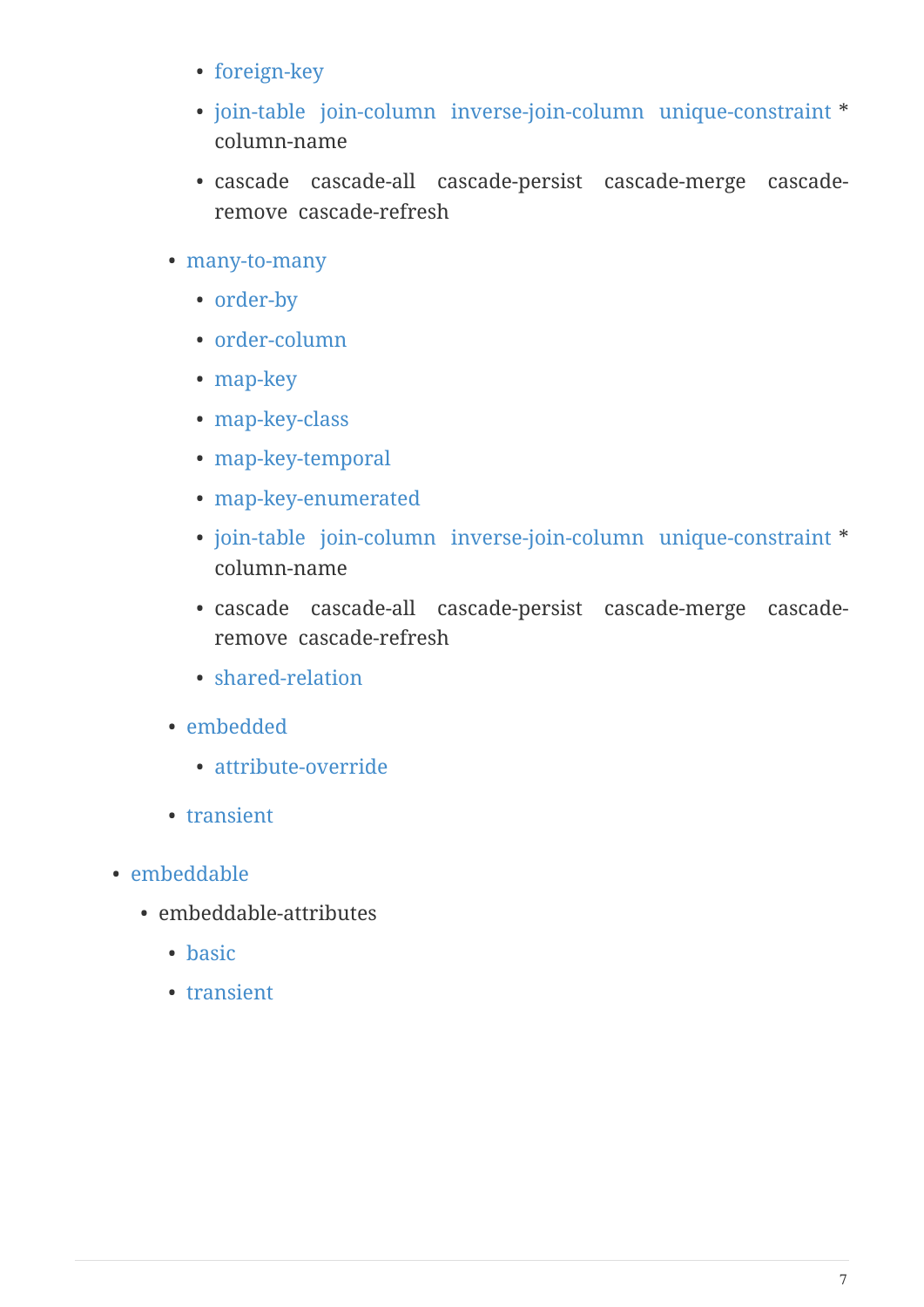- foreign-key
            - join-table join-column inverse-join-column unique-constraint * column-name
            - cascade cascade-all cascade-persist cascade-merge cascade-remove cascade-refresh
        - many-to-many
            - order-by
            - order-column
            - map-key
            - map-key-class
            - map-key-temporal
            - map-key-enumerated
            - join-table join-column inverse-join-column unique-constraint * column-name
            - cascade cascade-all cascade-persist cascade-merge cascade-remove cascade-refresh
            - shared-relation
        - embedded
            - attribute-override
        - transient
- embeddable
    - embeddable-attributes
        - basic
        - transient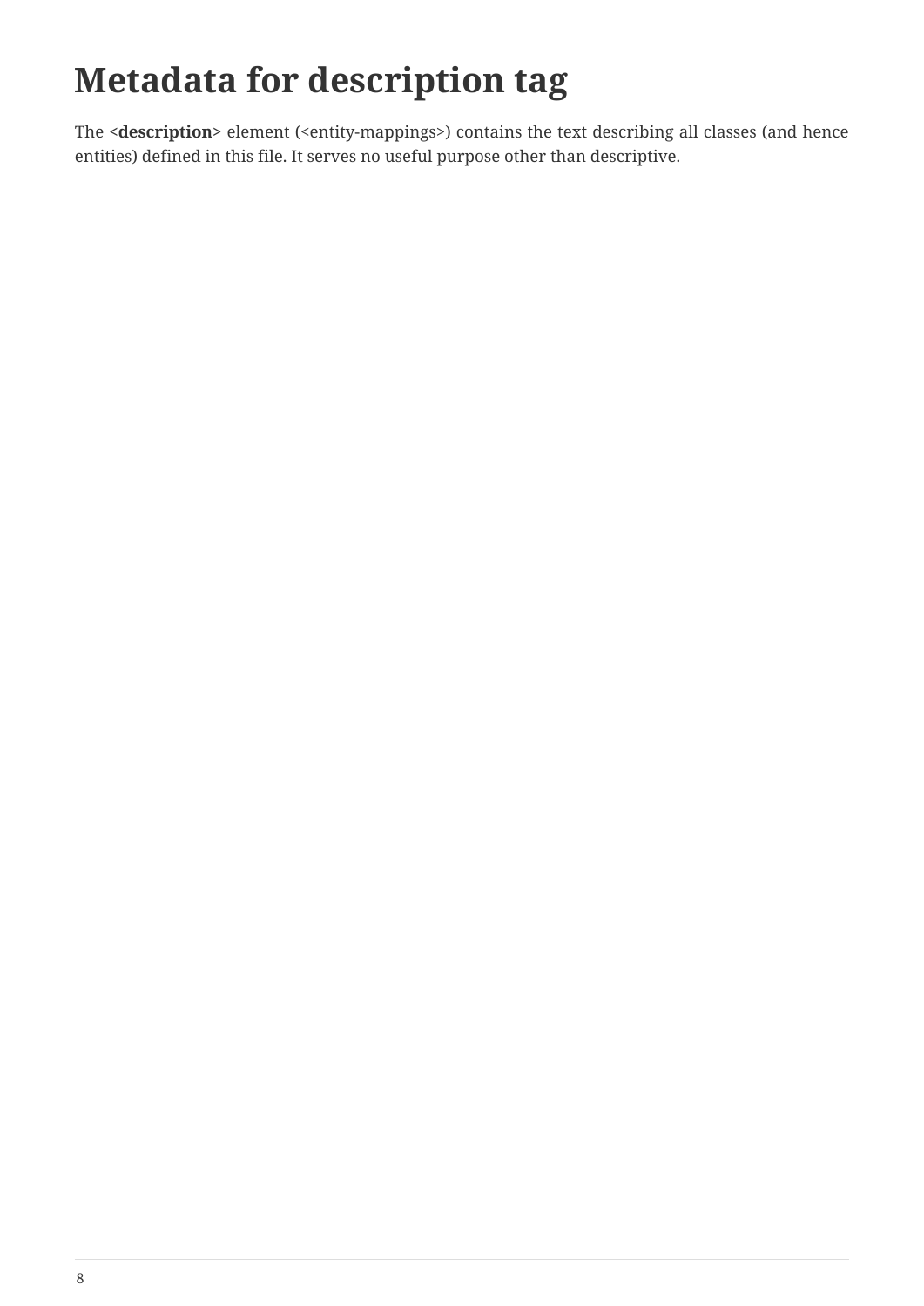# Metadata for description tag

The **<description>** element (<entity-mappings>) contains the text describing all classes (and hence entities) defined in this file. It serves no useful purpose other than descriptive.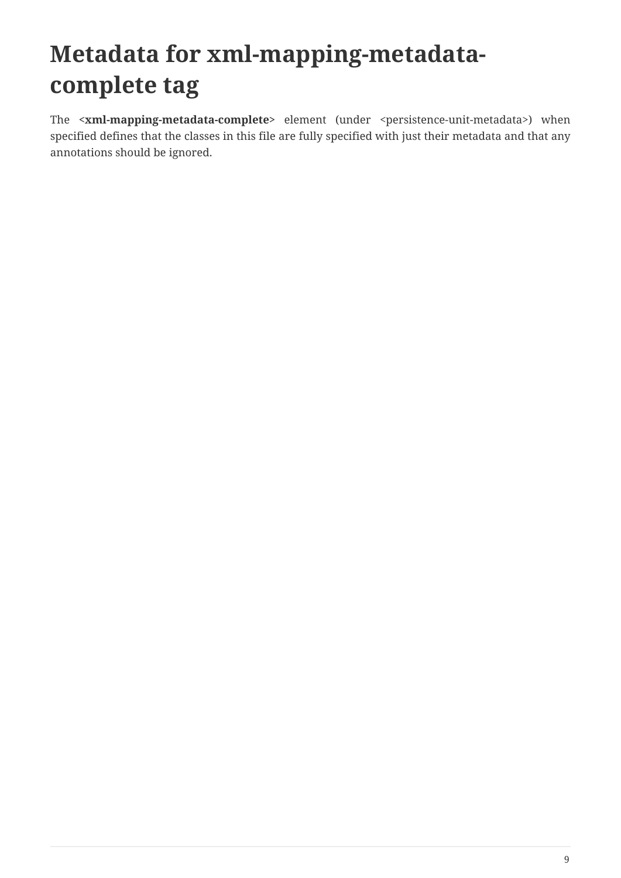# Metadata for xml-mapping-metadata-complete tag

The <**xml-mapping-metadata-complete**> element (under <persistence-unit-metadata>) when specified defines that the classes in this file are fully specified with just their metadata and that any annotations should be ignored.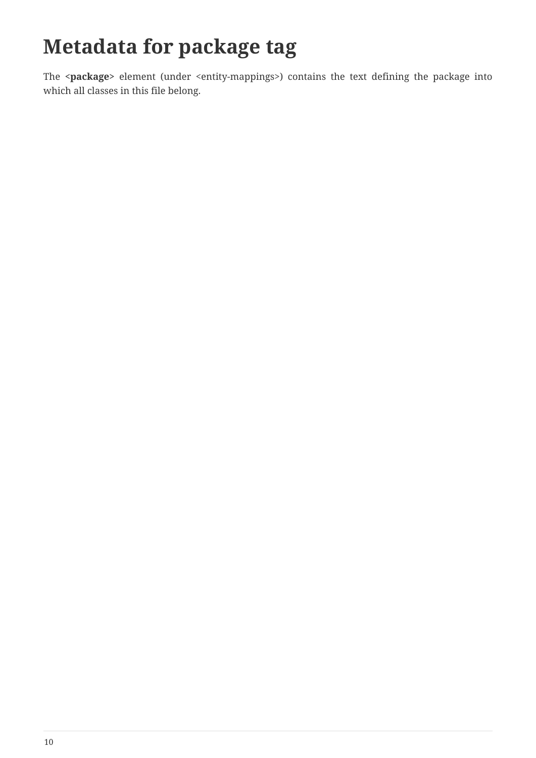# Metadata for package tag

The **<package>** element (under <entity-mappings>) contains the text defining the package into which all classes in this file belong.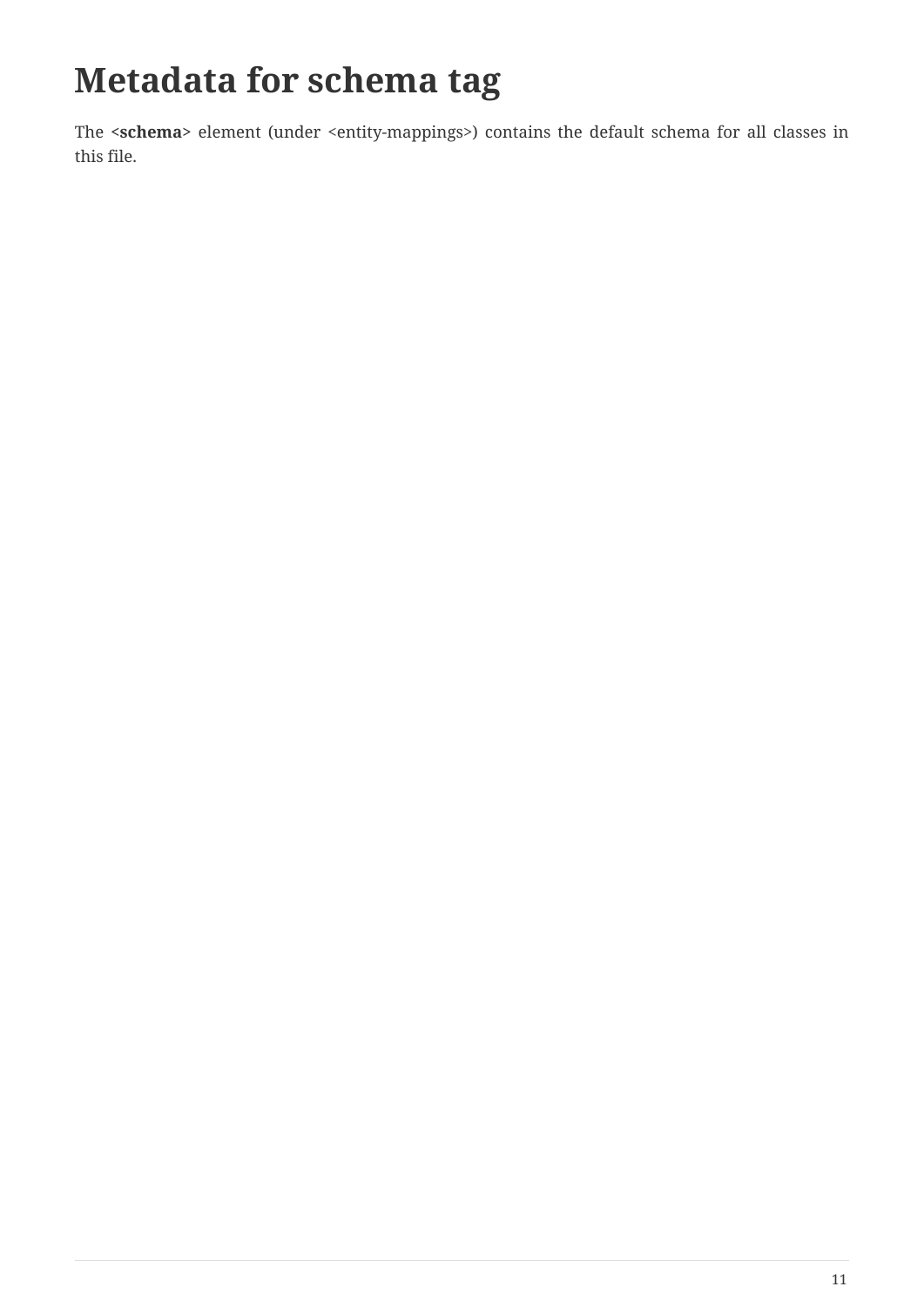# Metadata for schema tag

The **<schema>** element (under <entity-mappings>) contains the default schema for all classes in this file.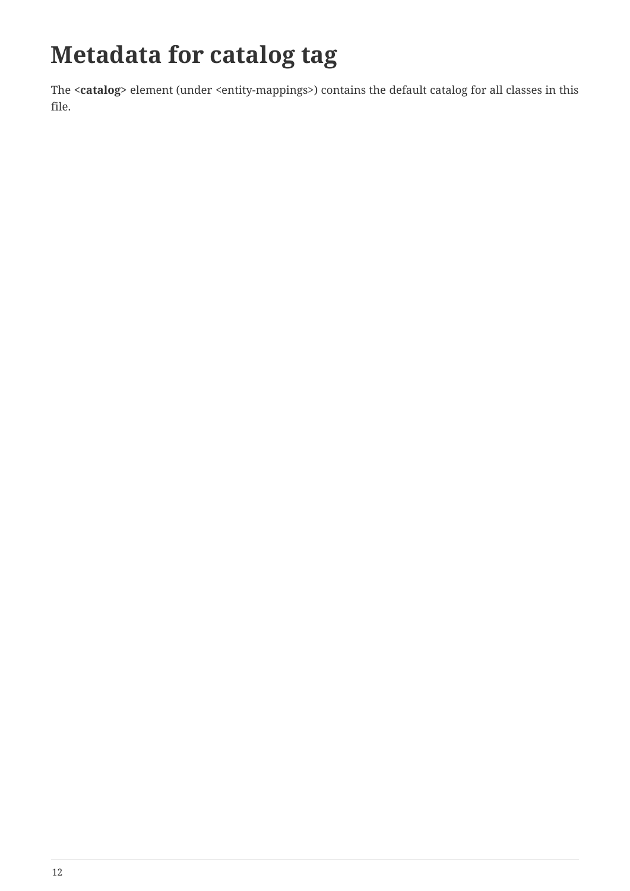# Metadata for catalog tag

The **<catalog>** element (under <entity-mappings>) contains the default catalog for all classes in this file.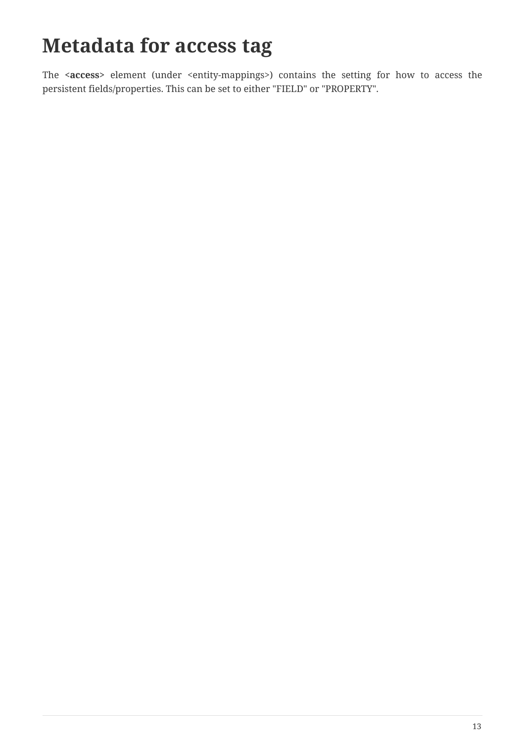# Metadata for access tag

The **<access>** element (under <entity-mappings>) contains the setting for how to access the persistent fields/properties. This can be set to either "FIELD" or "PROPERTY".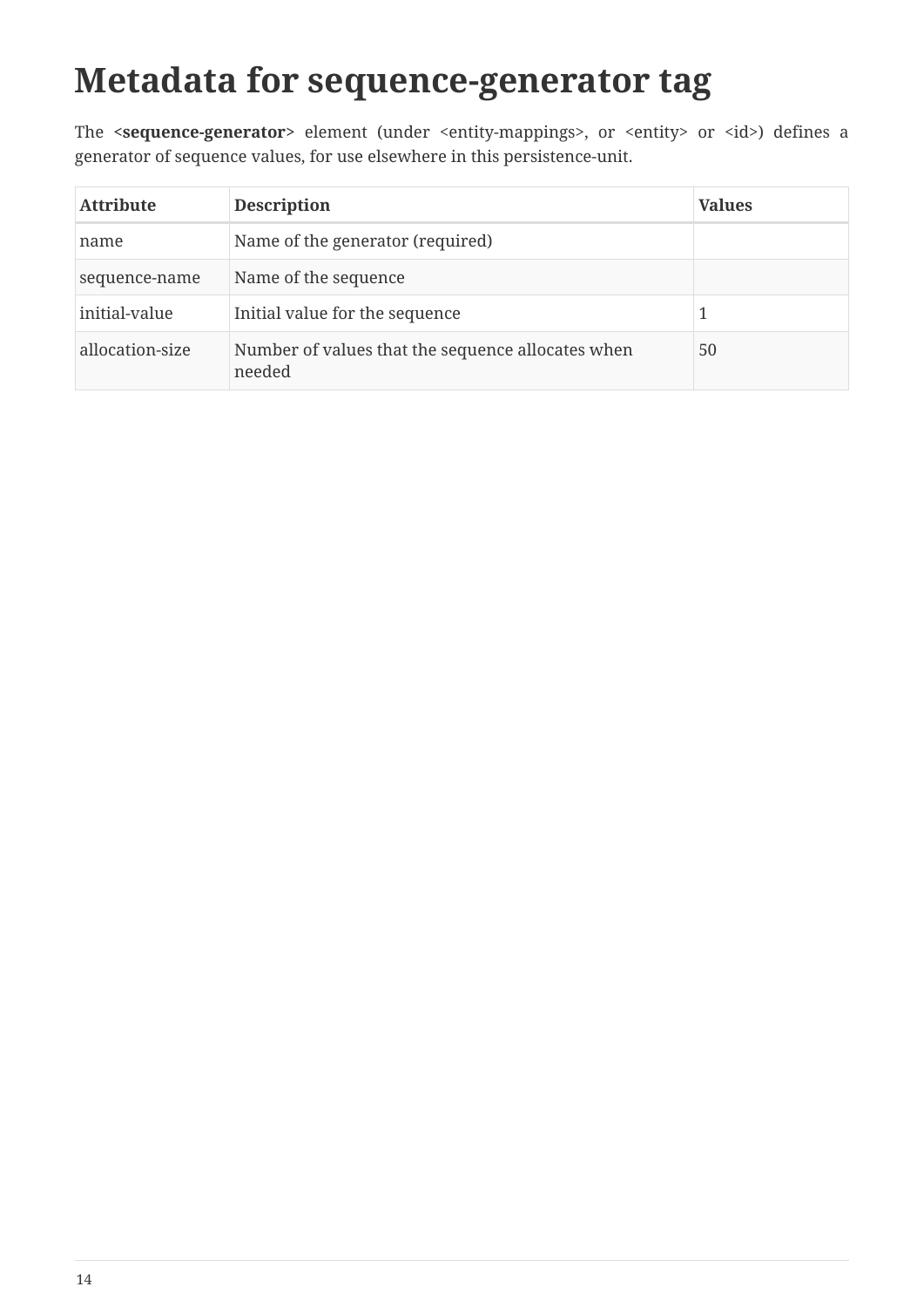# Metadata for sequence-generator tag

The **<sequence-generator>** element (under <entity-mappings>, or <entity> or <id>) defines a generator of sequence values, for use elsewhere in this persistence-unit.

| Attribute | Description | Values |
| --- | --- | --- |
| name | Name of the generator (required) | |
| sequence-name | Name of the sequence | |
| initial-value | Initial value for the sequence | 1 |
| allocation-size | Number of values that the sequence allocates when needed | 50 |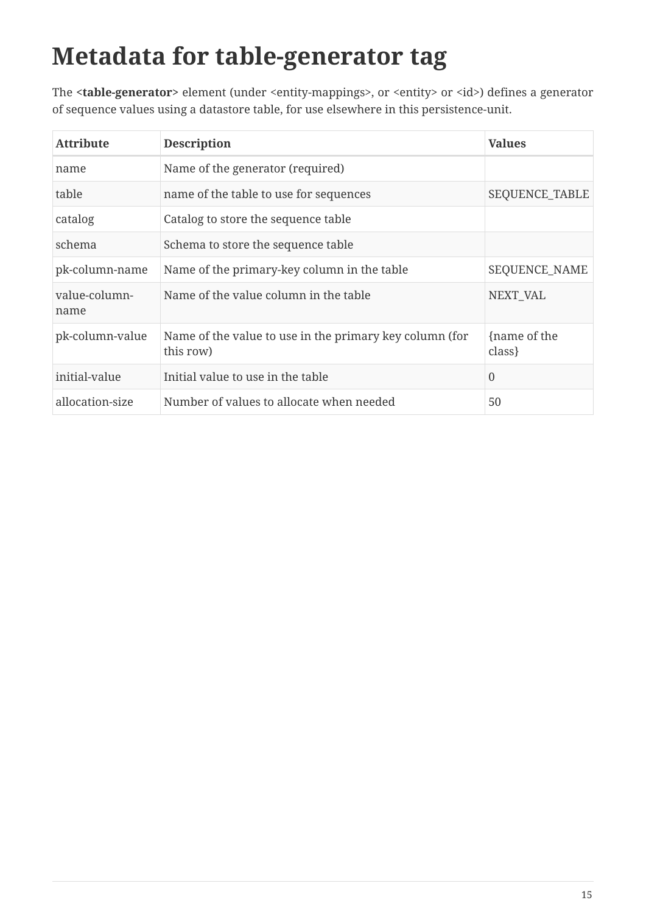# Metadata for table-generator tag

The **<table-generator>** element (under <entity-mappings>, or <entity> or <id>) defines a generator of sequence values using a datastore table, for use elsewhere in this persistence-unit.

| Attribute | Description | Values |
|---|---|---|
| name | Name of the generator (required) | |
| table | name of the table to use for sequences | SEQUENCE_TABLE |
| catalog | Catalog to store the sequence table | |
| schema | Schema to store the sequence table | |
| pk-column-name | Name of the primary-key column in the table | SEQUENCE_NAME |
| value-column-name | Name of the value column in the table | NEXT_VAL |
| pk-column-value | Name of the value to use in the primary key column (for this row) | {name of the class} |
| initial-value | Initial value to use in the table | 0 |
| allocation-size | Number of values to allocate when needed | 50 |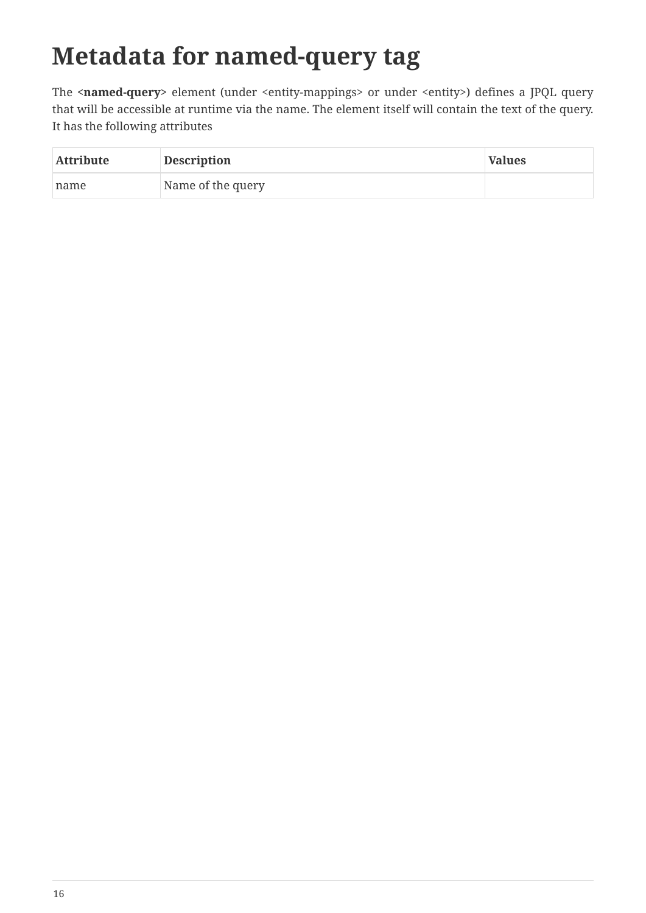# Metadata for named-query tag

The **<named-query>** element (under <entity-mappings> or under <entity>) defines a JPQL query that will be accessible at runtime via the name. The element itself will contain the text of the query. It has the following attributes

| Attribute | Description | Values |
| --- | --- | --- |
| name | Name of the query | |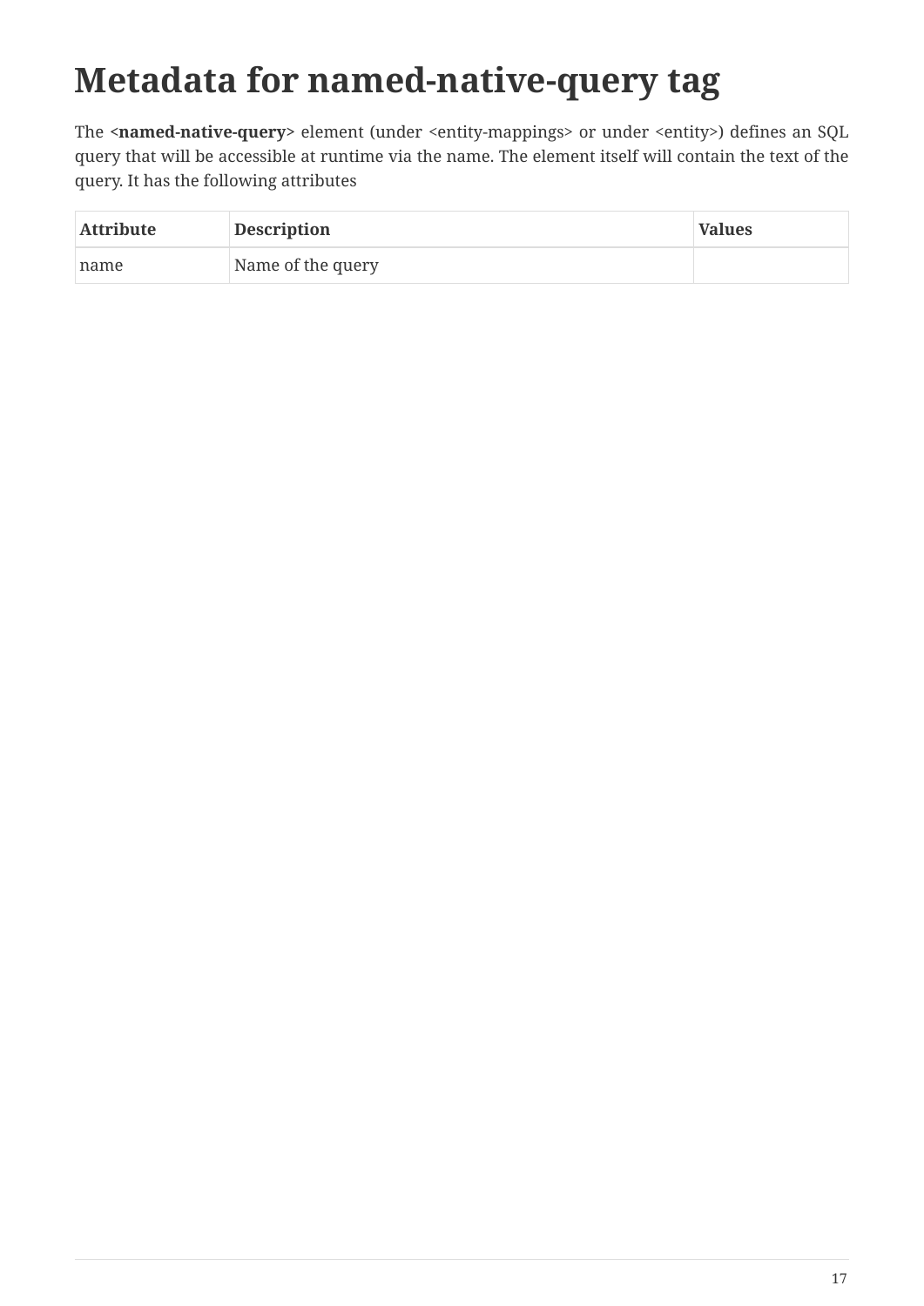# Metadata for named-native-query tag

The **<named-native-query>** element (under <entity-mappings> or under <entity>) defines an SQL query that will be accessible at runtime via the name. The element itself will contain the text of the query. It has the following attributes

| Attribute | Description | Values |
| --- | --- | --- |
| name | Name of the query | |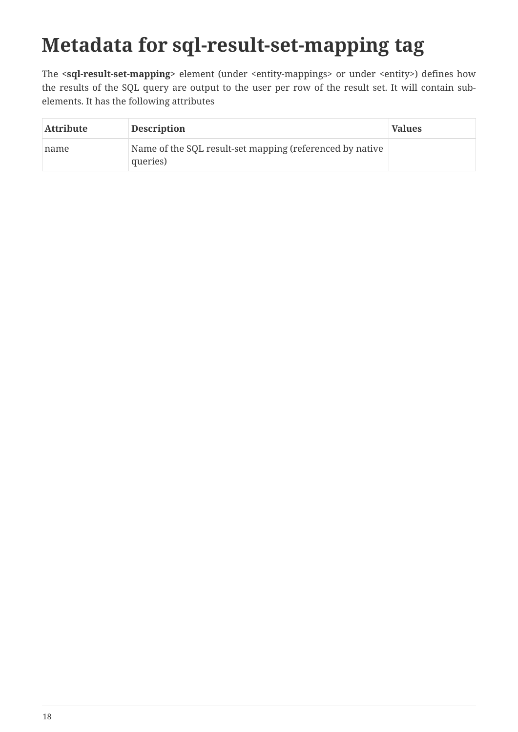# Metadata for sql-result-set-mapping tag

The **<sql-result-set-mapping>** element (under <entity-mappings> or under <entity>) defines how the results of the SQL query are output to the user per row of the result set. It will contain sub-elements. It has the following attributes

| Attribute | Description | Values |
| --- | --- | --- |
| name | Name of the SQL result-set mapping (referenced by native queries) | |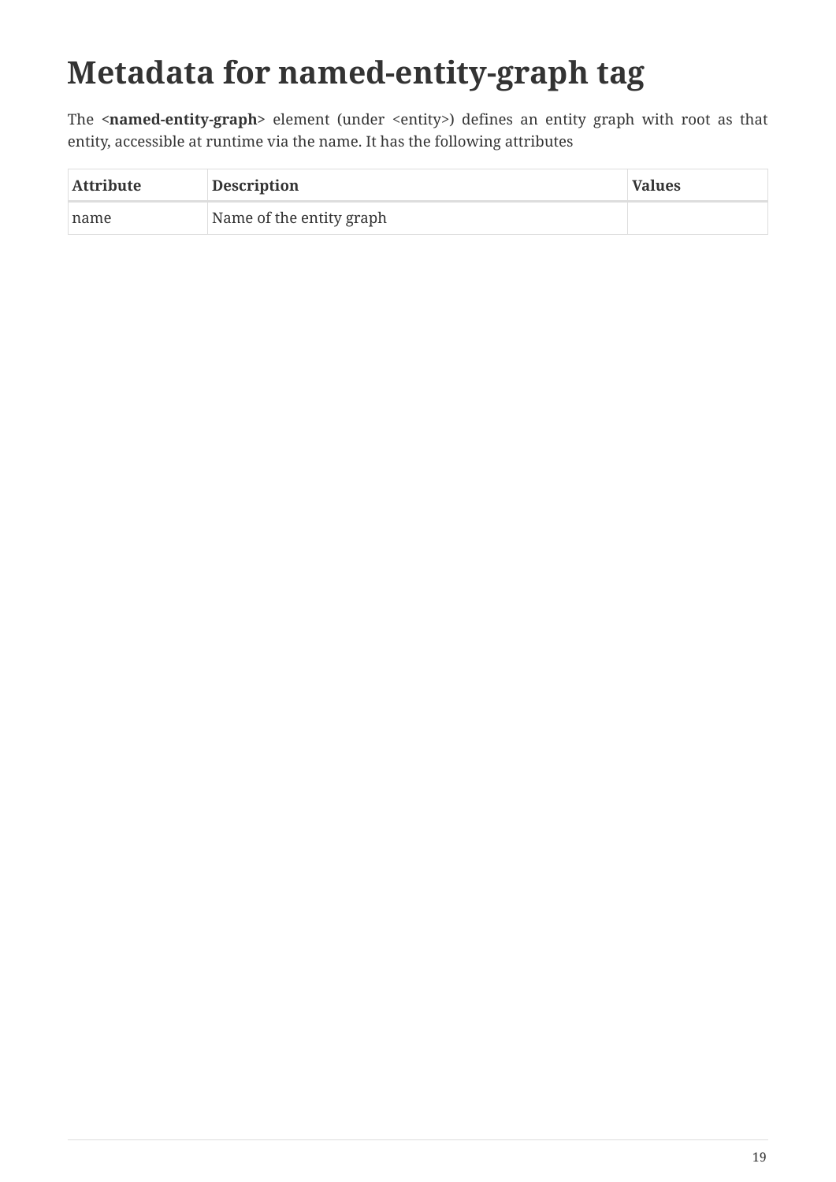# Metadata for named-entity-graph tag

The **<named-entity-graph>** element (under <entity>) defines an entity graph with root as that entity, accessible at runtime via the name. It has the following attributes

| Attribute | Description | Values |
| --- | --- | --- |
| name | Name of the entity graph | |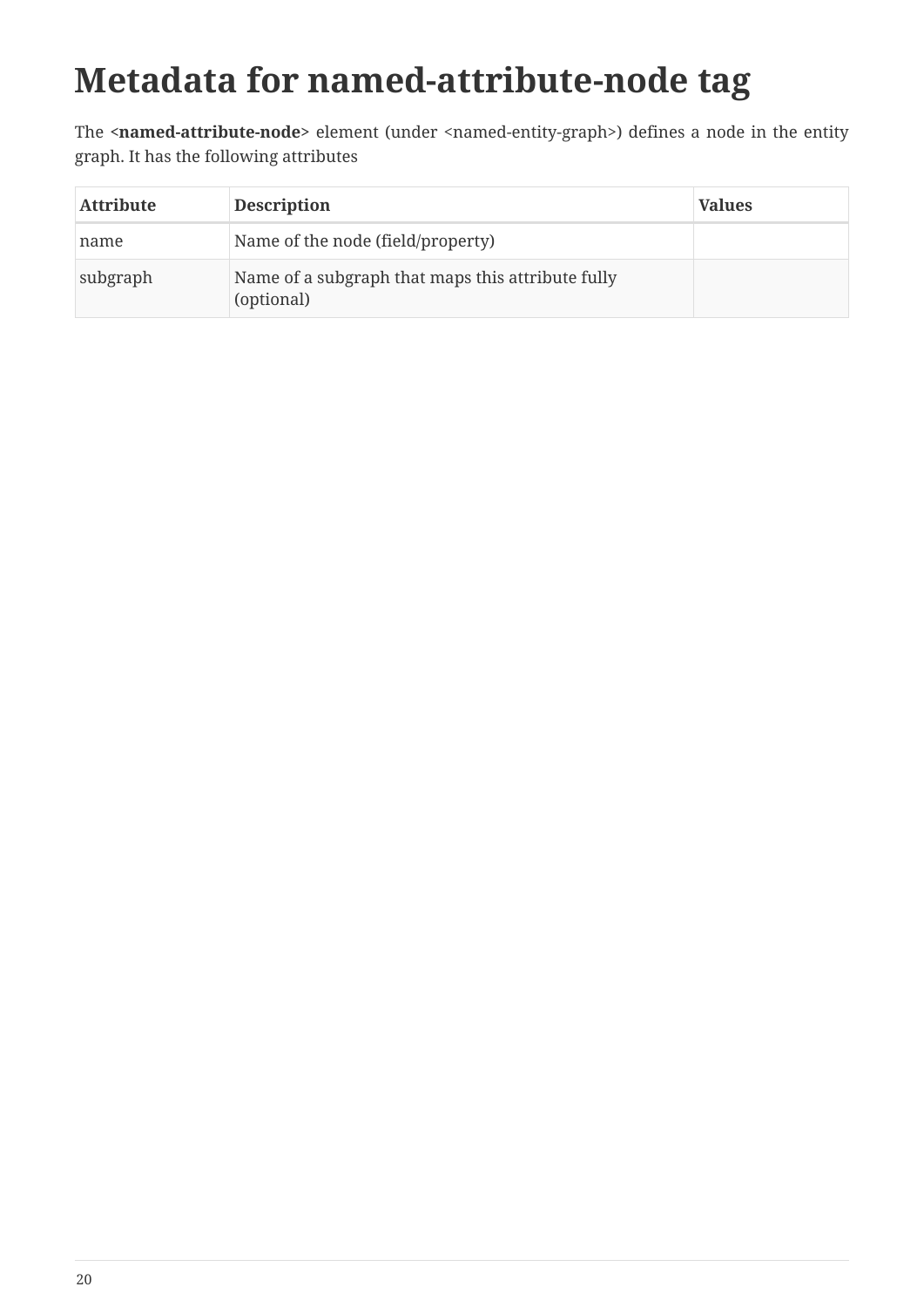# Metadata for named-attribute-node tag

The **<named-attribute-node>** element (under <named-entity-graph>) defines a node in the entity graph. It has the following attributes

| Attribute | Description | Values |
| --- | --- | --- |
| name | Name of the node (field/property) | |
| subgraph | Name of a subgraph that maps this attribute fully (optional) | |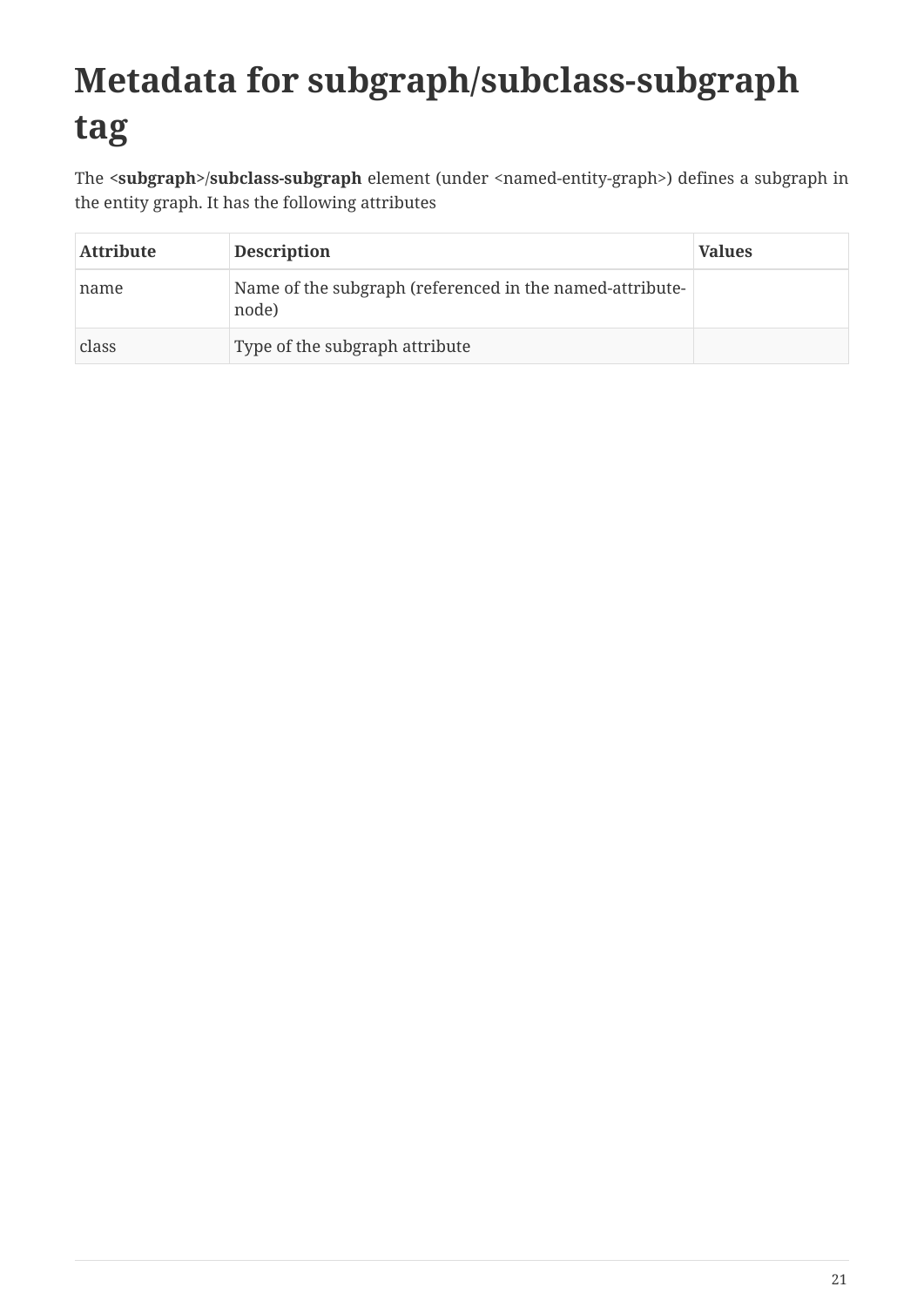# Metadata for subgraph/subclass-subgraph tag

The <**subgraph**>/**subclass-subgraph** element (under <named-entity-graph>) defines a subgraph in the entity graph. It has the following attributes

| Attribute | Description | Values |
| --- | --- | --- |
| name | Name of the subgraph (referenced in the named-attribute-node) | |
| class | Type of the subgraph attribute | |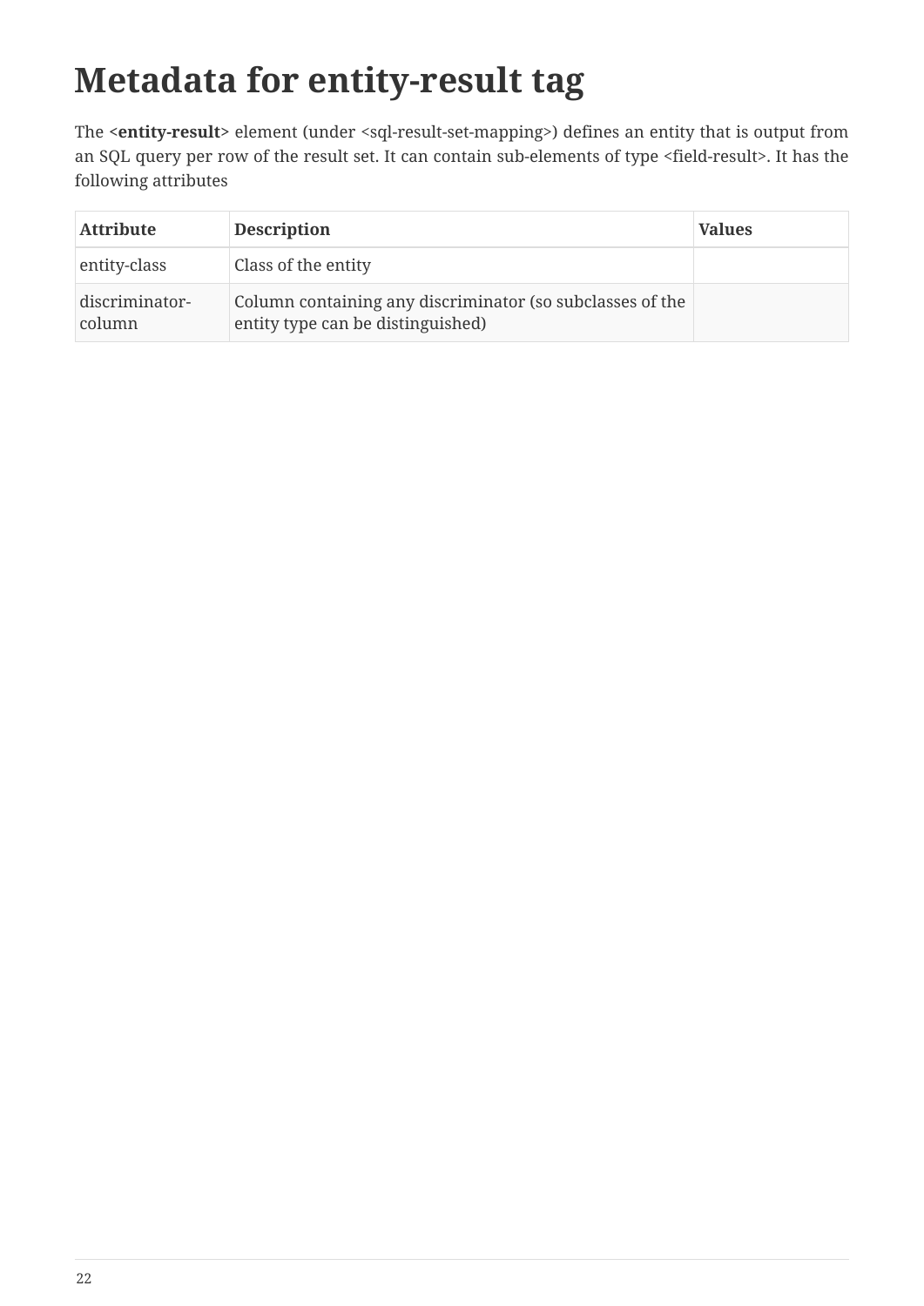# Metadata for entity-result tag

The **<entity-result>** element (under <sql-result-set-mapping>) defines an entity that is output from an SQL query per row of the result set. It can contain sub-elements of type <field-result>. It has the following attributes

| Attribute | Description | Values |
| --- | --- | --- |
| entity-class | Class of the entity | |
| discriminator-column | Column containing any discriminator (so subclasses of the entity type can be distinguished) | |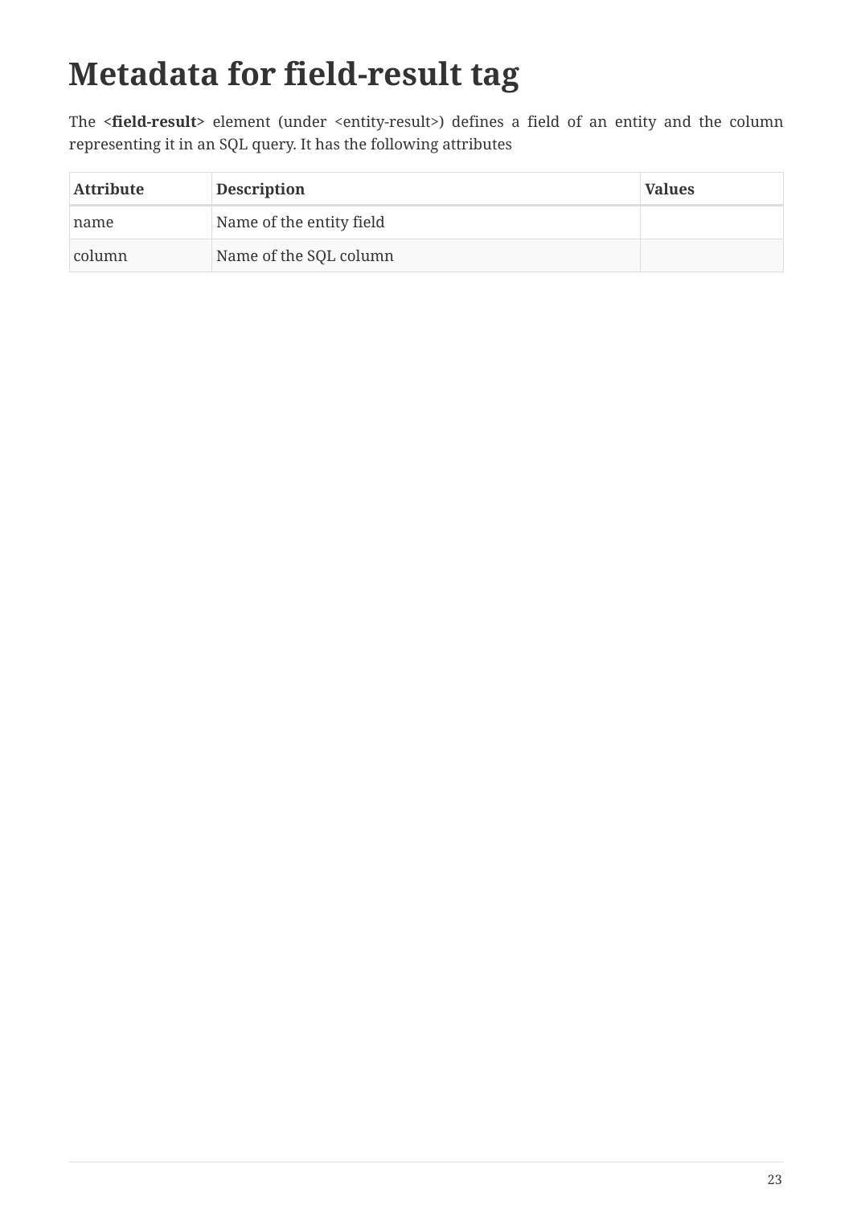# Metadata for field-result tag

The **<field-result>** element (under <entity-result>) defines a field of an entity and the column representing it in an SQL query. It has the following attributes

| Attribute | Description | Values |
| --- | --- | --- |
| name | Name of the entity field | |
| column | Name of the SQL column | |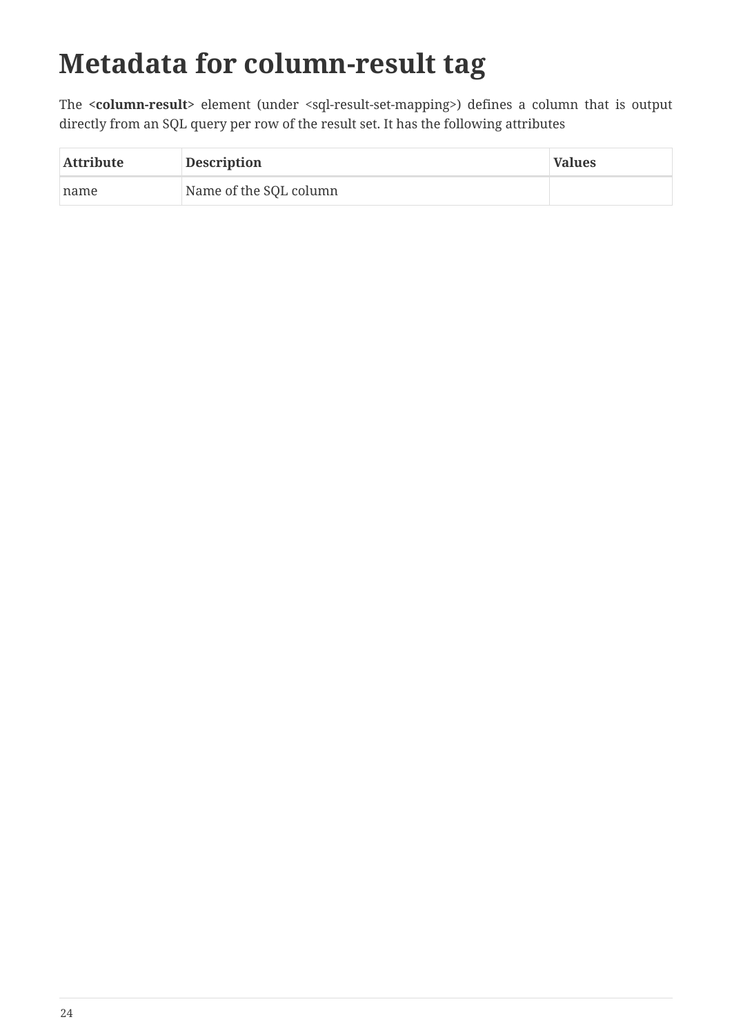# Metadata for column-result tag

The **<column-result>** element (under <sql-result-set-mapping>) defines a column that is output directly from an SQL query per row of the result set. It has the following attributes

| Attribute | Description | Values |
| --- | --- | --- |
| name | Name of the SQL column | |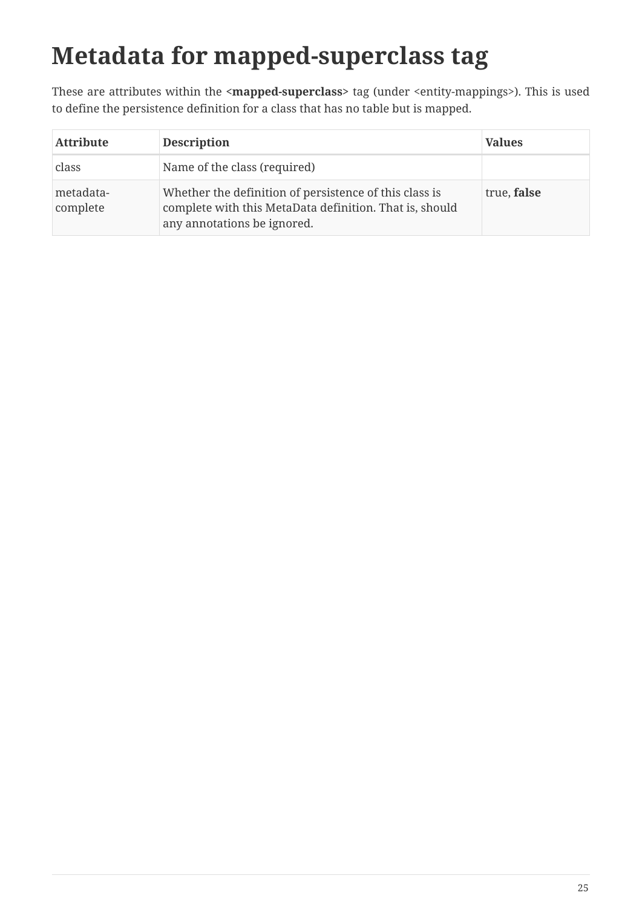# Metadata for mapped-superclass tag

These are attributes within the **<mapped-superclass>** tag (under <entity-mappings>). This is used to define the persistence definition for a class that has no table but is mapped.

| Attribute | Description | Values |
| --- | --- | --- |
| class | Name of the class (required) | |
| metadata-complete | Whether the definition of persistence of this class is complete with this MetaData definition. That is, should any annotations be ignored. | true, **false** |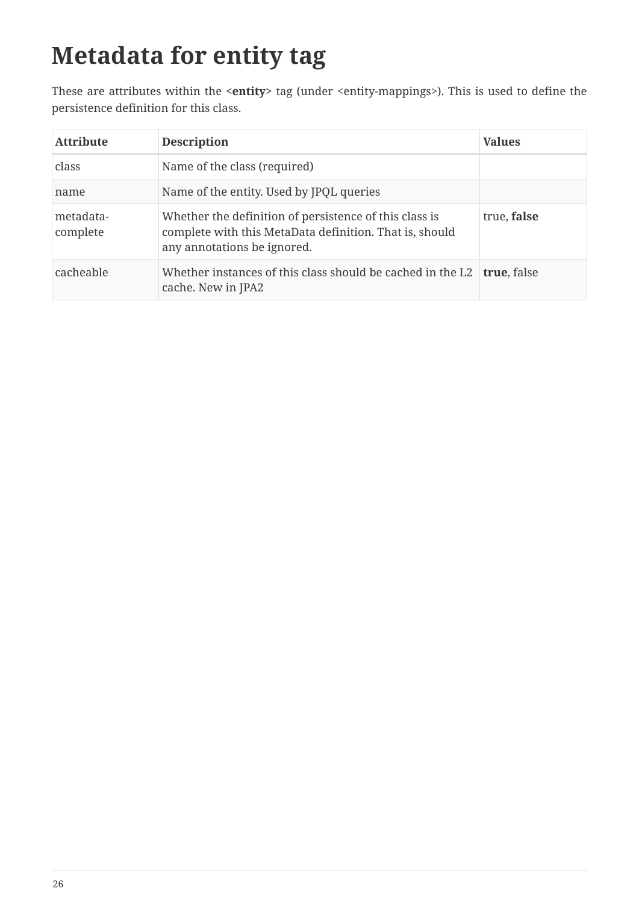# Metadata for entity tag

These are attributes within the **<entity>** tag (under <entity-mappings>). This is used to define the persistence definition for this class.

| Attribute | Description | Values |
| --- | --- | --- |
| class | Name of the class (required) | |
| name | Name of the entity. Used by JPQL queries | |
| metadata-complete | Whether the definition of persistence of this class is complete with this MetaData definition. That is, should any annotations be ignored. | true, **false** |
| cacheable | Whether instances of this class should be cached in the L2 cache. New in JPA2 | **true**, false |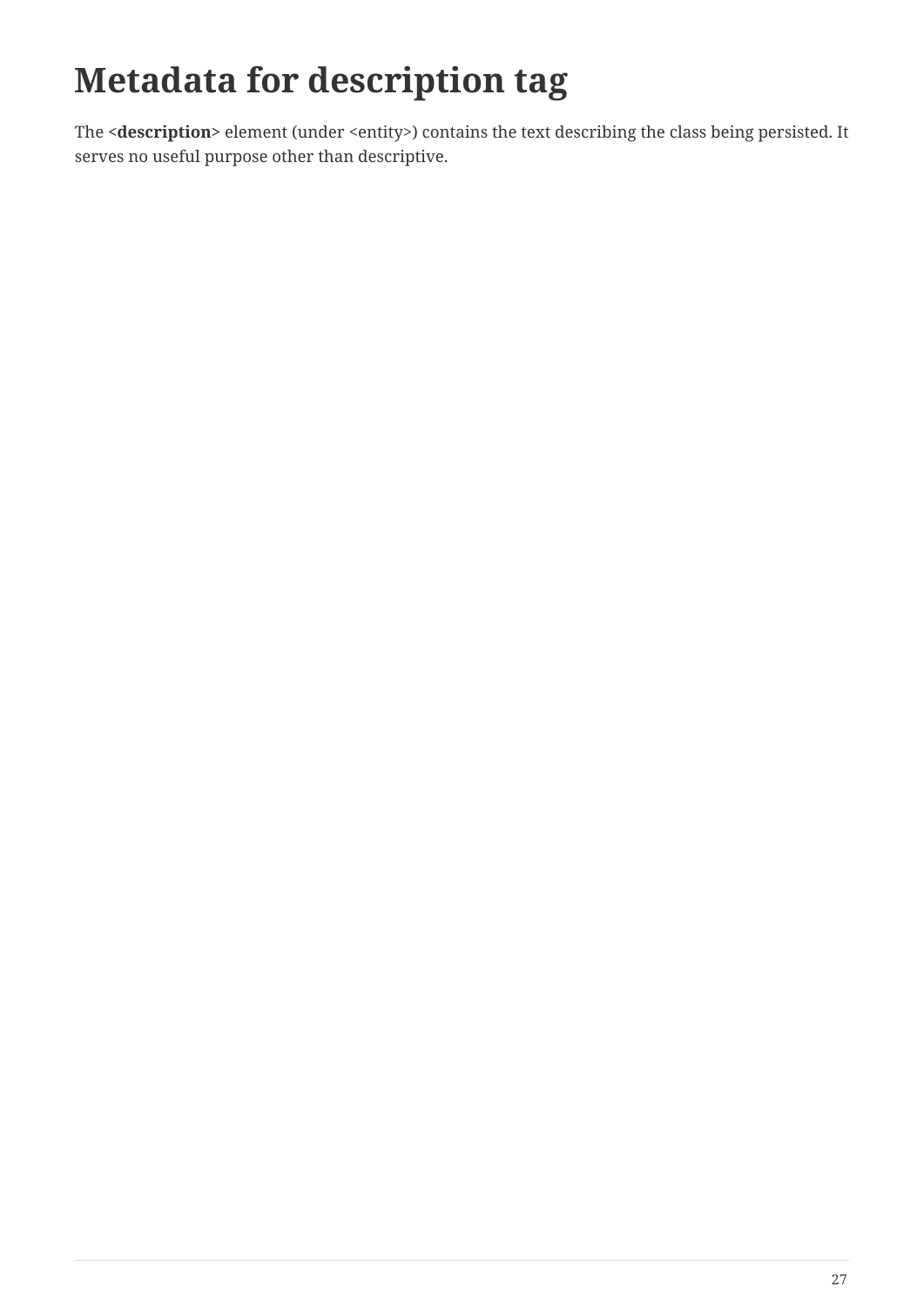# Metadata for description tag

The **<description>** element (under <entity>) contains the text describing the class being persisted. It serves no useful purpose other than descriptive.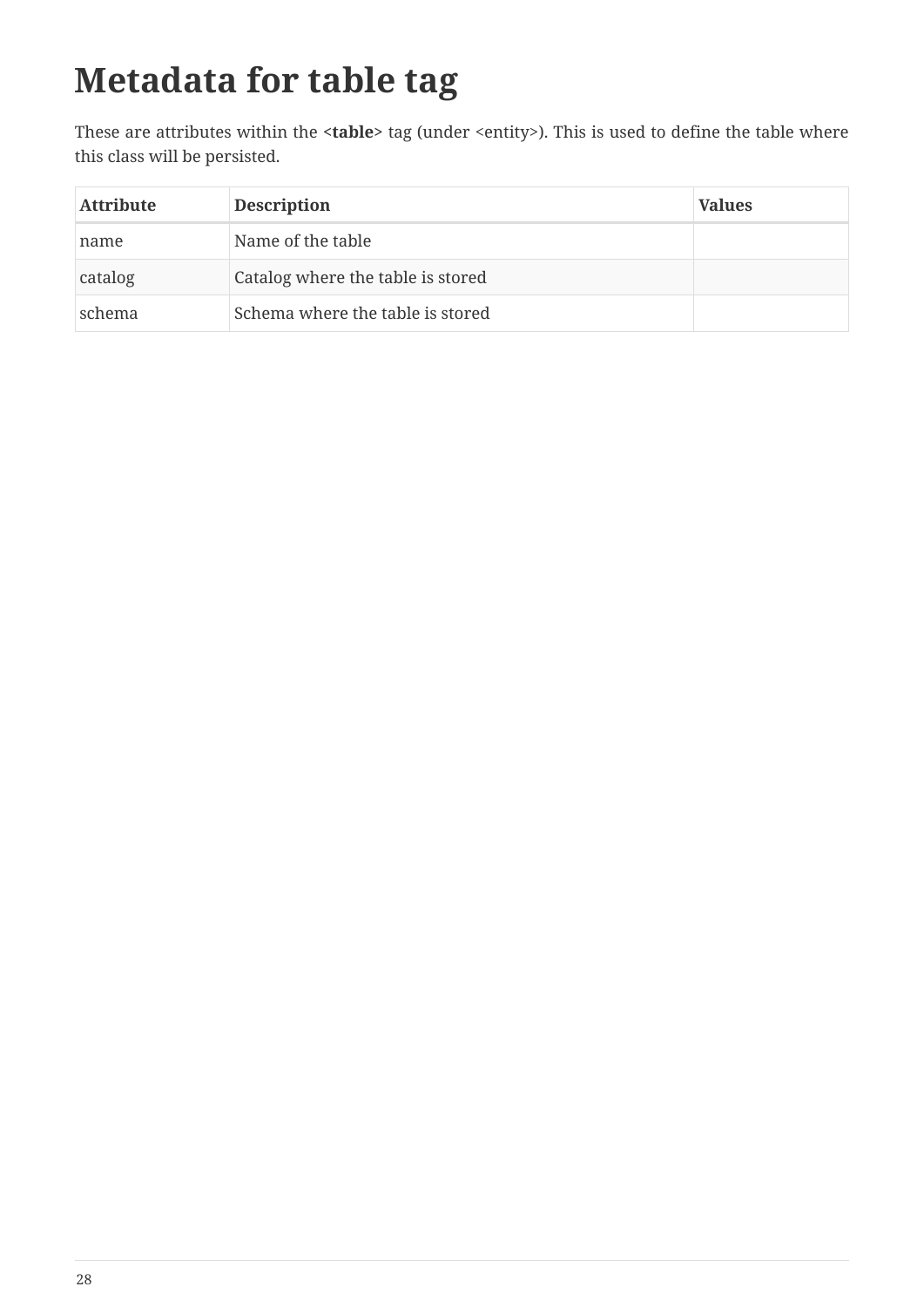# Metadata for table tag

These are attributes within the **<table>** tag (under <entity>). This is used to define the table where this class will be persisted.

| Attribute | Description | Values |
| --- | --- | --- |
| name | Name of the table | |
| catalog | Catalog where the table is stored | |
| schema | Schema where the table is stored | |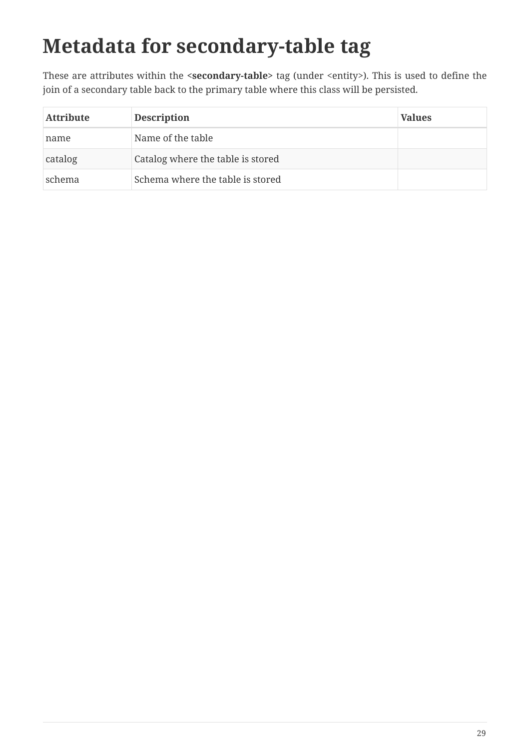# Metadata for secondary-table tag

These are attributes within the **<secondary-table>** tag (under <entity>). This is used to define the join of a secondary table back to the primary table where this class will be persisted.

| Attribute | Description | Values |
| --- | --- | --- |
| name | Name of the table | |
| catalog | Catalog where the table is stored | |
| schema | Schema where the table is stored | |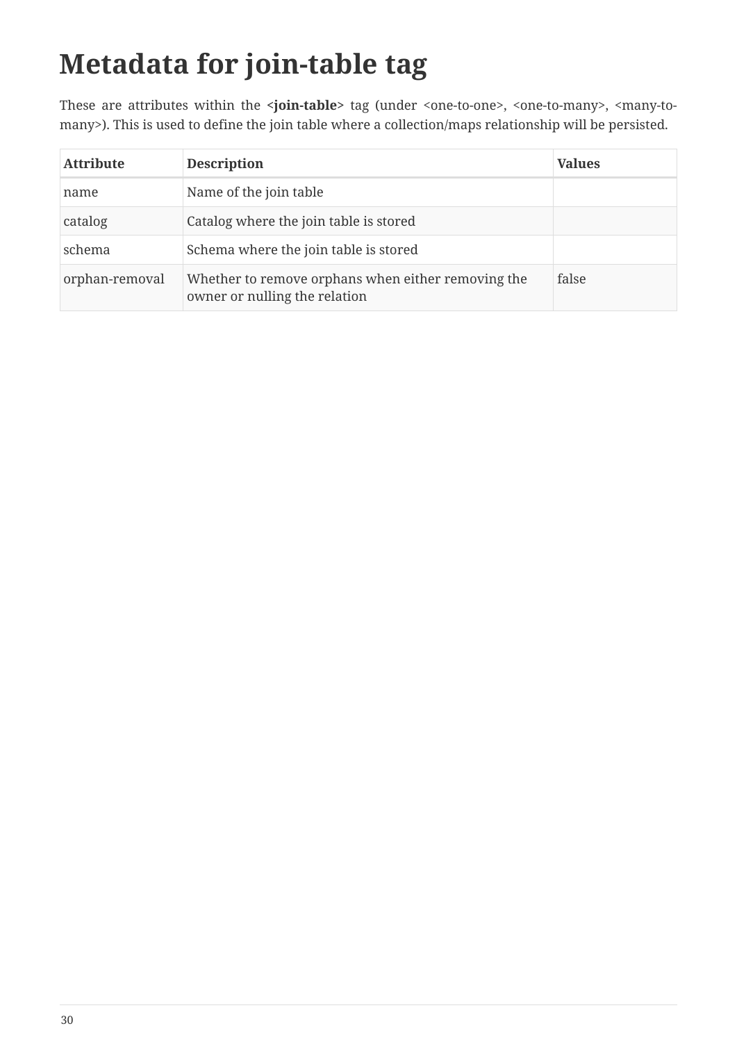# Metadata for join-table tag

These are attributes within the **<join-table>** tag (under <one-to-one>, <one-to-many>, <many-to-many>). This is used to define the join table where a collection/maps relationship will be persisted.

| Attribute | Description | Values |
| --- | --- | --- |
| name | Name of the join table | |
| catalog | Catalog where the join table is stored | |
| schema | Schema where the join table is stored | |
| orphan-removal | Whether to remove orphans when either removing the owner or nulling the relation | false |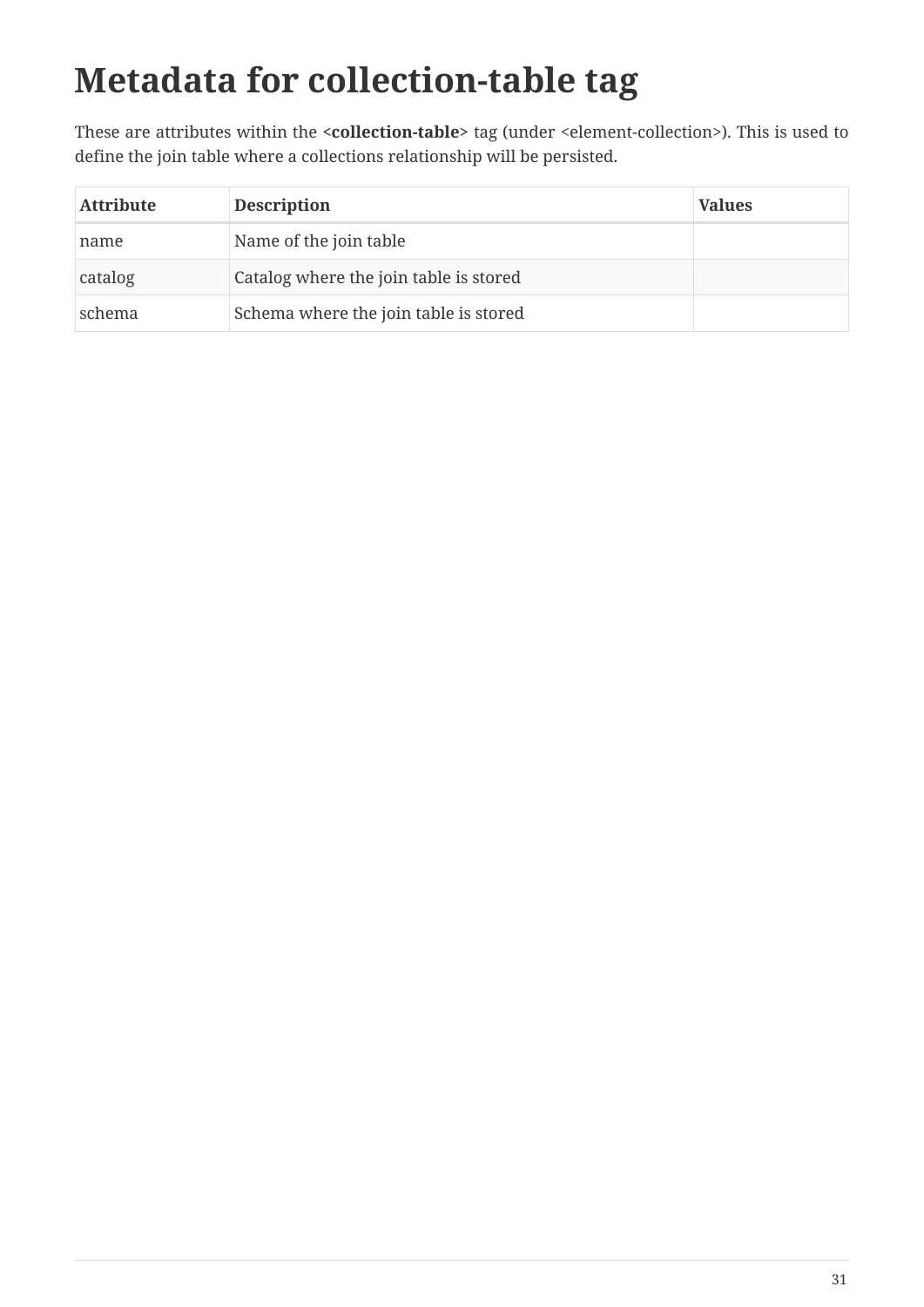# Metadata for collection-table tag

These are attributes within the **<collection-table>** tag (under <element-collection>). This is used to define the join table where a collections relationship will be persisted.

| Attribute | Description | Values |
| --- | --- | --- |
| name | Name of the join table | |
| catalog | Catalog where the join table is stored | |
| schema | Schema where the join table is stored | |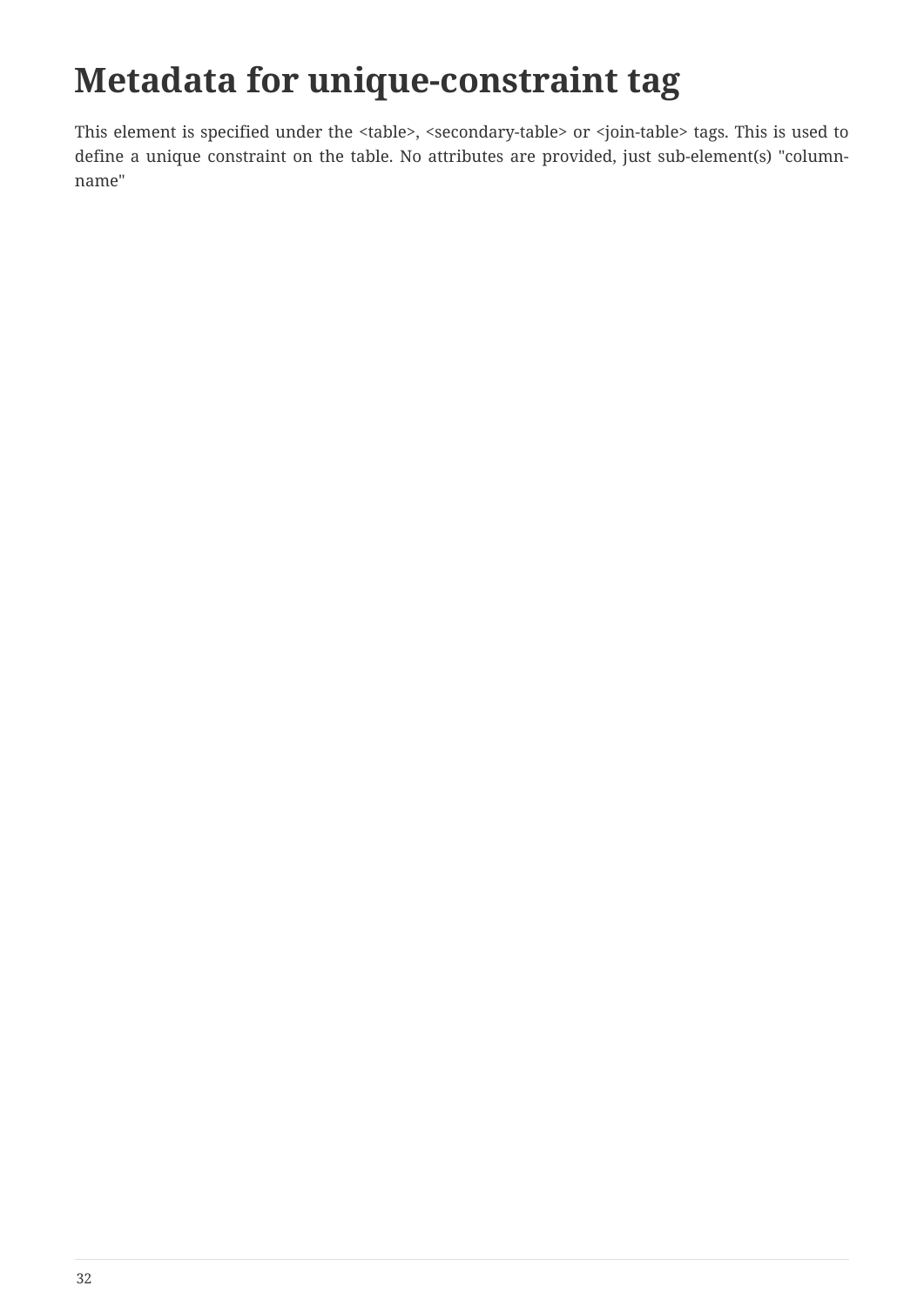# Metadata for unique-constraint tag

This element is specified under the <table>, <secondary-table> or <join-table> tags. This is used to define a unique constraint on the table. No attributes are provided, just sub-element(s) "column-name"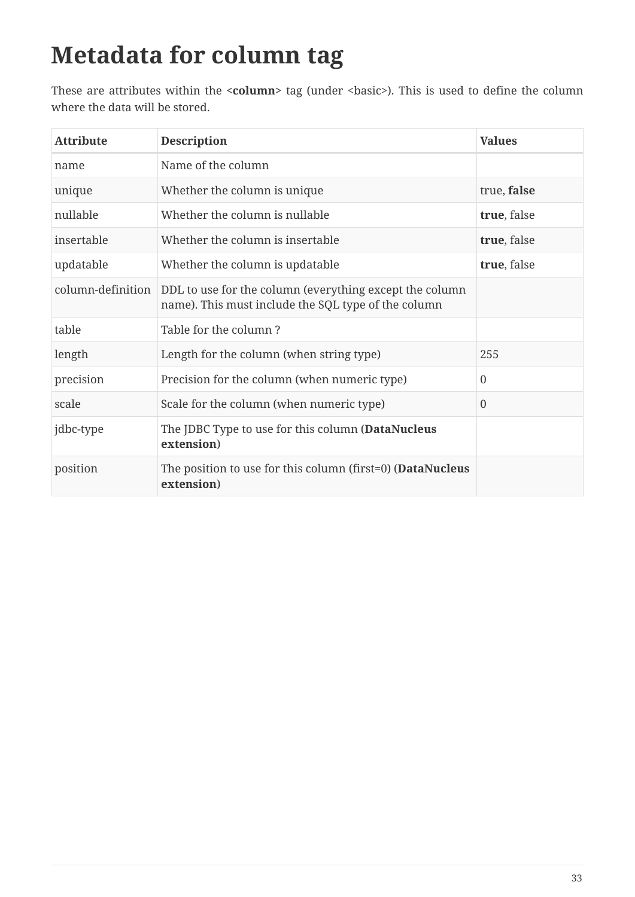# Metadata for column tag

These are attributes within the <**column**> tag (under <basic>). This is used to define the column where the data will be stored.

| Attribute | Description | Values |
| --- | --- | --- |
| name | Name of the column | |
| unique | Whether the column is unique | true, **false** |
| nullable | Whether the column is nullable | **true**, false |
| insertable | Whether the column is insertable | **true**, false |
| updatable | Whether the column is updatable | **true**, false |
| column-definition | DDL to use for the column (everything except the column name). This must include the SQL type of the column | |
| table | Table for the column ? | |
| length | Length for the column (when string type) | 255 |
| precision | Precision for the column (when numeric type) | 0 |
| scale | Scale for the column (when numeric type) | 0 |
| jdbc-type | The JDBC Type to use for this column (**DataNucleus extension**) | |
| position | The position to use for this column (first=0) (**DataNucleus extension**) | |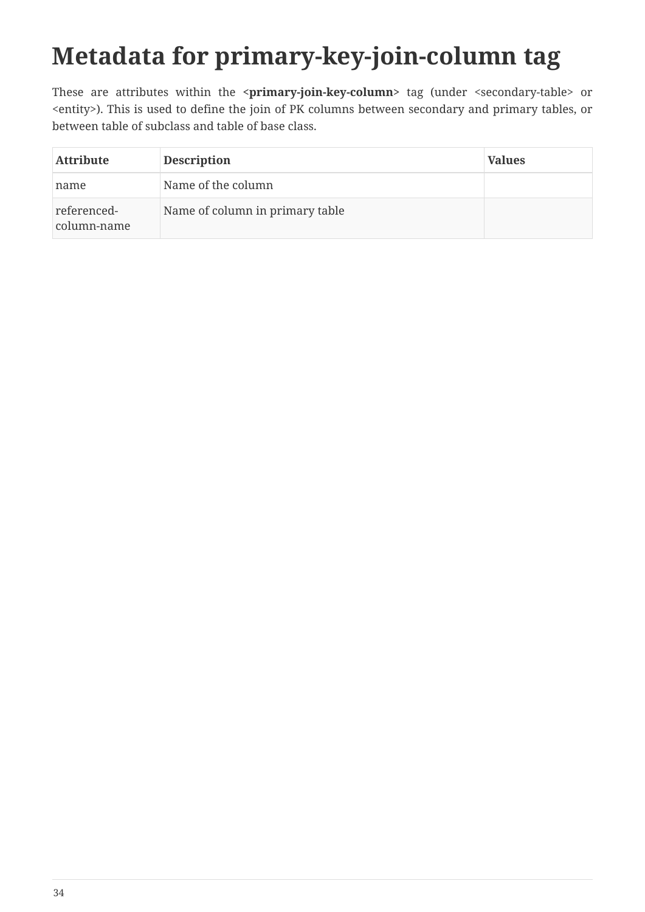# Metadata for primary-key-join-column tag

These are attributes within the **<primary-join-key-column>** tag (under <secondary-table> or <entity>). This is used to define the join of PK columns between secondary and primary tables, or between table of subclass and table of base class.

| Attribute | Description | Values |
| --- | --- | --- |
| name | Name of the column | |
| referenced-column-name | Name of column in primary table | |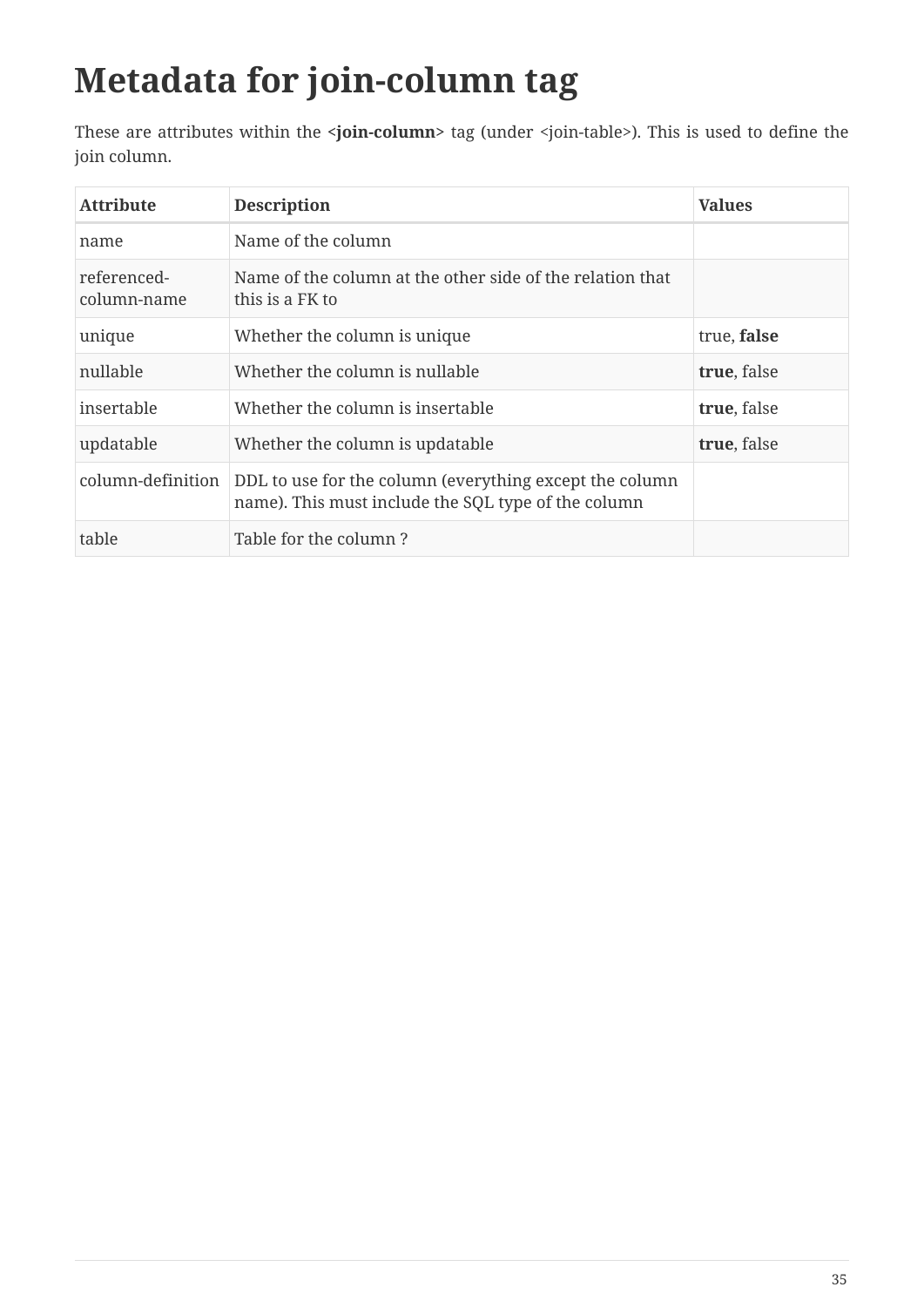# Metadata for join-column tag

These are attributes within the **<join-column>** tag (under <join-table>). This is used to define the join column.

| Attribute | Description | Values |
| --- | --- | --- |
| name | Name of the column | |
| referenced-column-name | Name of the column at the other side of the relation that this is a FK to | |
| unique | Whether the column is unique | true, **false** |
| nullable | Whether the column is nullable | **true**, false |
| insertable | Whether the column is insertable | **true**, false |
| updatable | Whether the column is updatable | **true**, false |
| column-definition | DDL to use for the column (everything except the column name). This must include the SQL type of the column | |
| table | Table for the column ? | |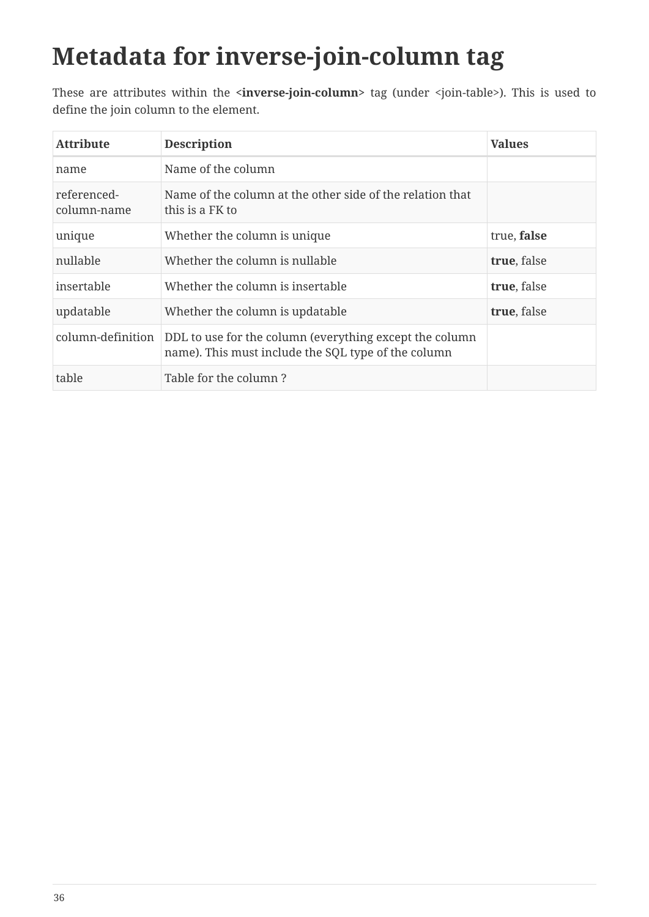# Metadata for inverse-join-column tag

These are attributes within the **<inverse-join-column>** tag (under <join-table>). This is used to define the join column to the element.

| Attribute | Description | Values |
| --- | --- | --- |
| name | Name of the column | |
| referenced-column-name | Name of the column at the other side of the relation that this is a FK to | |
| unique | Whether the column is unique | true, **false** |
| nullable | Whether the column is nullable | **true**, false |
| insertable | Whether the column is insertable | **true**, false |
| updatable | Whether the column is updatable | **true**, false |
| column-definition | DDL to use for the column (everything except the column name). This must include the SQL type of the column | |
| table | Table for the column ? | |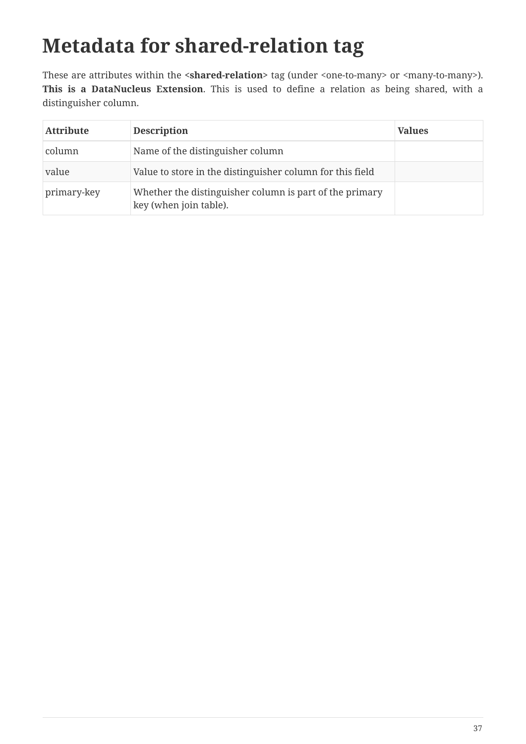# Metadata for shared-relation tag

These are attributes within the **<shared-relation>** tag (under <one-to-many> or <many-to-many>). **This is a DataNucleus Extension**. This is used to define a relation as being shared, with a distinguisher column.

| Attribute | Description | Values |
|---|---|---|
| column | Name of the distinguisher column | |
| value | Value to store in the distinguisher column for this field | |
| primary-key | Whether the distinguisher column is part of the primary key (when join table). | |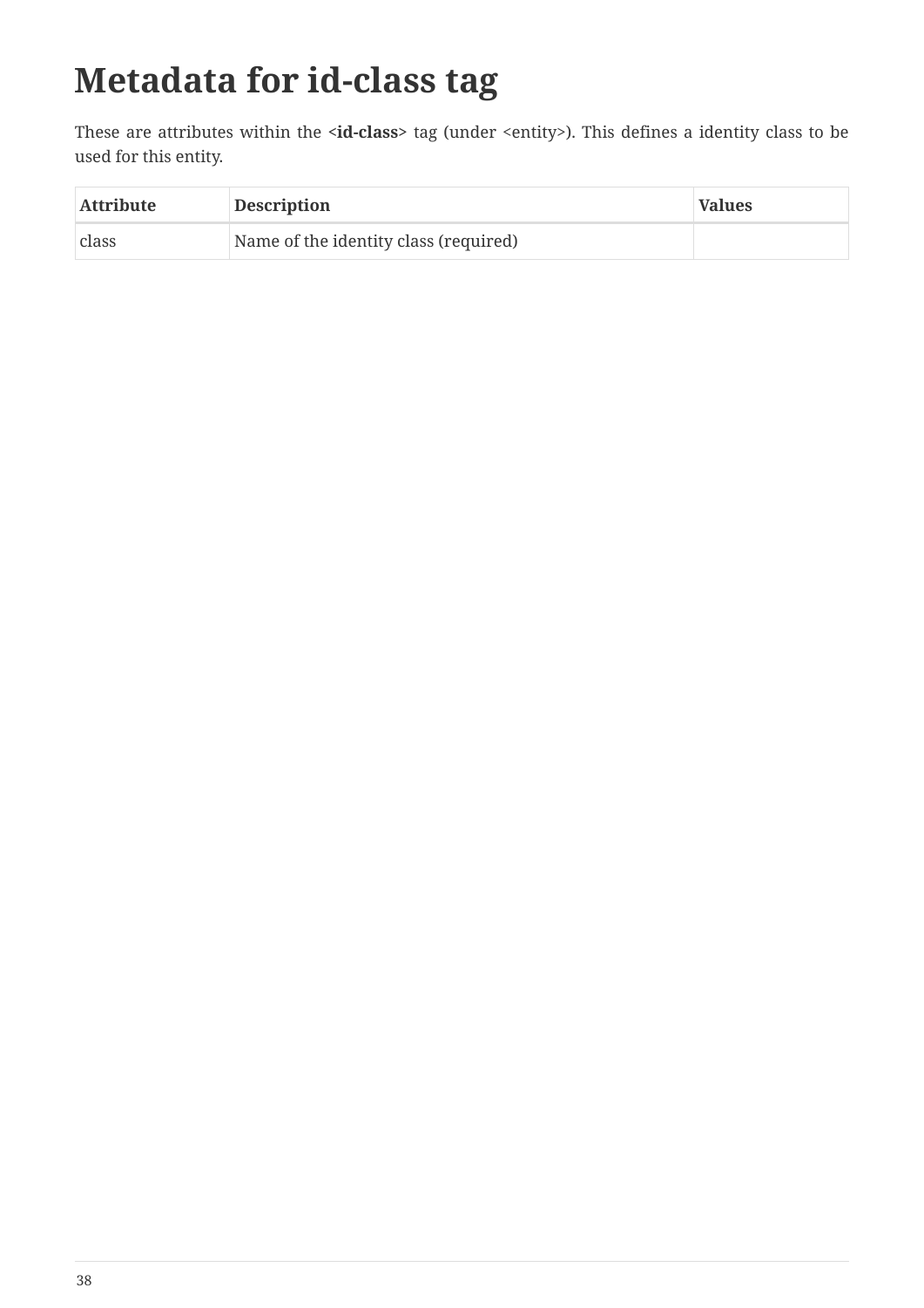# Metadata for id-class tag

These are attributes within the **<id-class>** tag (under <entity>). This defines a identity class to be used for this entity.

| Attribute | Description | Values |
|---|---|---|
| class | Name of the identity class (required) | |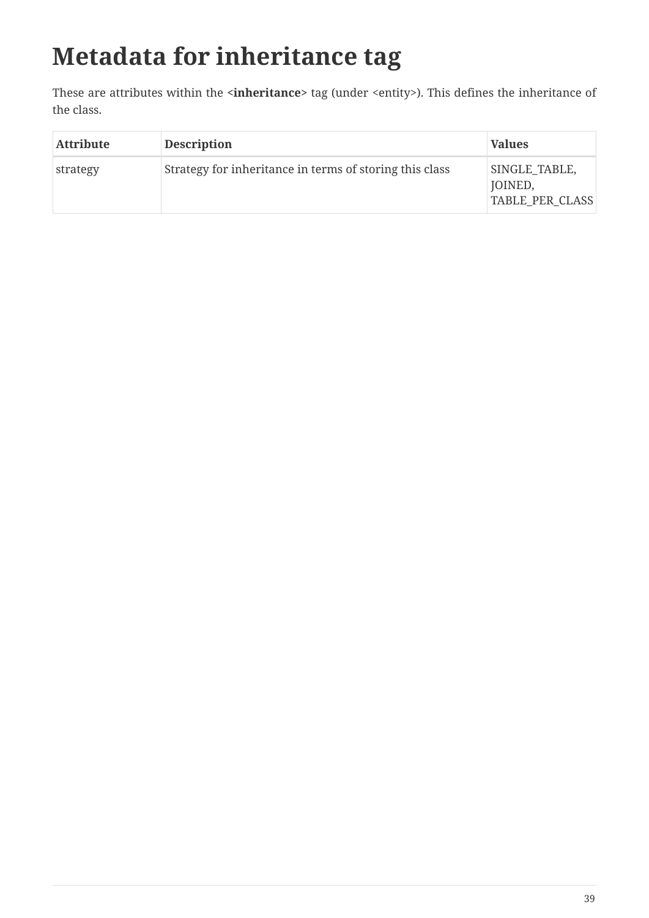# Metadata for inheritance tag

These are attributes within the **<inheritance>** tag (under <entity>). This defines the inheritance of the class.

| Attribute | Description | Values |
| --- | --- | --- |
| strategy | Strategy for inheritance in terms of storing this class | SINGLE_TABLE, JOINED, TABLE_PER_CLASS |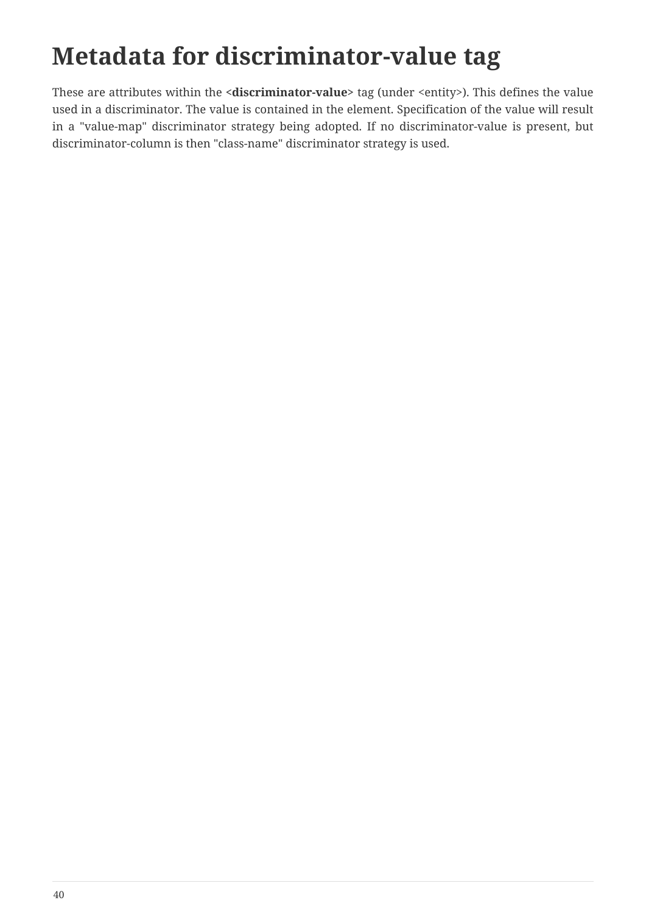# Metadata for discriminator-value tag

These are attributes within the **<discriminator-value>** tag (under <entity>). This defines the value used in a discriminator. The value is contained in the element. Specification of the value will result in a "value-map" discriminator strategy being adopted. If no discriminator-value is present, but discriminator-column is then "class-name" discriminator strategy is used.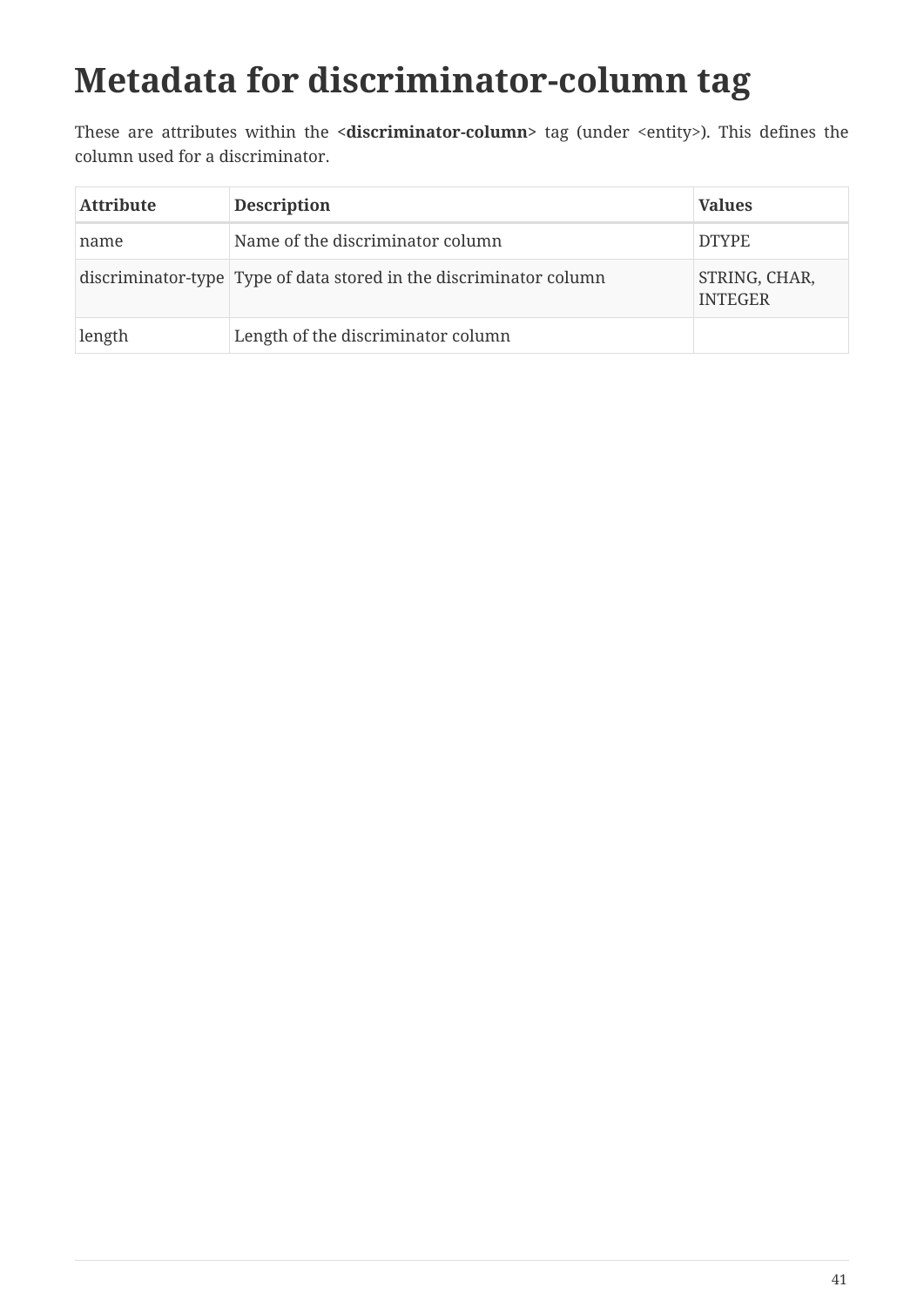# Metadata for discriminator-column tag

These are attributes within the **<discriminator-column>** tag (under <entity>). This defines the column used for a discriminator.

| Attribute | Description | Values |
| --- | --- | --- |
| name | Name of the discriminator column | DTYPE |
| discriminator-type | Type of data stored in the discriminator column | STRING, CHAR, INTEGER |
| length | Length of the discriminator column | |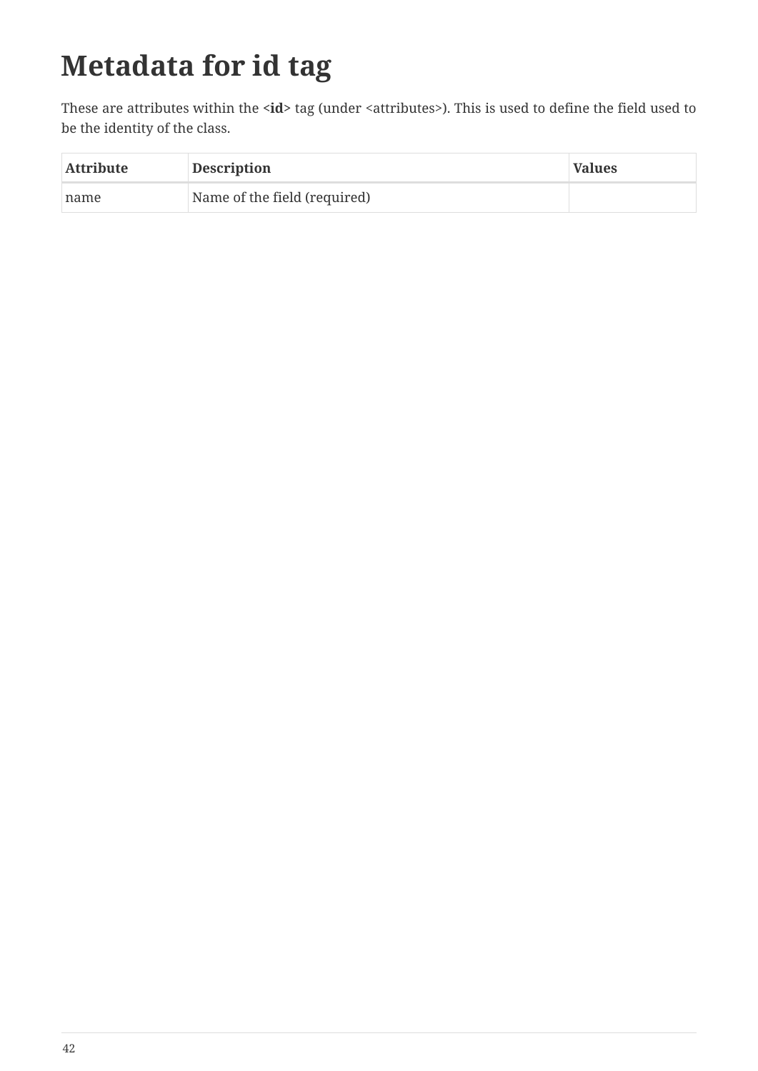# Metadata for id tag

These are attributes within the **<id>** tag (under <attributes>). This is used to define the field used to be the identity of the class.

| Attribute | Description | Values |
| --- | --- | --- |
| name | Name of the field (required) | |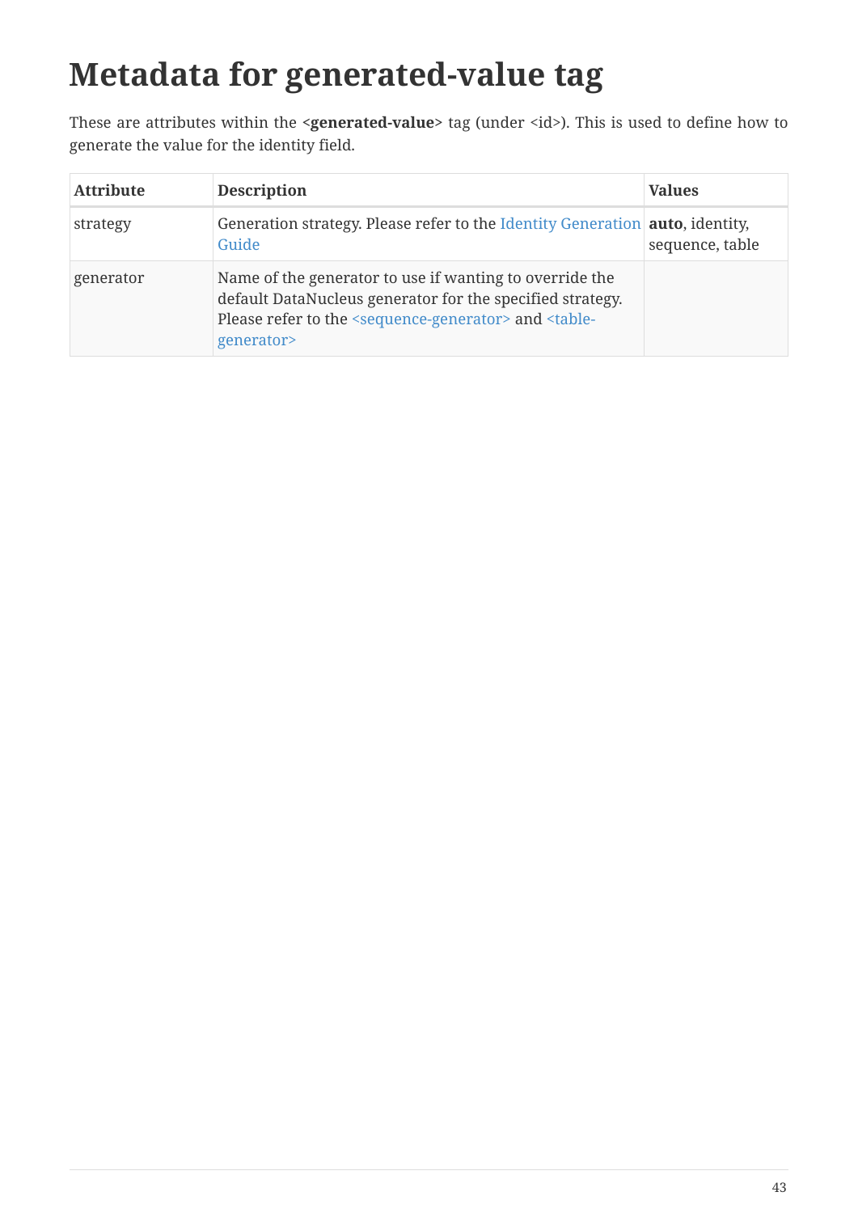# Metadata for generated-value tag

These are attributes within the **<generated-value>** tag (under <id>). This is used to define how to generate the value for the identity field.

| Attribute | Description | Values |
| --- | --- | --- |
| strategy | Generation strategy. Please refer to the Identity Generation Guide | **auto**, identity, sequence, table |
| generator | Name of the generator to use if wanting to override the default DataNucleus generator for the specified strategy. Please refer to the <sequence-generator> and <table-generator> | |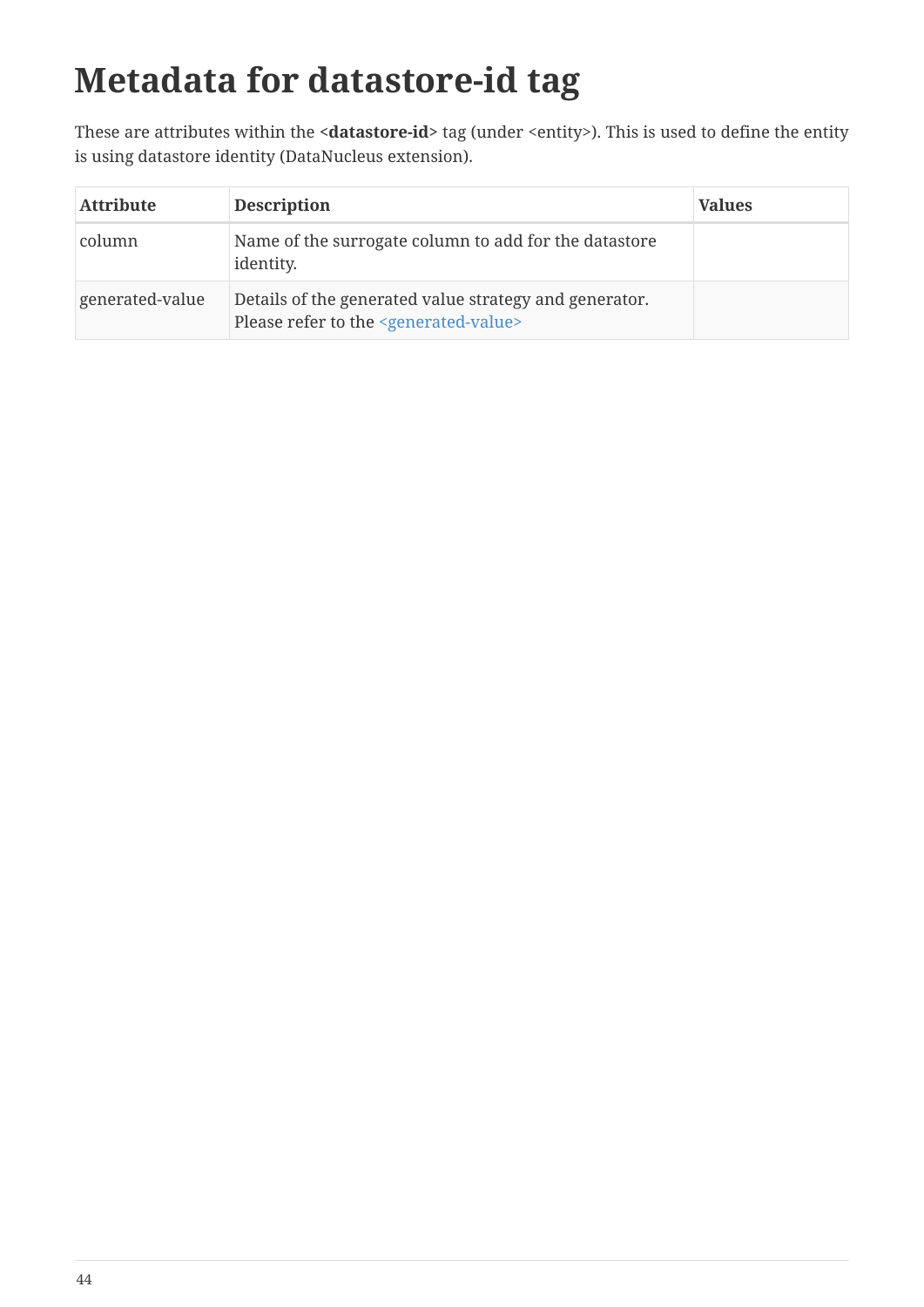# Metadata for datastore-id tag

These are attributes within the **<datastore-id>** tag (under <entity>). This is used to define the entity is using datastore identity (DataNucleus extension).

| Attribute | Description | Values |
| --- | --- | --- |
| column | Name of the surrogate column to add for the datastore identity. | |
| generated-value | Details of the generated value strategy and generator. Please refer to the <generated-value> | |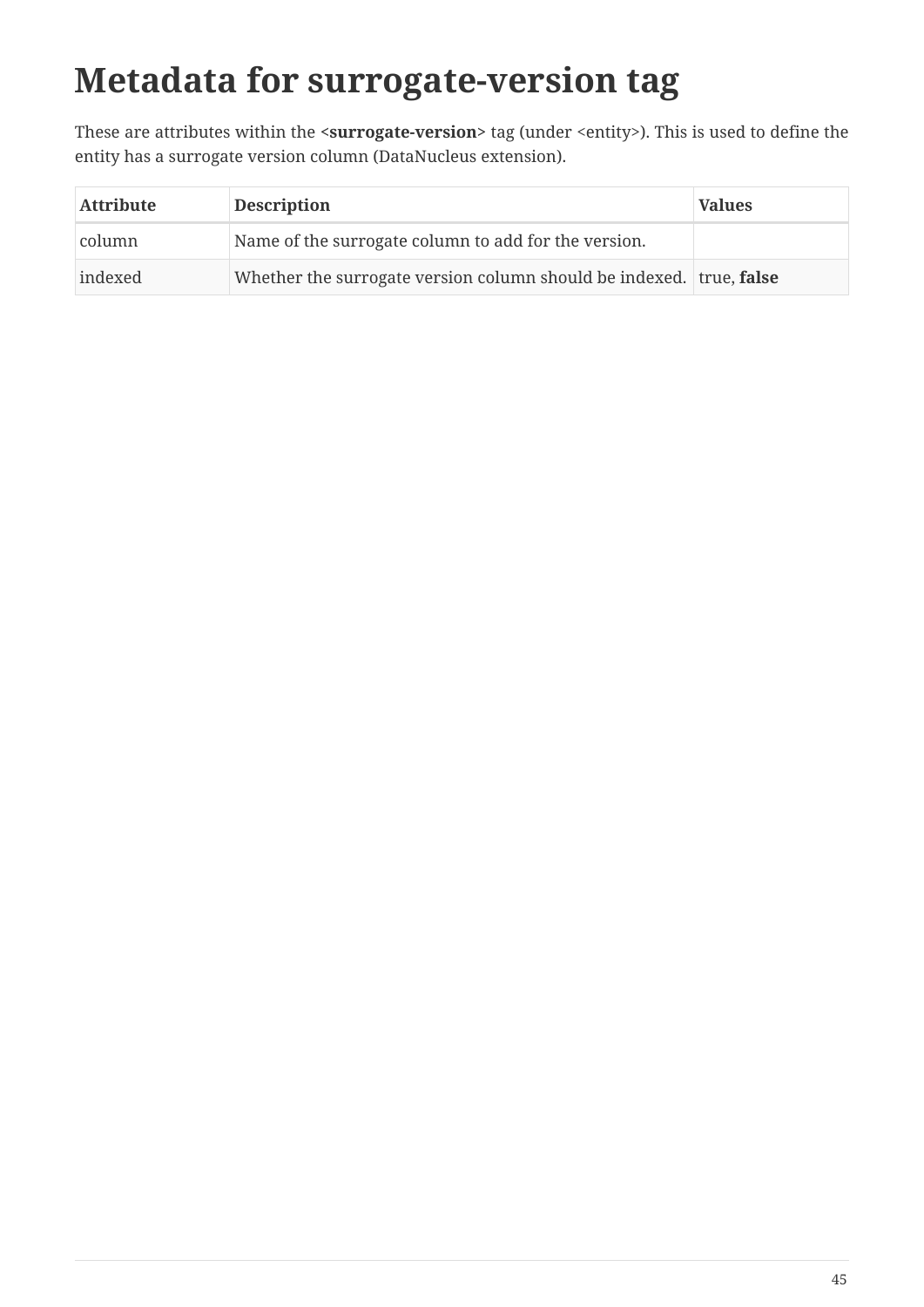# Metadata for surrogate-version tag

These are attributes within the **<surrogate-version>** tag (under <entity>). This is used to define the entity has a surrogate version column (DataNucleus extension).

| Attribute | Description | Values |
| --- | --- | --- |
| column | Name of the surrogate column to add for the version. | |
| indexed | Whether the surrogate version column should be indexed. | true, **false** |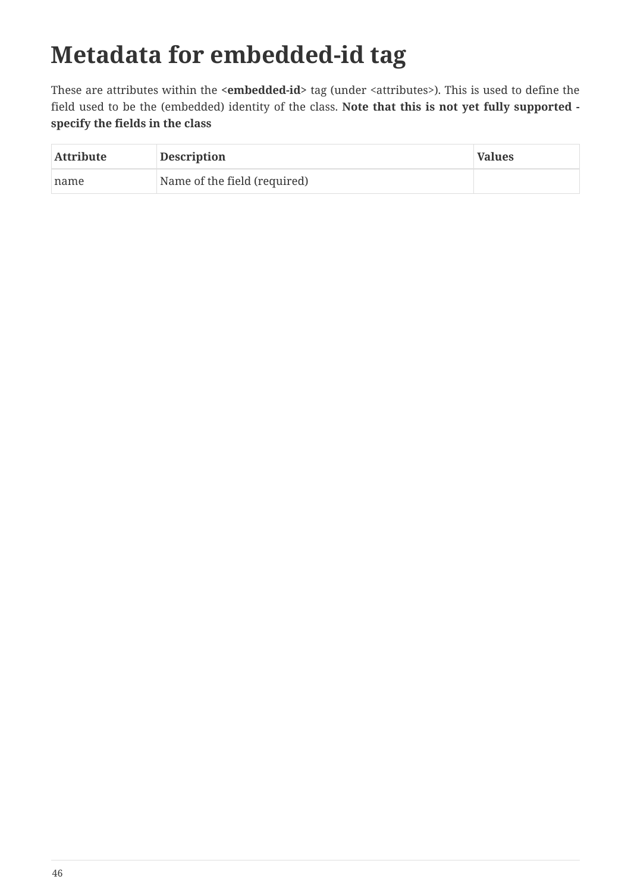# Metadata for embedded-id tag

These are attributes within the **<embedded-id>** tag (under <attributes>). This is used to define the field used to be the (embedded) identity of the class. **Note that this is not yet fully supported - specify the fields in the class**

| Attribute | Description | Values |
| --- | --- | --- |
| name | Name of the field (required) | |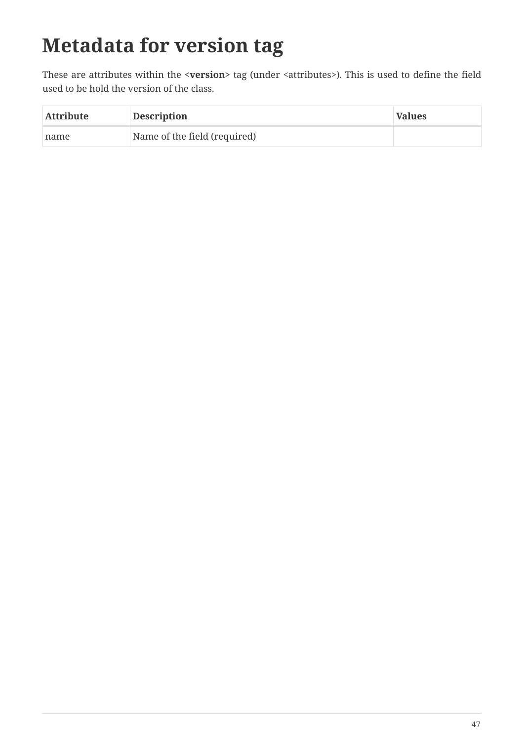# Metadata for version tag

These are attributes within the **<version>** tag (under <attributes>). This is used to define the field used to be hold the version of the class.

| Attribute | Description | Values |
| --- | --- | --- |
| name | Name of the field (required) | |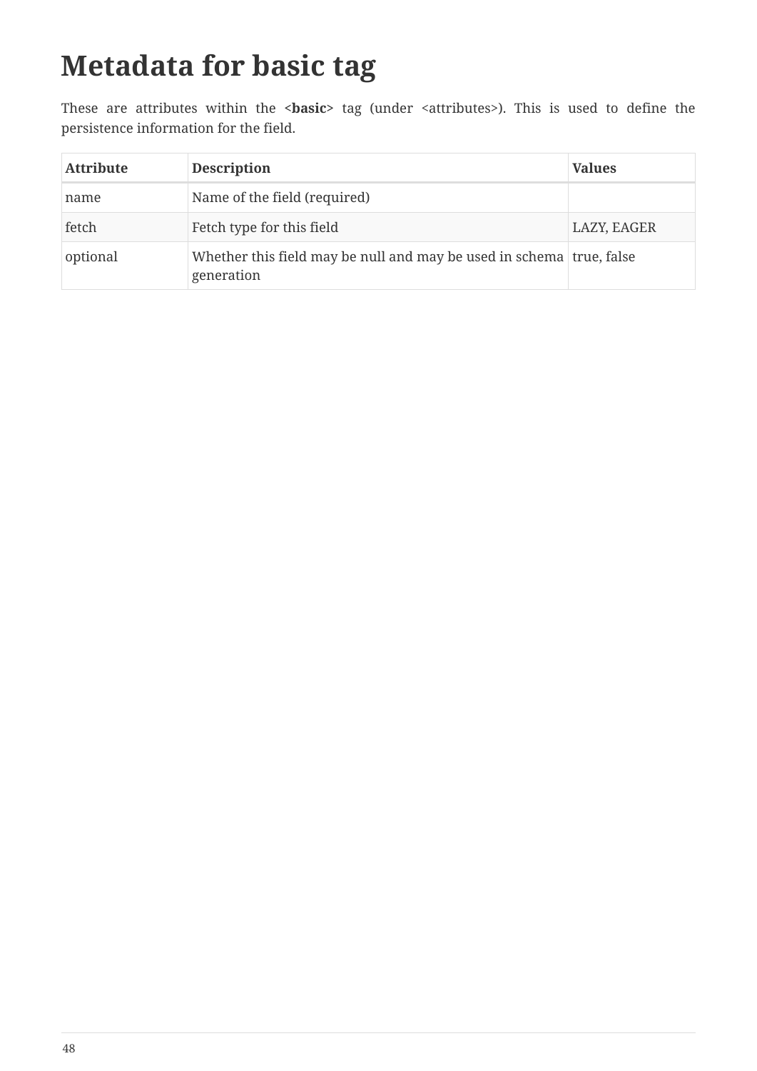# Metadata for basic tag

These are attributes within the <**basic**> tag (under <attributes>). This is used to define the persistence information for the field.

| Attribute | Description | Values |
| --- | --- | --- |
| name | Name of the field (required) | |
| fetch | Fetch type for this field | LAZY, EAGER |
| optional | Whether this field may be null and may be used in schema generation | true, false |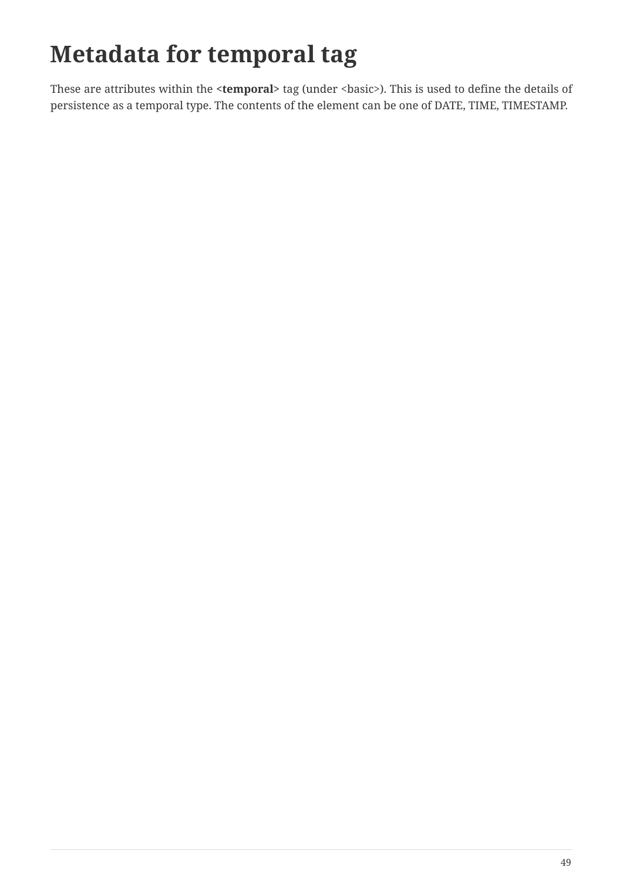# Metadata for temporal tag

These are attributes within the **<temporal>** tag (under <basic>). This is used to define the details of persistence as a temporal type. The contents of the element can be one of DATE, TIME, TIMESTAMP.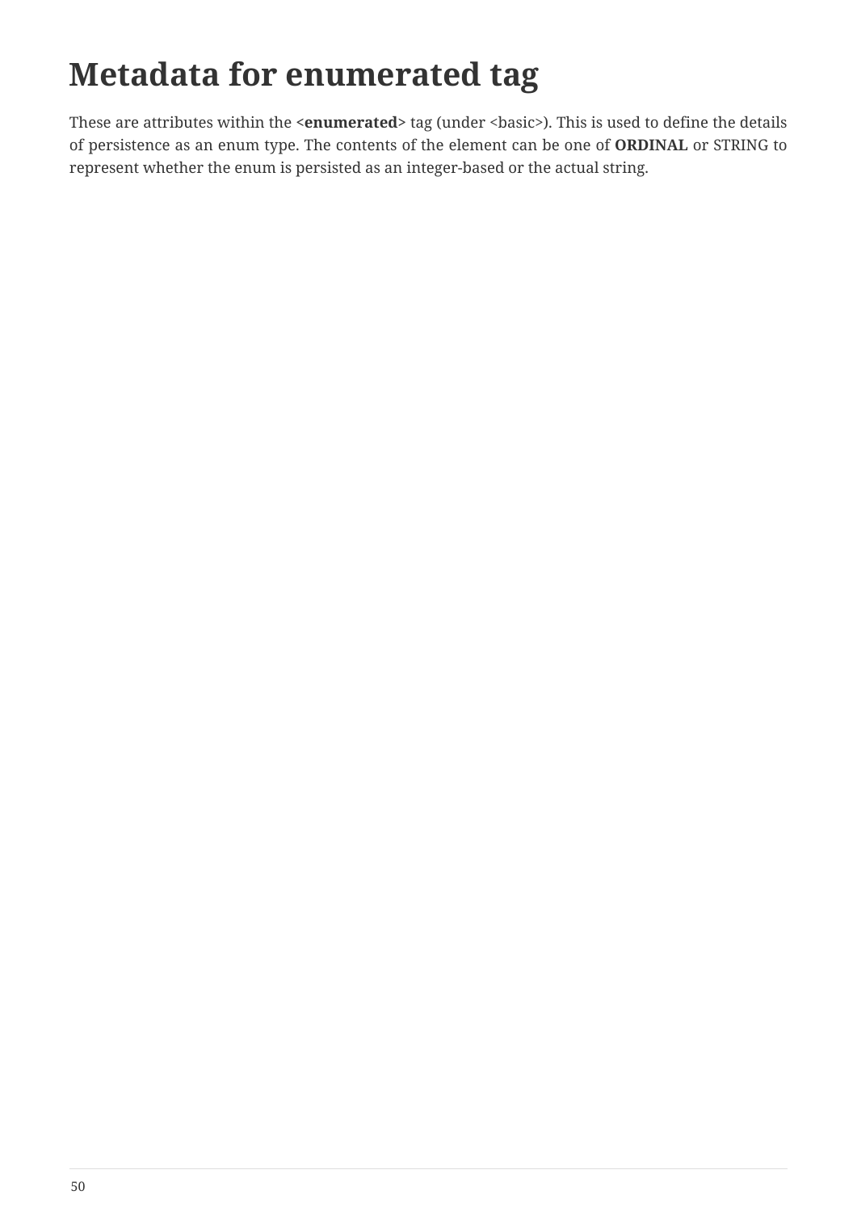# Metadata for enumerated tag

These are attributes within the **<enumerated>** tag (under <basic>). This is used to define the details of persistence as an enum type. The contents of the element can be one of **ORDINAL** or STRING to represent whether the enum is persisted as an integer-based or the actual string.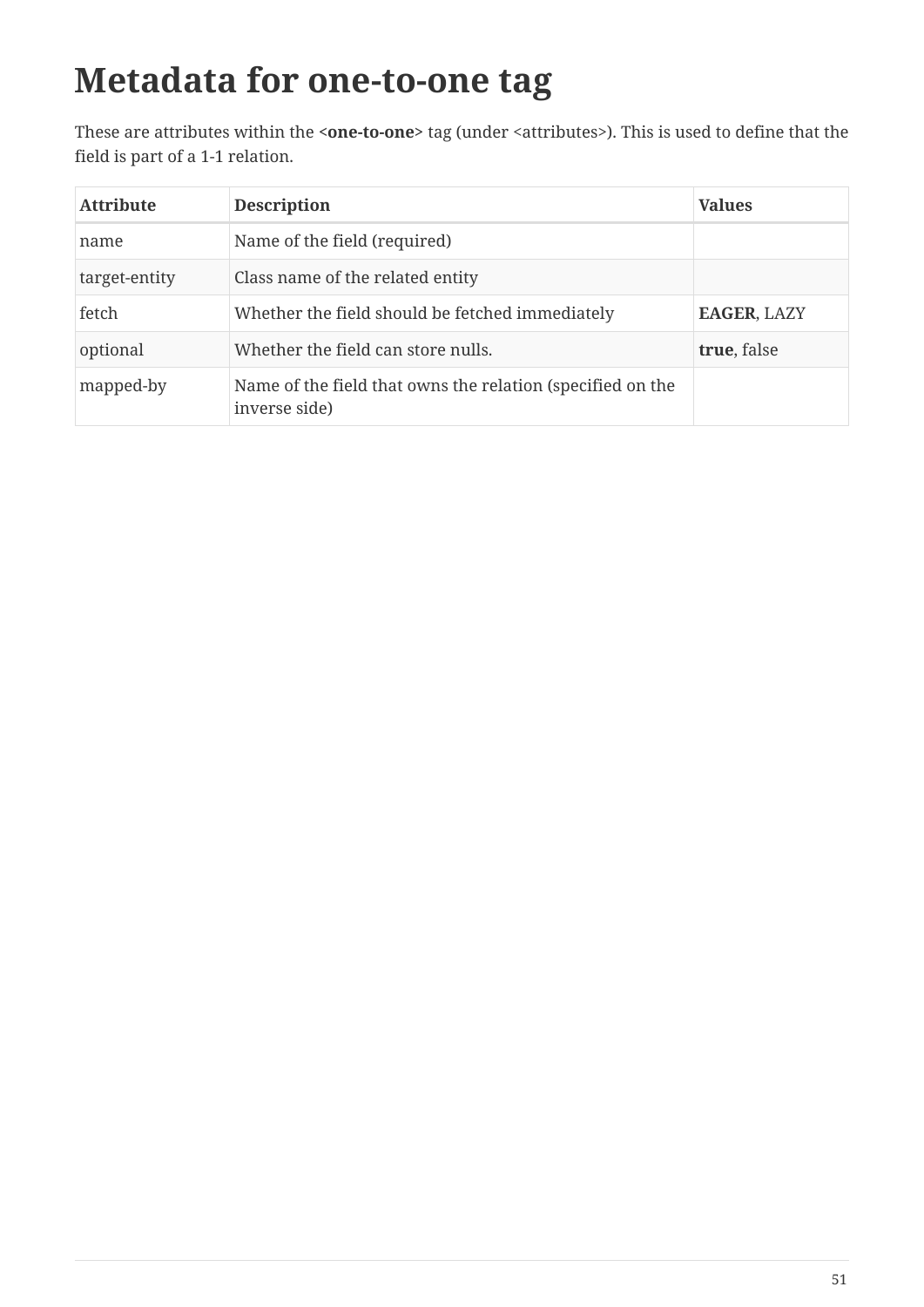# Metadata for one-to-one tag

These are attributes within the **<one-to-one>** tag (under <attributes>). This is used to define that the field is part of a 1-1 relation.

| Attribute | Description | Values |
|---|---|---|
| name | Name of the field (required) | |
| target-entity | Class name of the related entity | |
| fetch | Whether the field should be fetched immediately | **EAGER**, LAZY |
| optional | Whether the field can store nulls. | **true**, false |
| mapped-by | Name of the field that owns the relation (specified on the inverse side) | |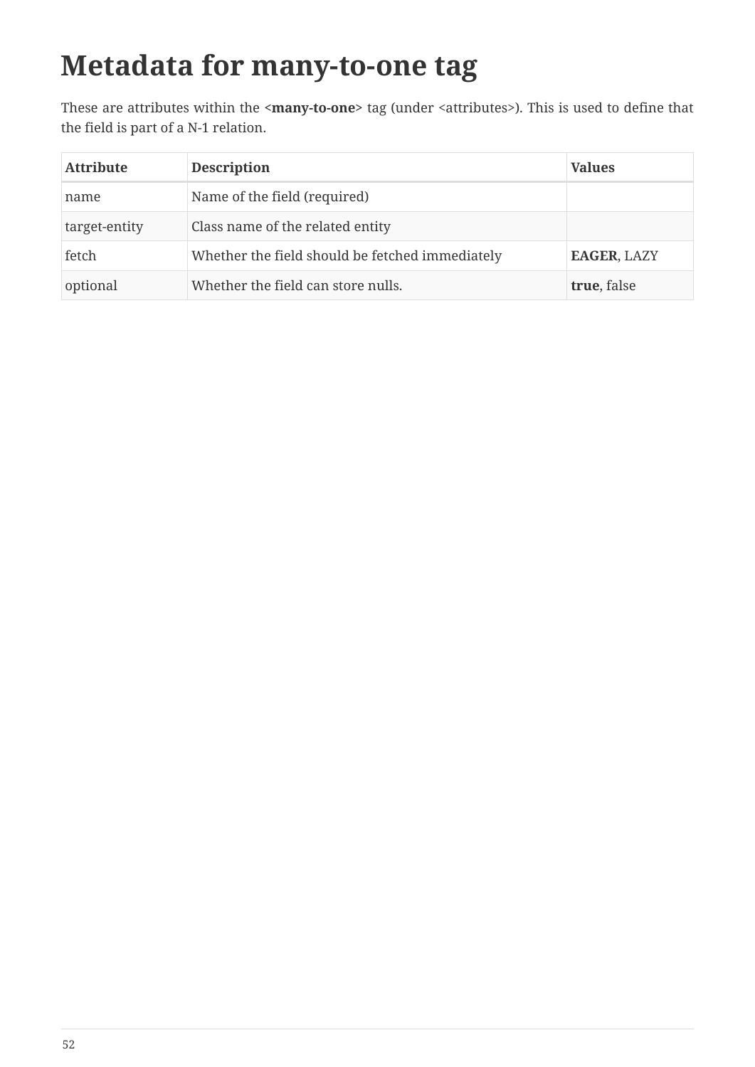# Metadata for many-to-one tag

These are attributes within the **<many-to-one>** tag (under <attributes>). This is used to define that the field is part of a N-1 relation.

| Attribute | Description | Values |
| --- | --- | --- |
| name | Name of the field (required) | |
| target-entity | Class name of the related entity | |
| fetch | Whether the field should be fetched immediately | **EAGER**, LAZY |
| optional | Whether the field can store nulls. | **true**, false |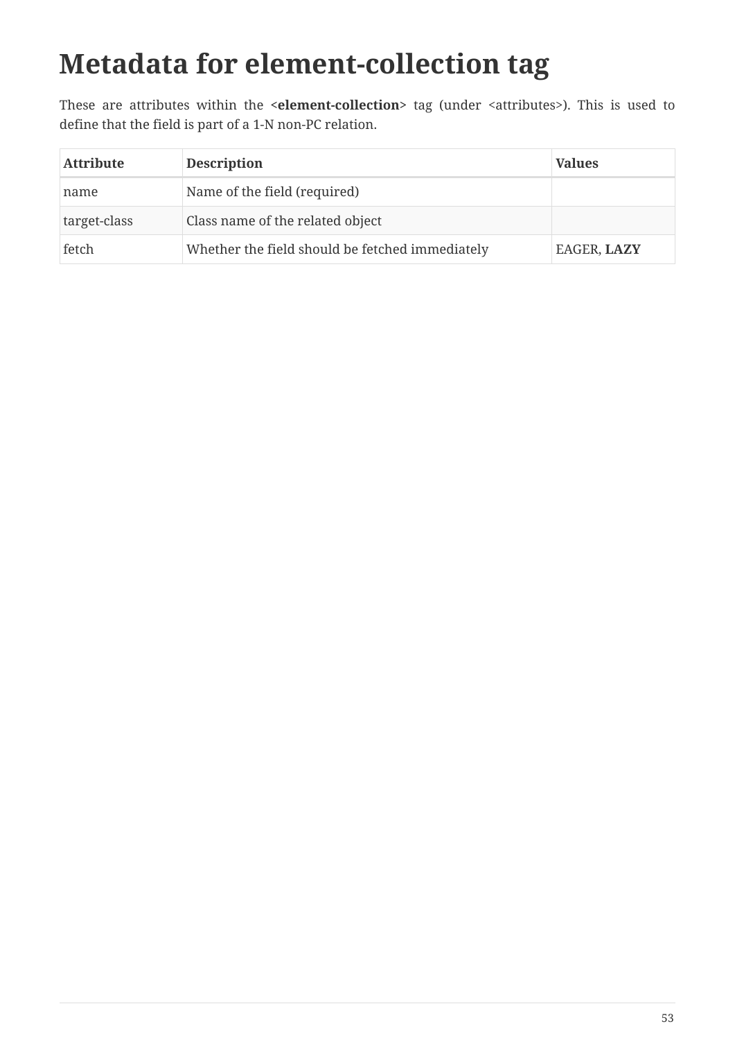# Metadata for element-collection tag

These are attributes within the **<element-collection>** tag (under <attributes>). This is used to define that the field is part of a 1-N non-PC relation.

| Attribute | Description | Values |
| --- | --- | --- |
| name | Name of the field (required) | |
| target-class | Class name of the related object | |
| fetch | Whether the field should be fetched immediately | EAGER, **LAZY** |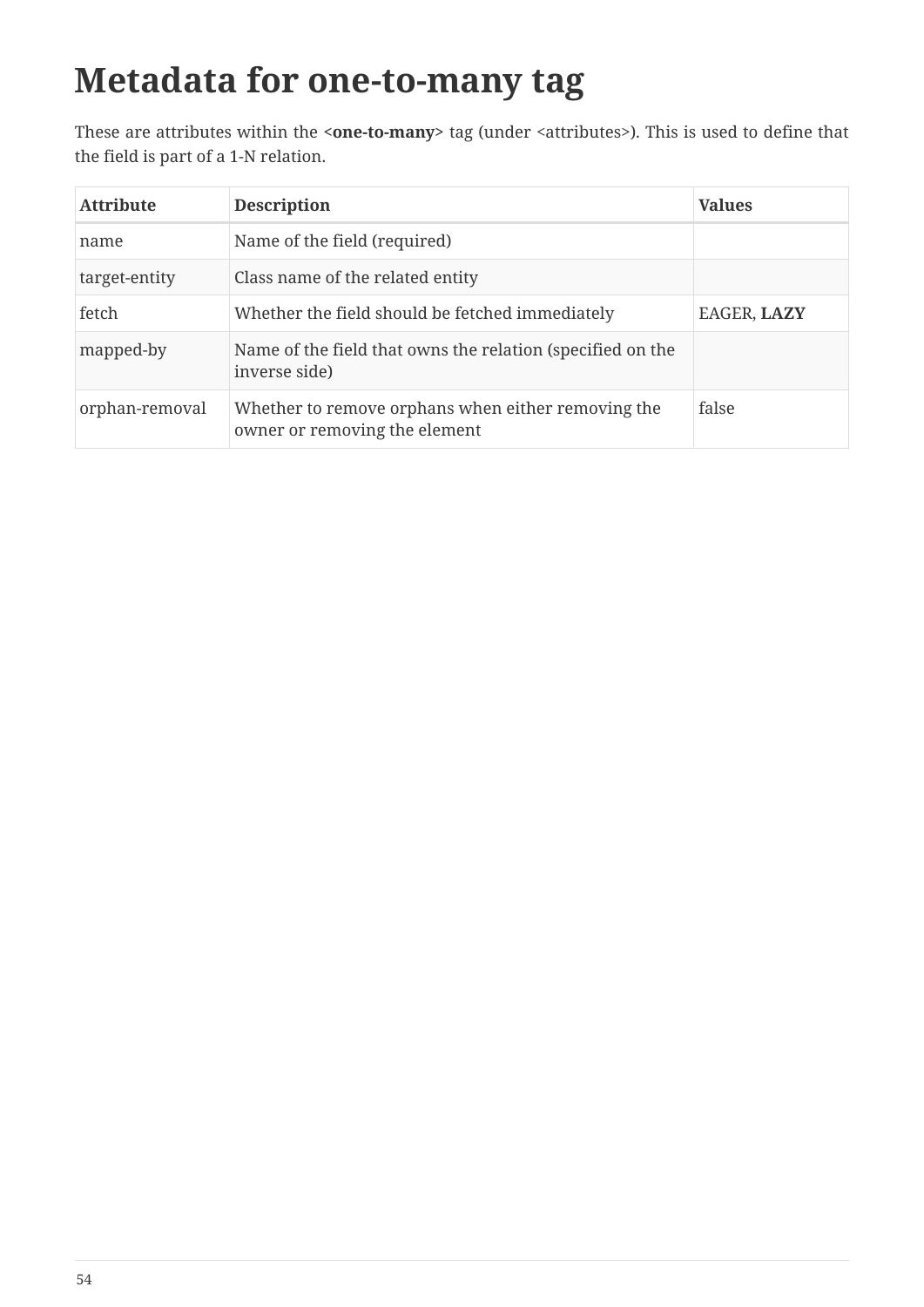# Metadata for one-to-many tag

These are attributes within the **<one-to-many>** tag (under <attributes>). This is used to define that the field is part of a 1-N relation.

| Attribute | Description | Values |
| --- | --- | --- |
| name | Name of the field (required) | |
| target-entity | Class name of the related entity | |
| fetch | Whether the field should be fetched immediately | EAGER, **LAZY** |
| mapped-by | Name of the field that owns the relation (specified on the inverse side) | |
| orphan-removal | Whether to remove orphans when either removing the owner or removing the element | false |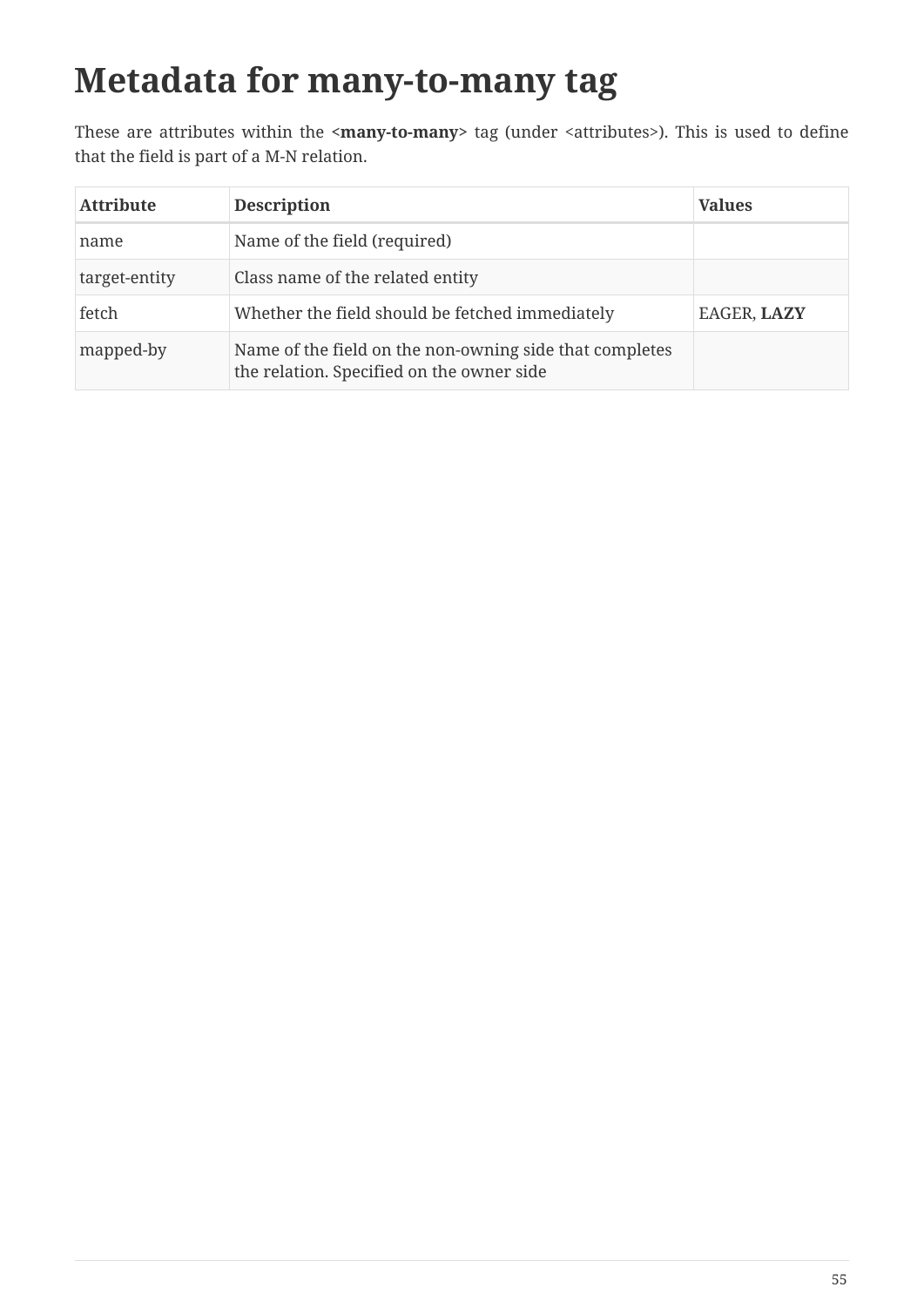# Metadata for many-to-many tag

These are attributes within the **<many-to-many>** tag (under <attributes>). This is used to define that the field is part of a M-N relation.

| Attribute | Description | Values |
| --- | --- | --- |
| name | Name of the field (required) | |
| target-entity | Class name of the related entity | |
| fetch | Whether the field should be fetched immediately | EAGER, **LAZY** |
| mapped-by | Name of the field on the non-owning side that completes the relation. Specified on the owner side | |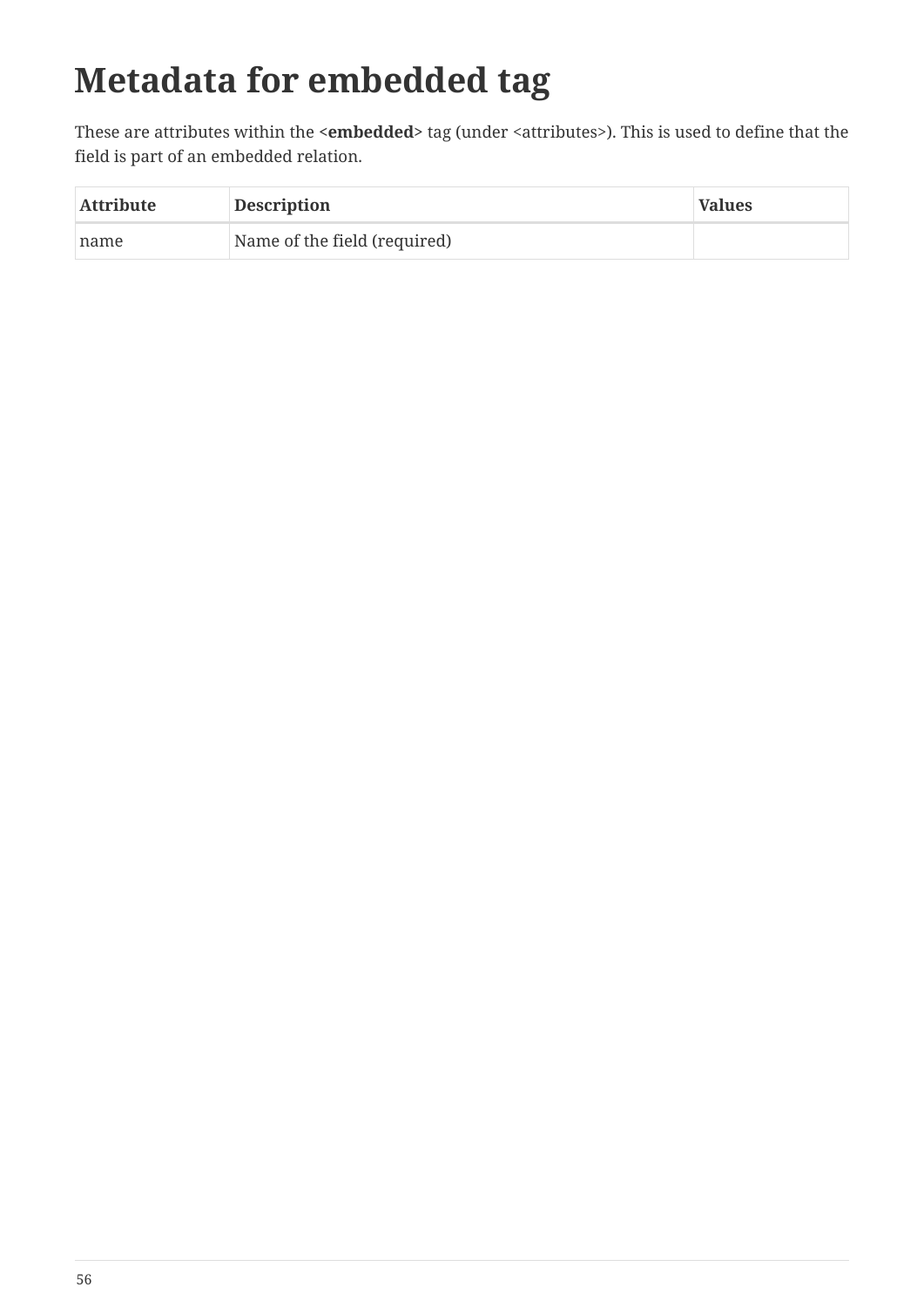# Metadata for embedded tag

These are attributes within the **<embedded>** tag (under <attributes>). This is used to define that the field is part of an embedded relation.

| Attribute | Description | Values |
| --- | --- | --- |
| name | Name of the field (required) | |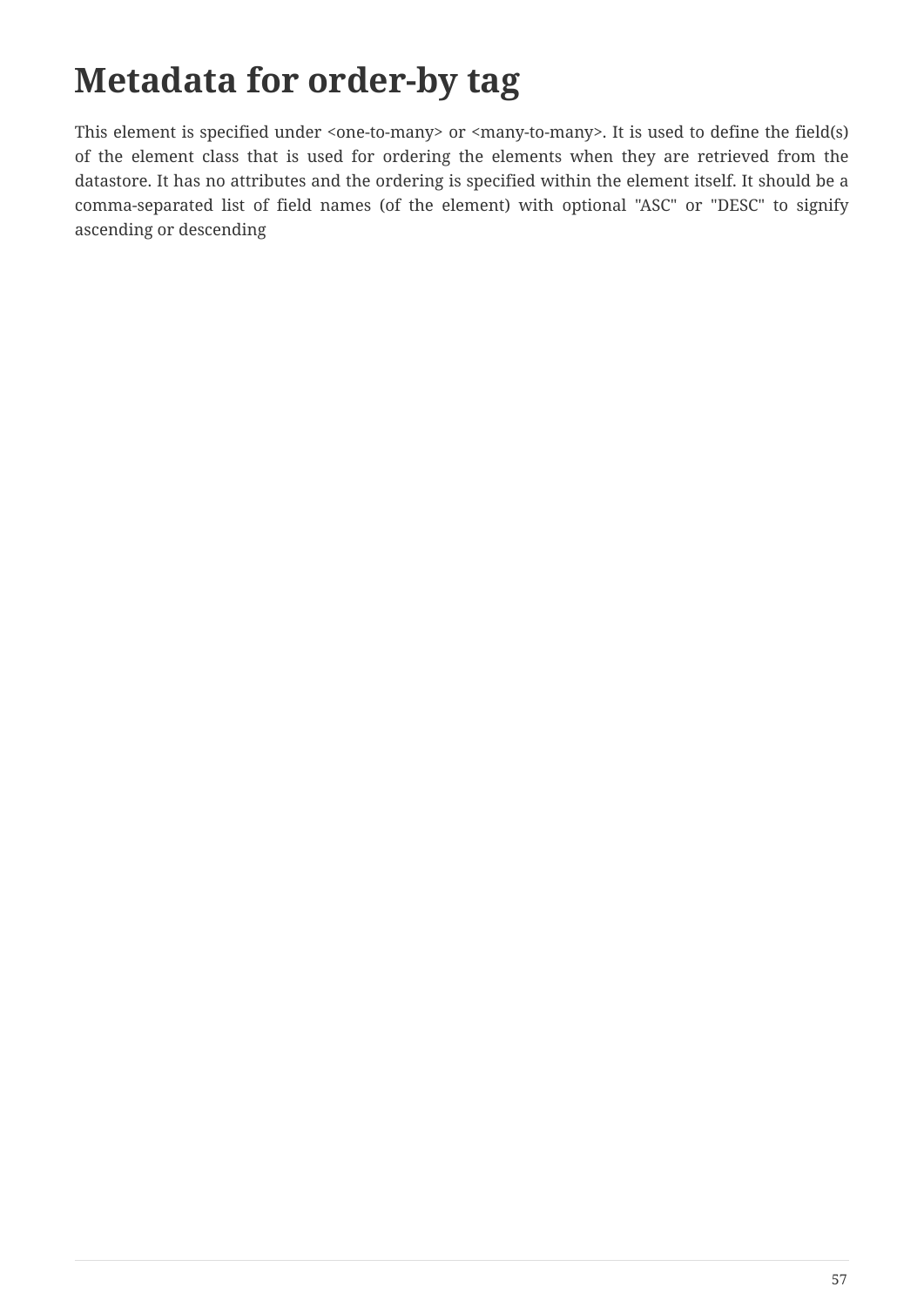# Metadata for order-by tag

This element is specified under <one-to-many> or <many-to-many>. It is used to define the field(s) of the element class that is used for ordering the elements when they are retrieved from the datastore. It has no attributes and the ordering is specified within the element itself. It should be a comma-separated list of field names (of the element) with optional "ASC" or "DESC" to signify ascending or descending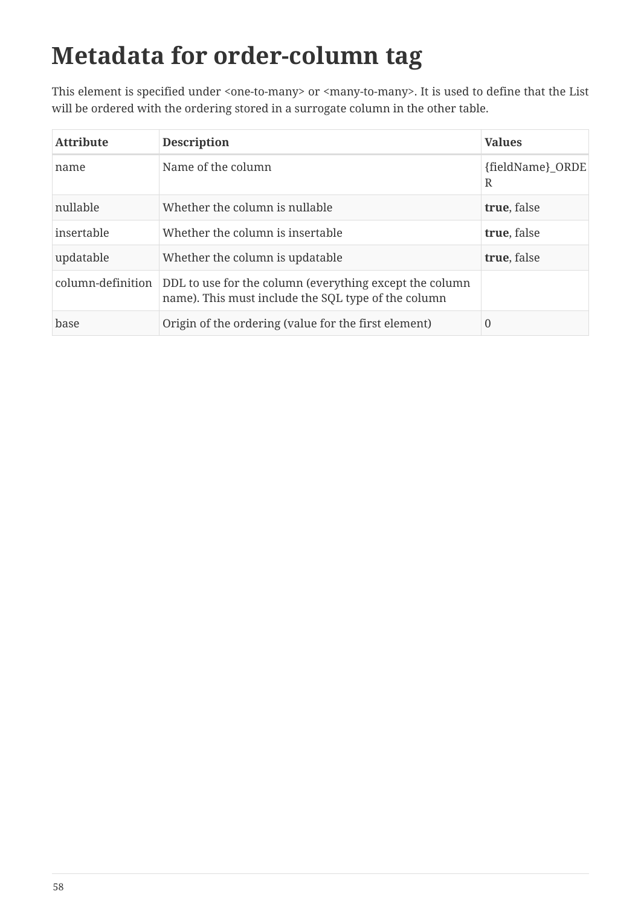# Metadata for order-column tag

This element is specified under <one-to-many> or <many-to-many>. It is used to define that the List will be ordered with the ordering stored in a surrogate column in the other table.

| Attribute | Description | Values |
| --- | --- | --- |
| name | Name of the column | {fieldName}_ORDER |
| nullable | Whether the column is nullable | **true**, false |
| insertable | Whether the column is insertable | **true**, false |
| updatable | Whether the column is updatable | **true**, false |
| column-definition | DDL to use for the column (everything except the column name). This must include the SQL type of the column | |
| base | Origin of the ordering (value for the first element) | 0 |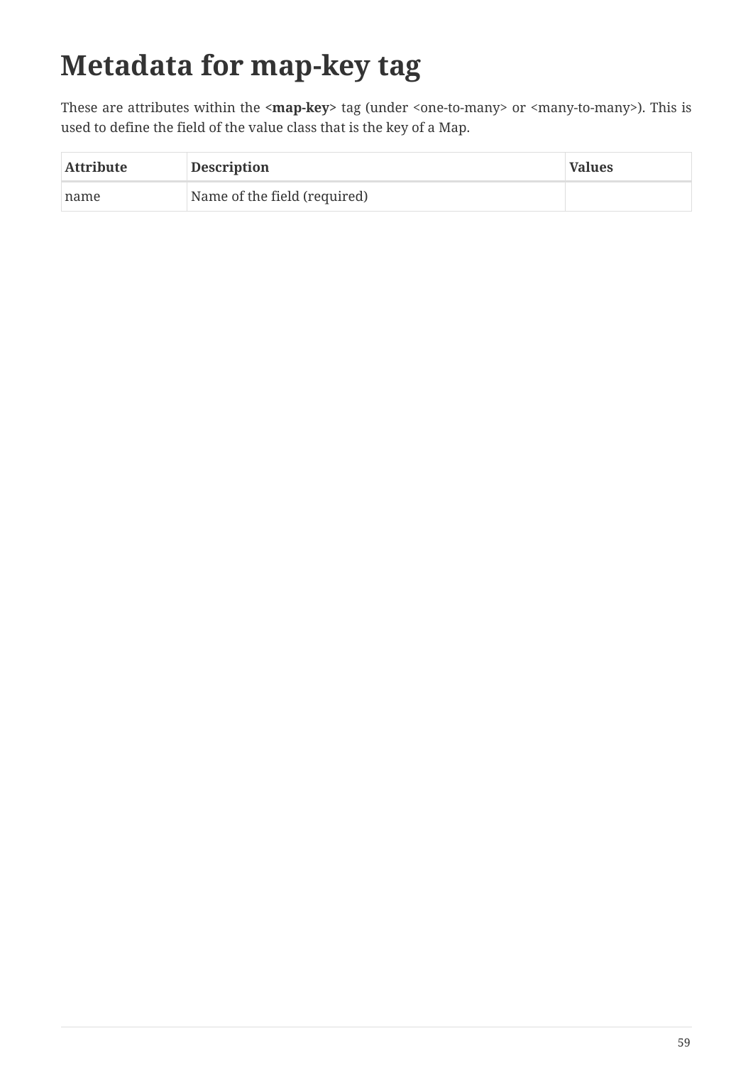# Metadata for map-key tag

These are attributes within the **<map-key>** tag (under <one-to-many> or <many-to-many>). This is used to define the field of the value class that is the key of a Map.

| Attribute | Description | Values |
| --- | --- | --- |
| name | Name of the field (required) | |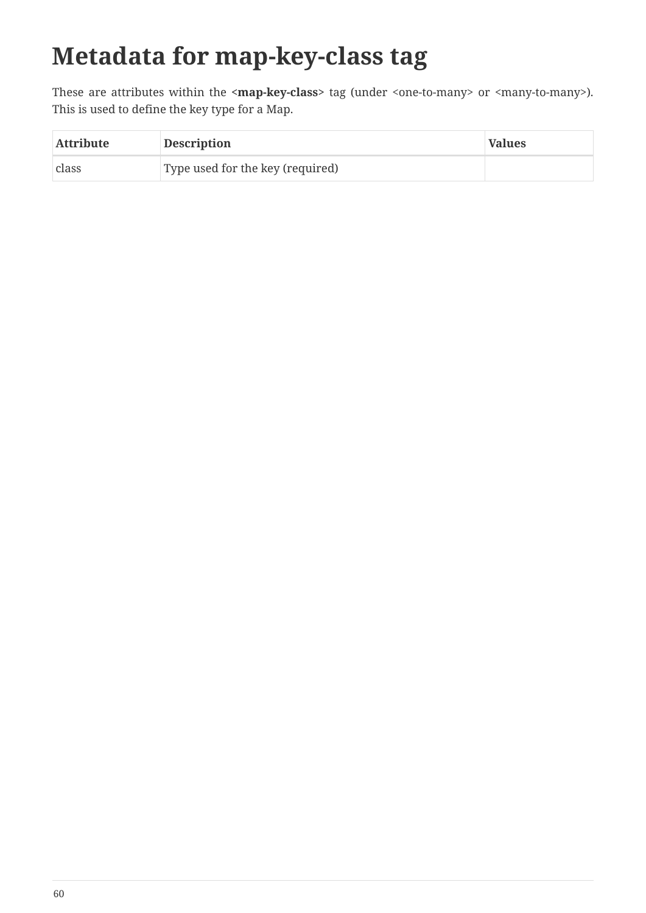# Metadata for map-key-class tag

These are attributes within the **<map-key-class>** tag (under <one-to-many> or <many-to-many>). This is used to define the key type for a Map.

| Attribute | Description | Values |
| --- | --- | --- |
| class | Type used for the key (required) | |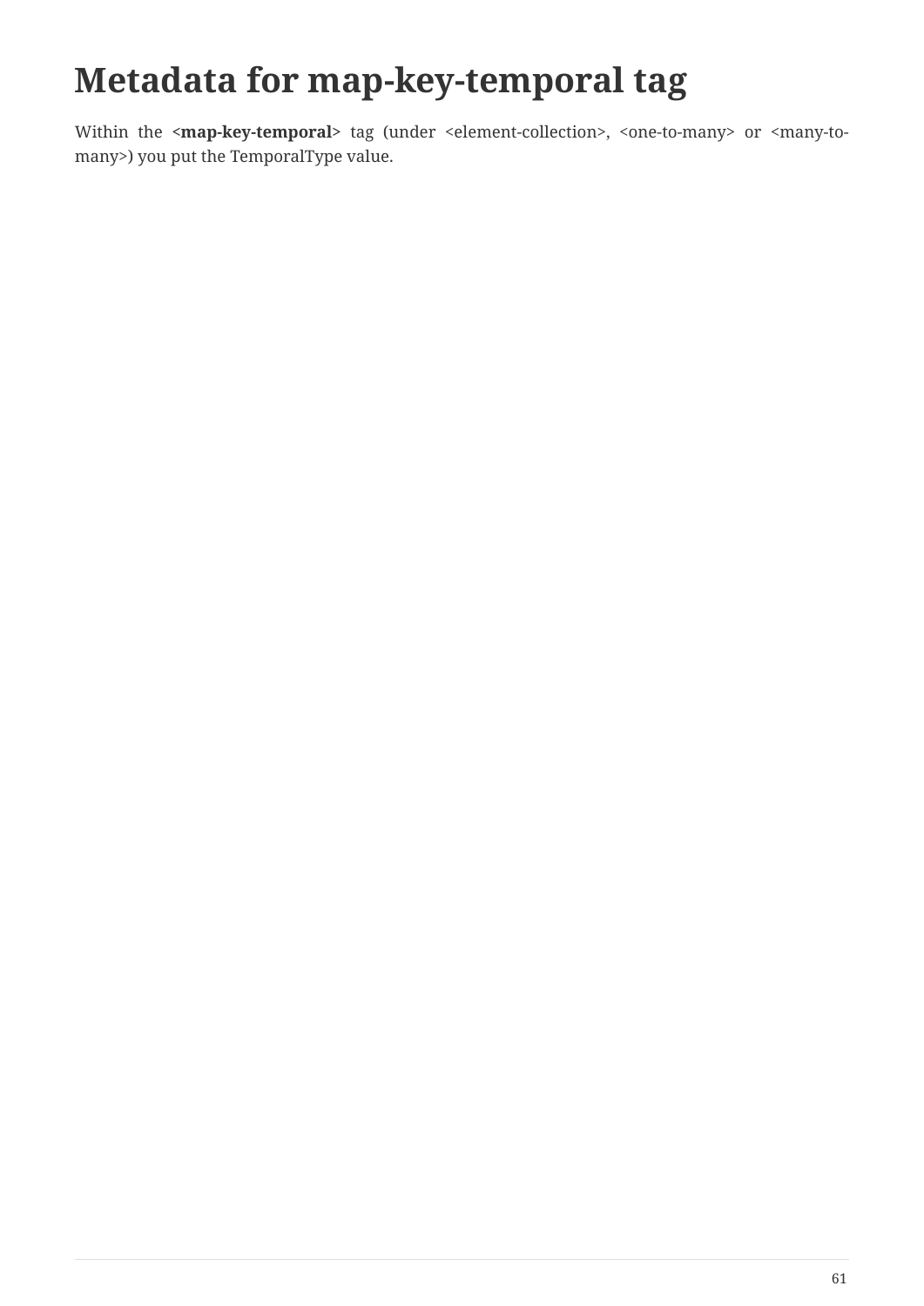# Metadata for map-key-temporal tag

Within the **<map-key-temporal>** tag (under <element-collection>, <one-to-many> or <many-to-many>) you put the TemporalType value.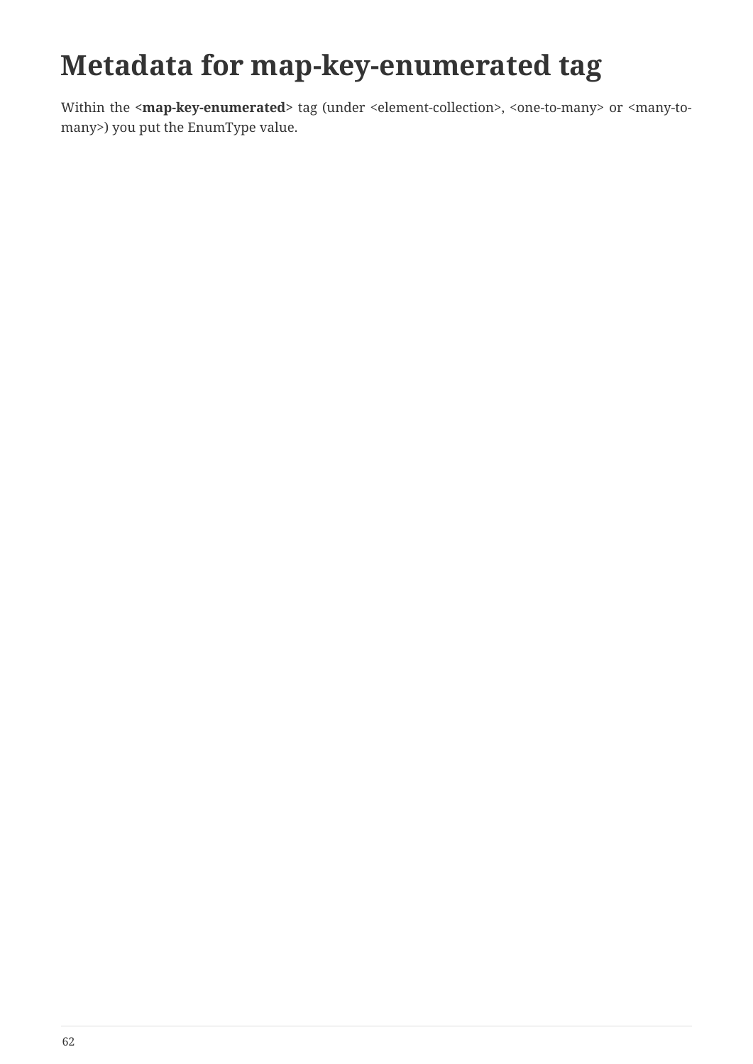# Metadata for map-key-enumerated tag

Within the **<map-key-enumerated>** tag (under <element-collection>, <one-to-many> or <many-to-many>) you put the EnumType value.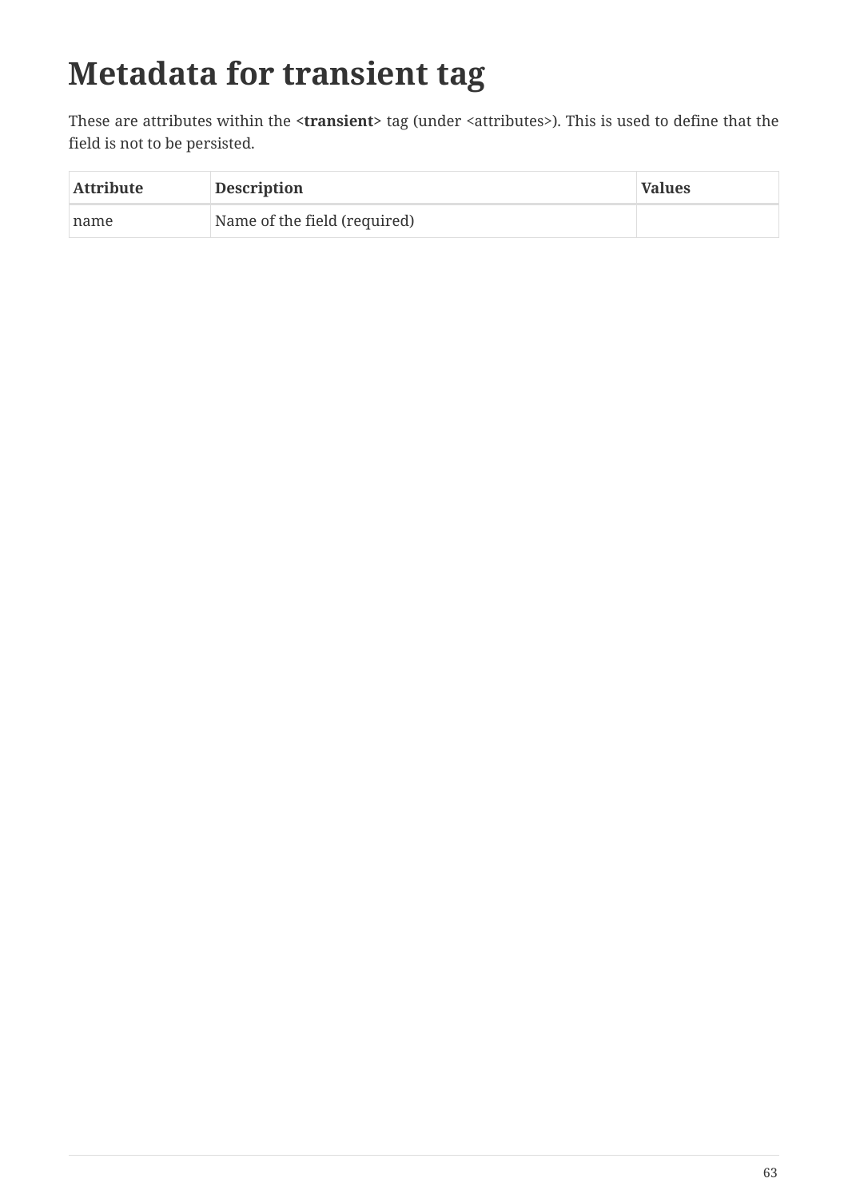# Metadata for transient tag

These are attributes within the **<transient>** tag (under <attributes>). This is used to define that the field is not to be persisted.

| Attribute | Description | Values |
| --- | --- | --- |
| name | Name of the field (required) | |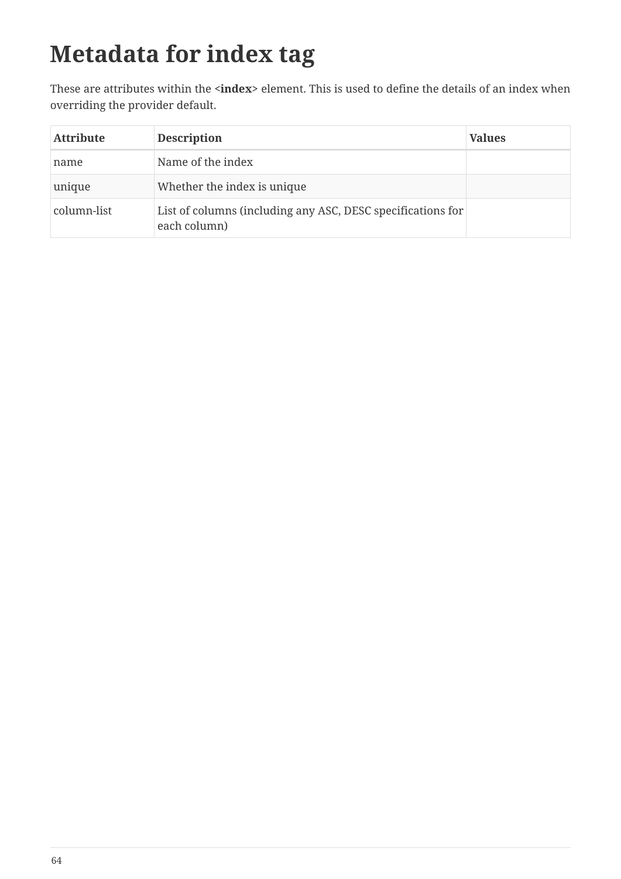# Metadata for index tag

These are attributes within the **<index>** element. This is used to define the details of an index when overriding the provider default.

| Attribute | Description | Values |
| --- | --- | --- |
| name | Name of the index | |
| unique | Whether the index is unique | |
| column-list | List of columns (including any ASC, DESC specifications for each column) | |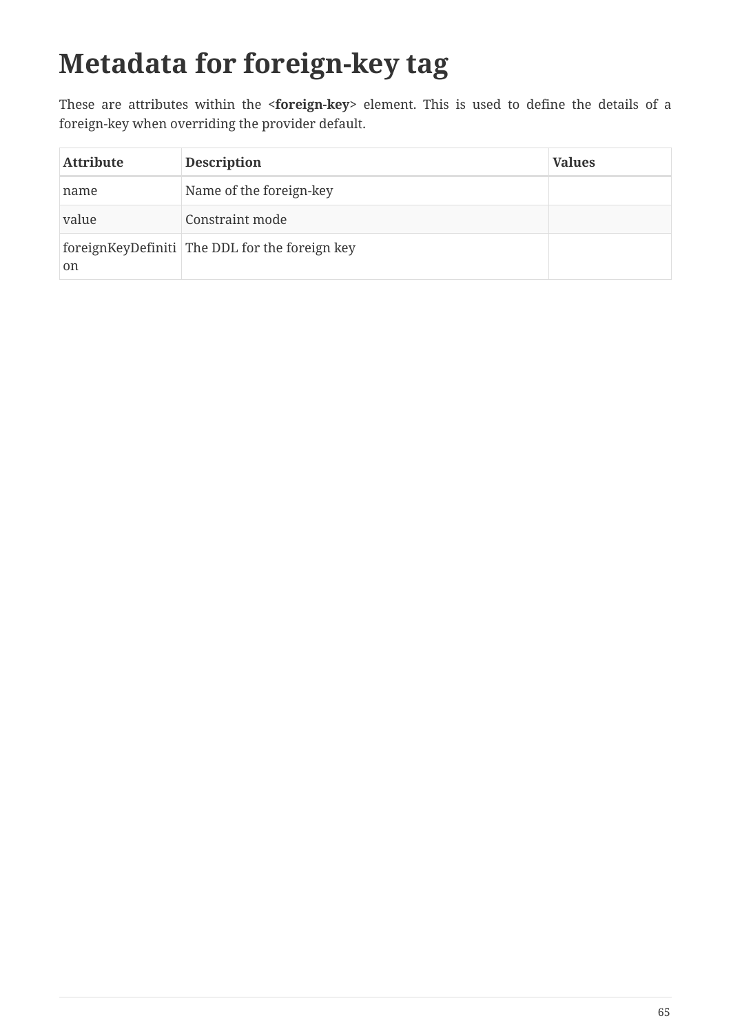# Metadata for foreign-key tag

These are attributes within the <**foreign-key**> element. This is used to define the details of a foreign-key when overriding the provider default.

| Attribute | Description | Values |
| --- | --- | --- |
| name | Name of the foreign-key | |
| value | Constraint mode | |
| foreignKeyDefinition | The DDL for the foreign key | |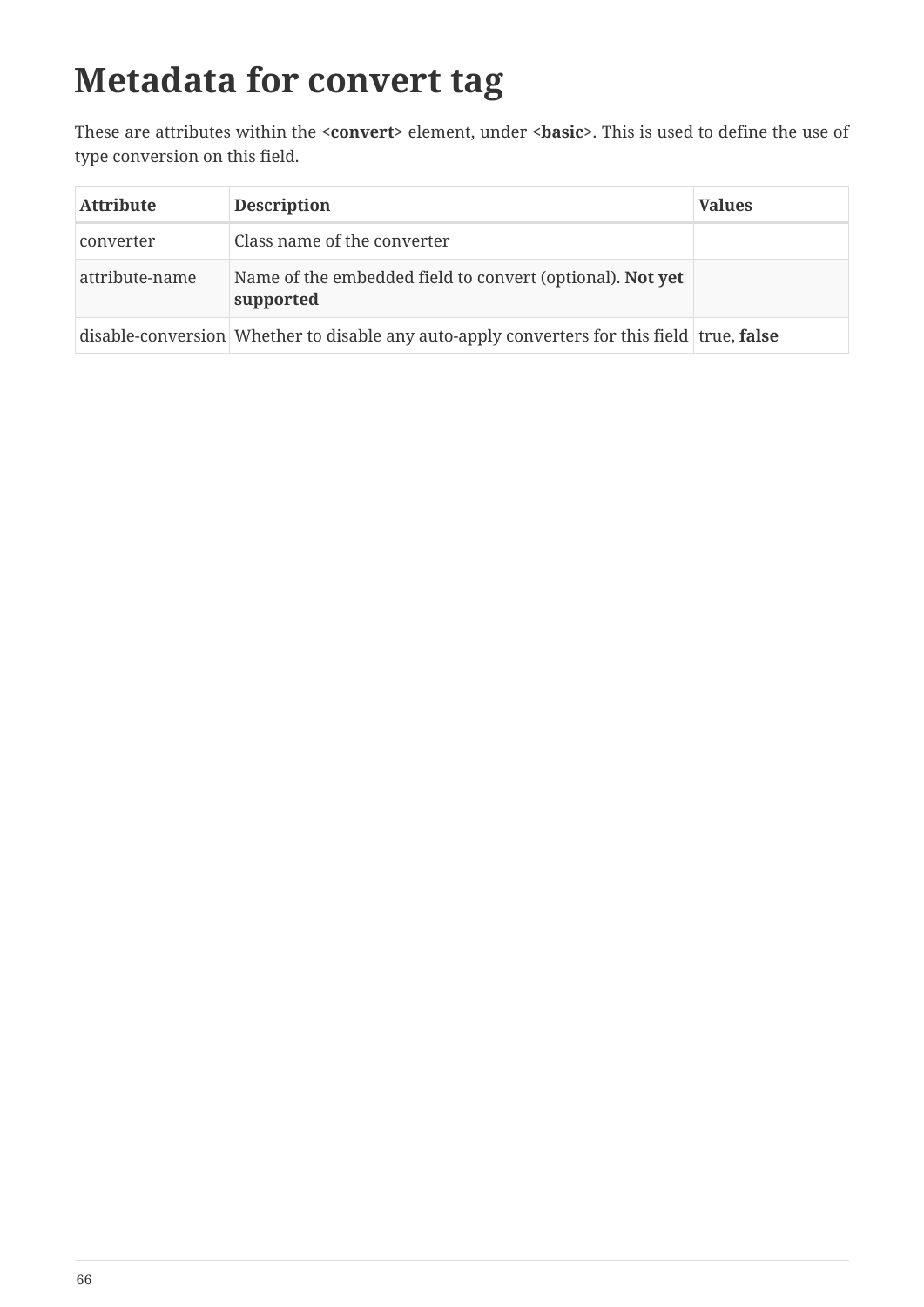# Metadata for convert tag

These are attributes within the **<convert>** element, under **<basic>**. This is used to define the use of type conversion on this field.

| Attribute | Description | Values |
| --- | --- | --- |
| converter | Class name of the converter | |
| attribute-name | Name of the embedded field to convert (optional). **Not yet supported** | |
| disable-conversion | Whether to disable any auto-apply converters for this field | true, **false** |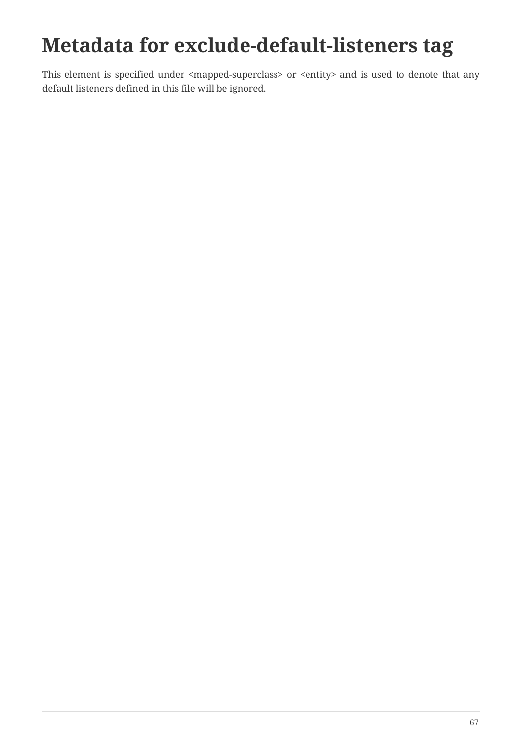# Metadata for exclude-default-listeners tag

This element is specified under <mapped-superclass> or <entity> and is used to denote that any default listeners defined in this file will be ignored.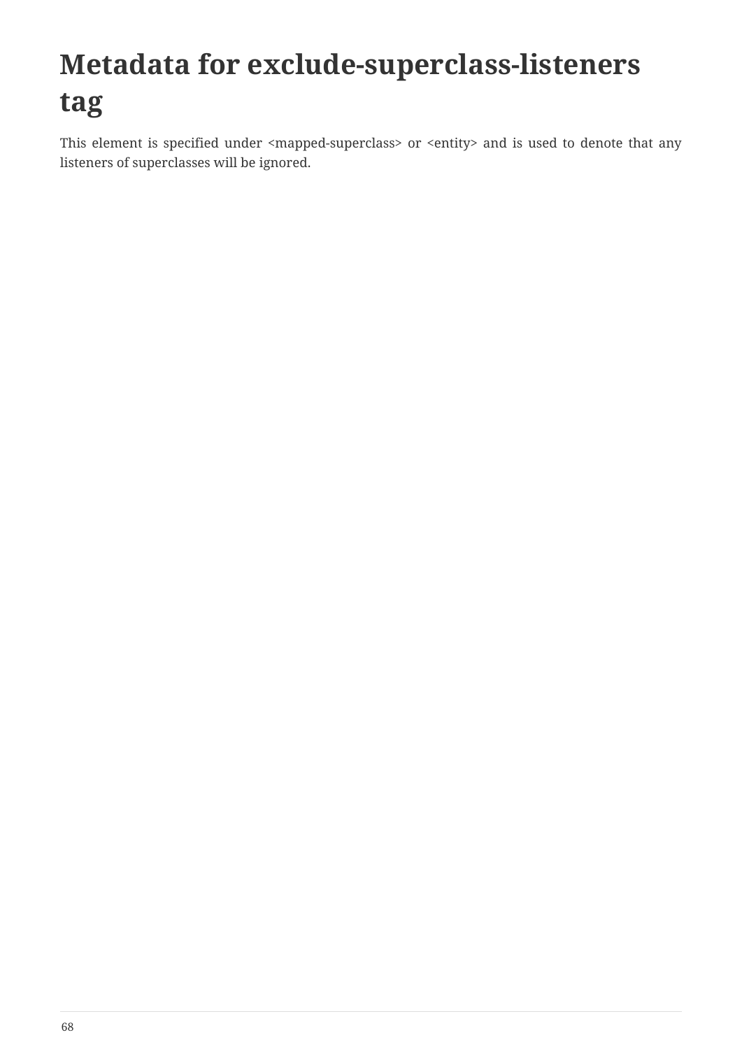# Metadata for exclude-superclass-listeners tag

This element is specified under <mapped-superclass> or <entity> and is used to denote that any listeners of superclasses will be ignored.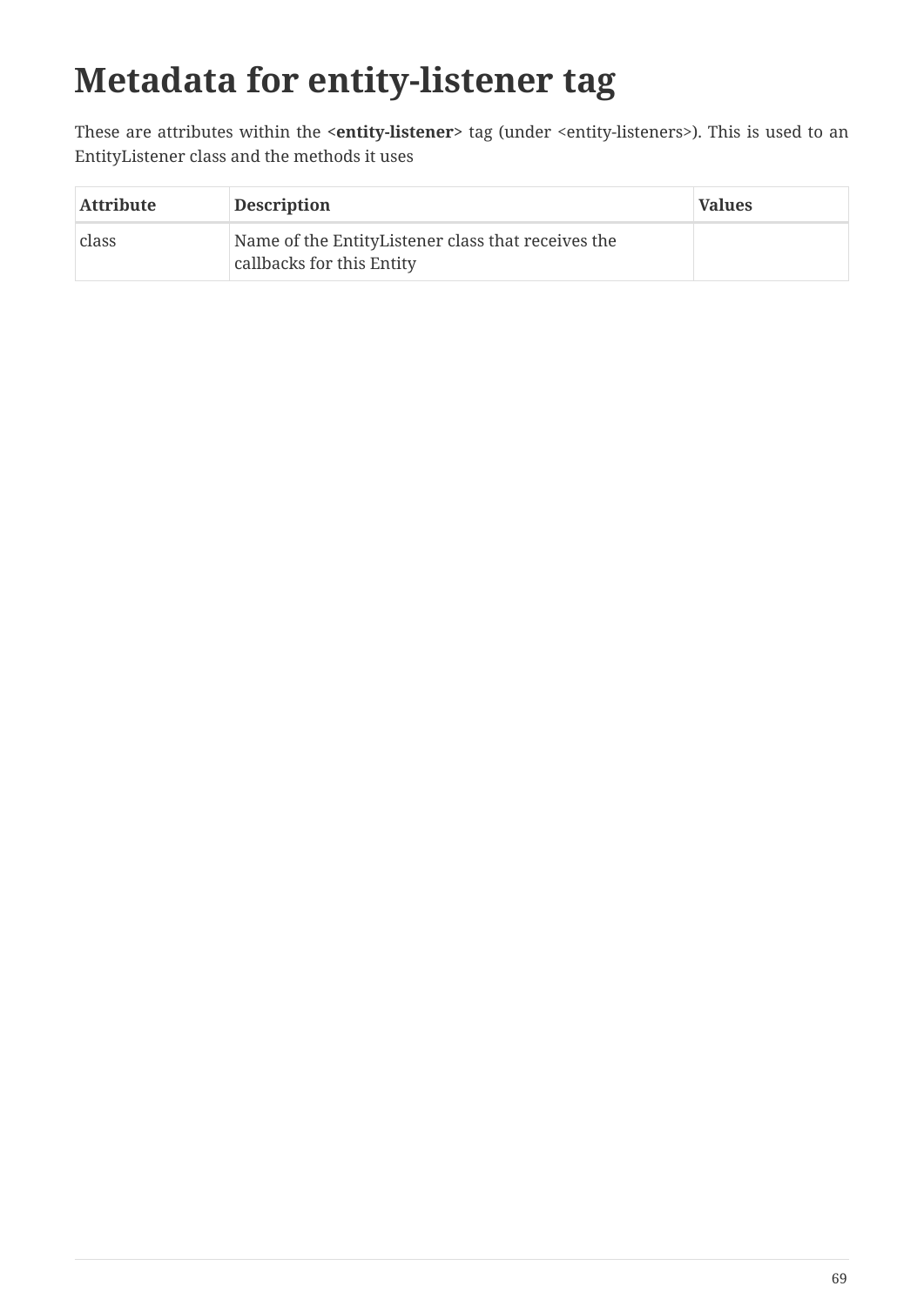# Metadata for entity-listener tag

These are attributes within the **<entity-listener>** tag (under <entity-listeners>). This is used to an EntityListener class and the methods it uses

| Attribute | Description | Values |
| --- | --- | --- |
| class | Name of the EntityListener class that receives the callbacks for this Entity | |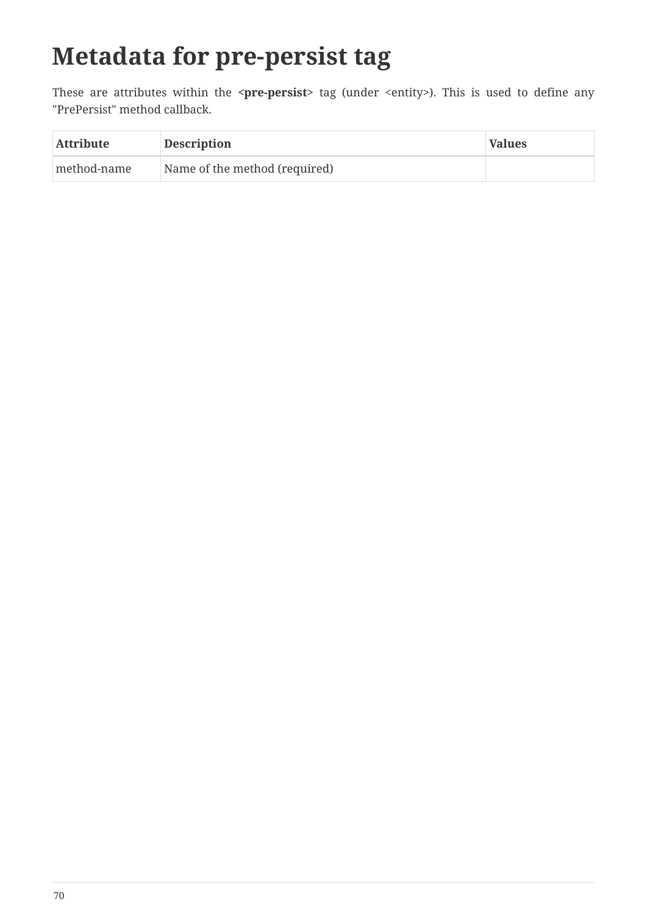# Metadata for pre-persist tag

These are attributes within the **<pre-persist>** tag (under <entity>). This is used to define any "PrePersist" method callback.

| Attribute | Description | Values |
| --- | --- | --- |
| method-name | Name of the method (required) | |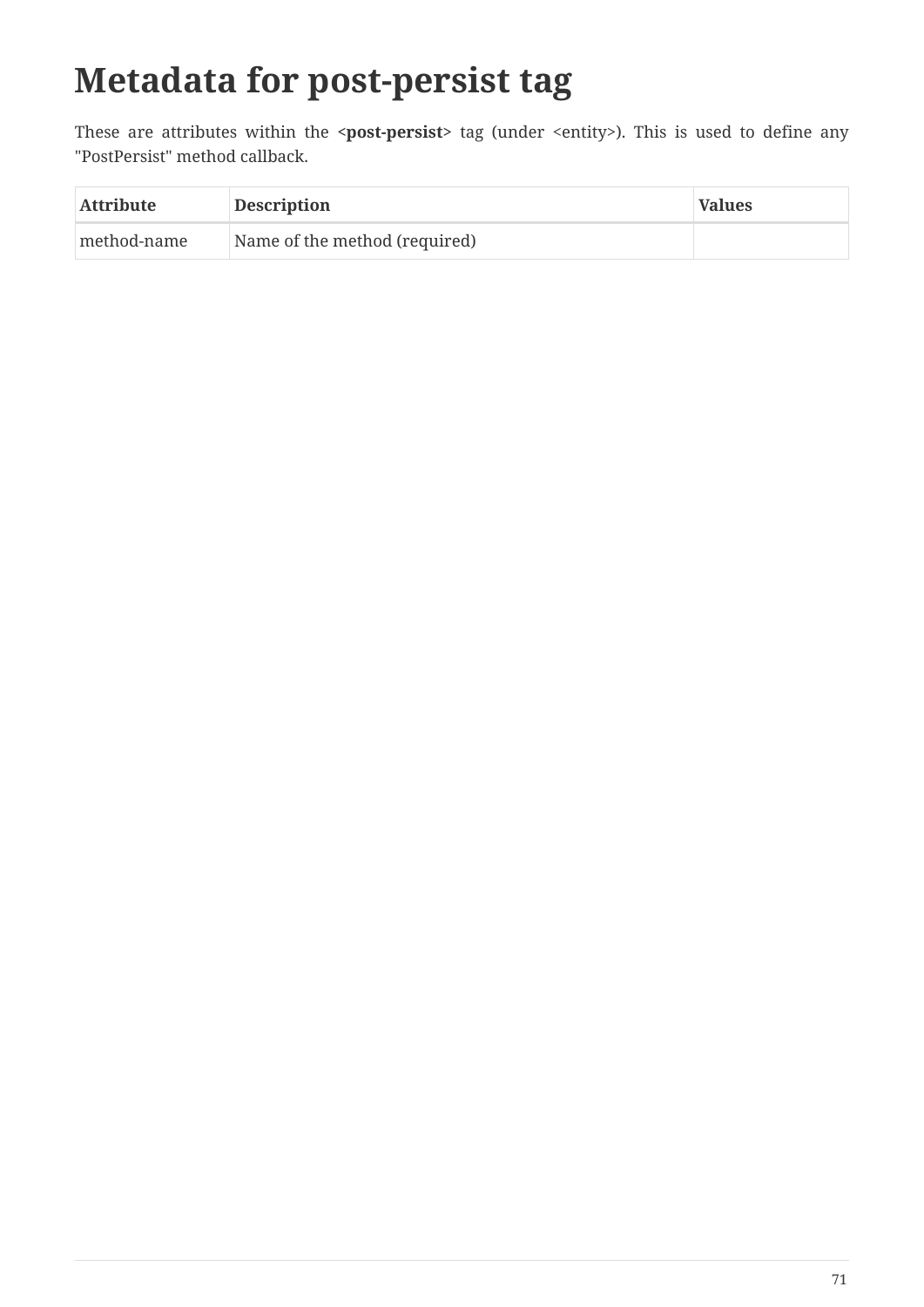# Metadata for post-persist tag

These are attributes within the **<post-persist>** tag (under <entity>). This is used to define any "PostPersist" method callback.

| Attribute | Description | Values |
| --- | --- | --- |
| method-name | Name of the method (required) | |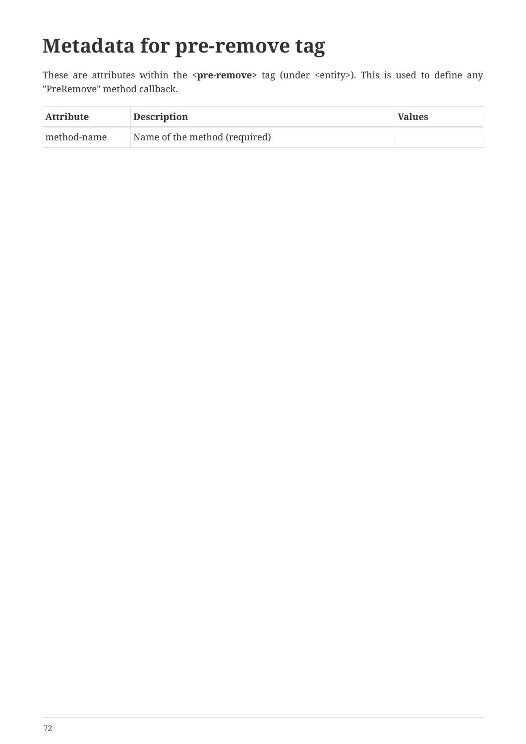# Metadata for pre-remove tag

These are attributes within the **<pre-remove>** tag (under <entity>). This is used to define any "PreRemove" method callback.

| Attribute | Description | Values |
| --- | --- | --- |
| method-name | Name of the method (required) | |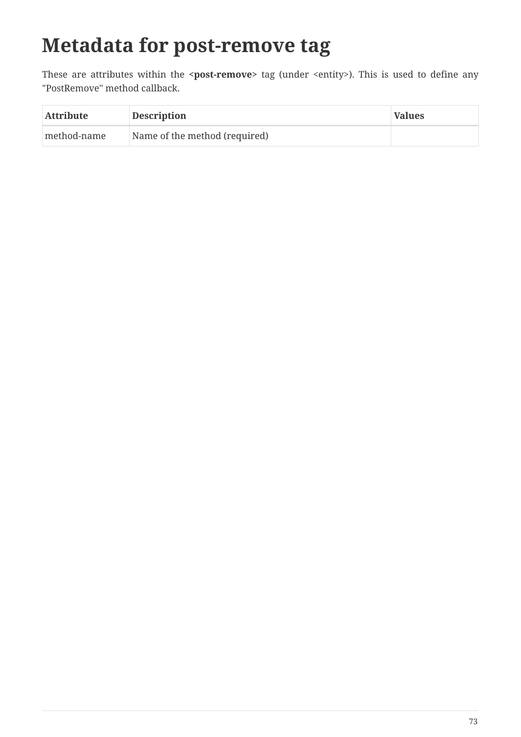# Metadata for post-remove tag

These are attributes within the **<post-remove>** tag (under <entity>). This is used to define any "PostRemove" method callback.

| Attribute | Description | Values |
| --- | --- | --- |
| method-name | Name of the method (required) | |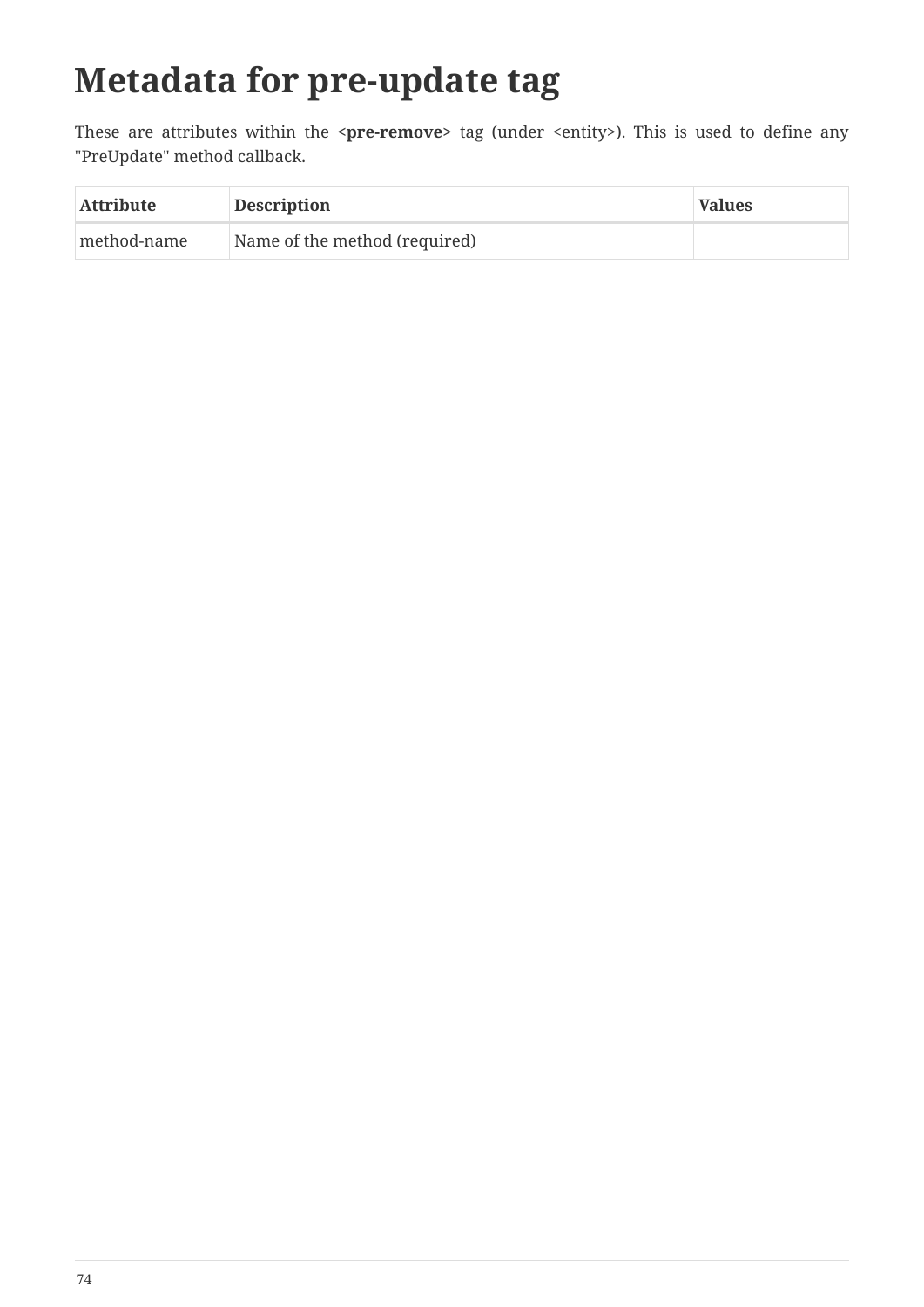# Metadata for pre-update tag

These are attributes within the **<pre-remove>** tag (under <entity>). This is used to define any "PreUpdate" method callback.

| Attribute | Description | Values |
| --- | --- | --- |
| method-name | Name of the method (required) | |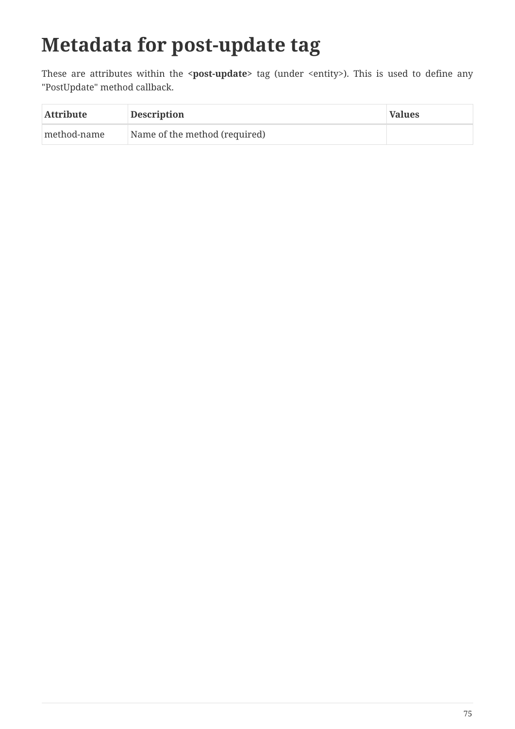# Metadata for post-update tag

These are attributes within the **<post-update>** tag (under <entity>). This is used to define any "PostUpdate" method callback.

| Attribute | Description | Values |
| --- | --- | --- |
| method-name | Name of the method (required) | |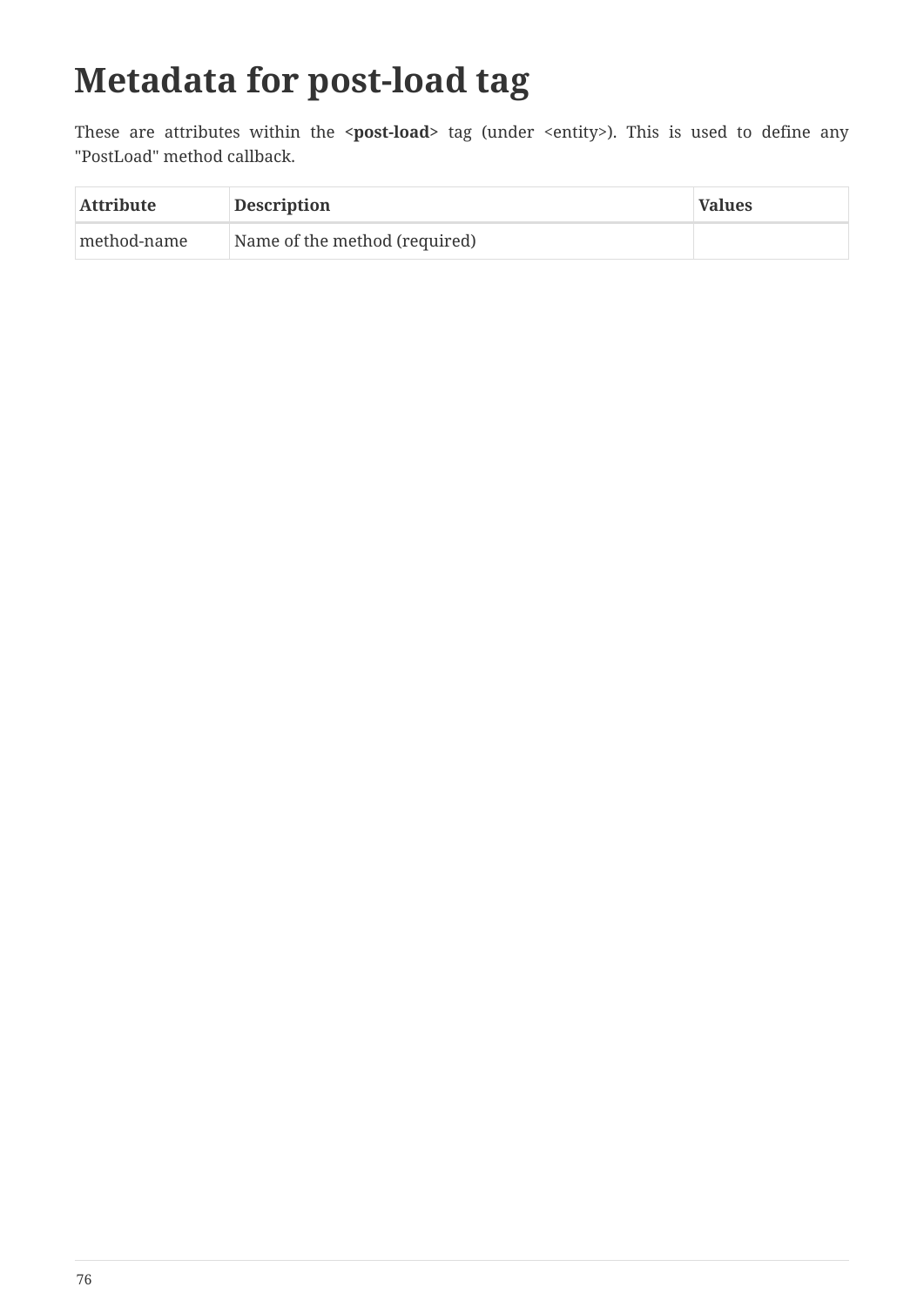# Metadata for post-load tag

These are attributes within the **<post-load>** tag (under <entity>). This is used to define any "PostLoad" method callback.

| Attribute | Description | Values |
| --- | --- | --- |
| method-name | Name of the method (required) | |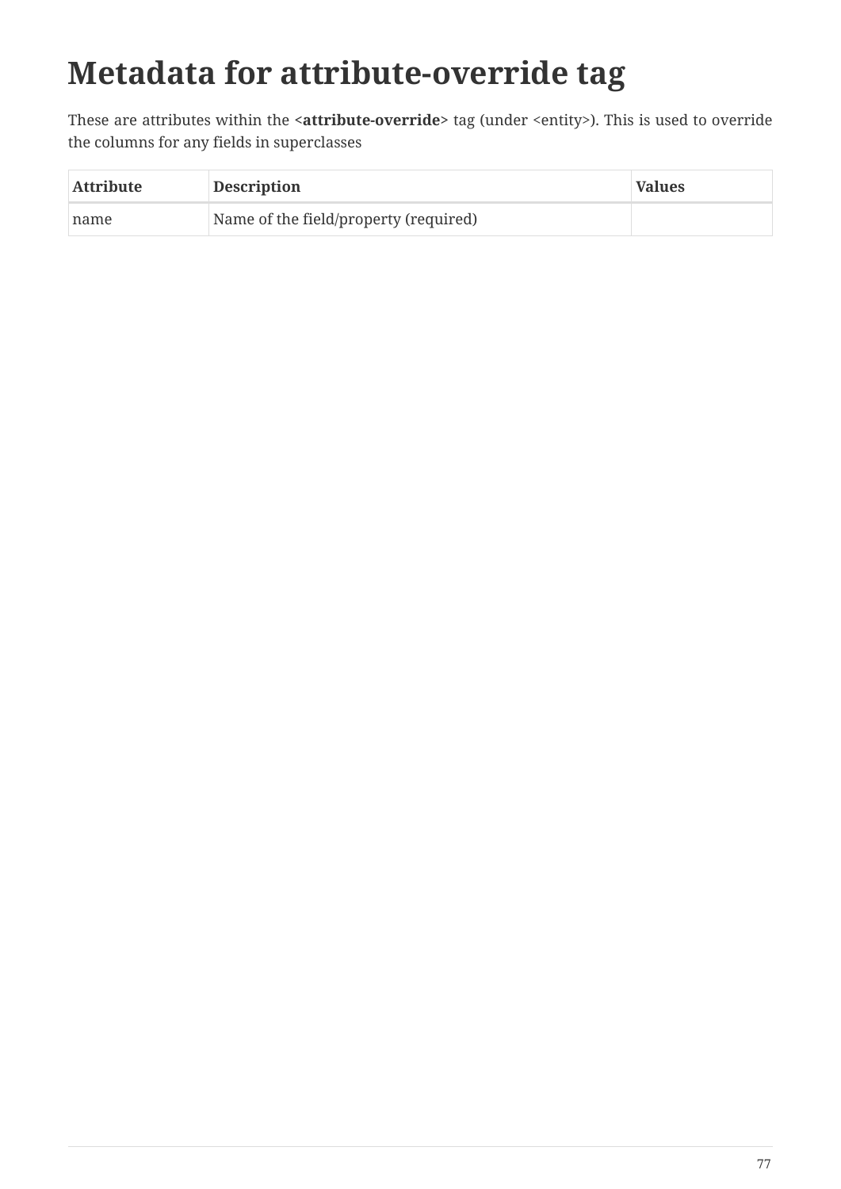# Metadata for attribute-override tag

These are attributes within the **<attribute-override>** tag (under <entity>). This is used to override the columns for any fields in superclasses

| Attribute | Description | Values |
| --- | --- | --- |
| name | Name of the field/property (required) | |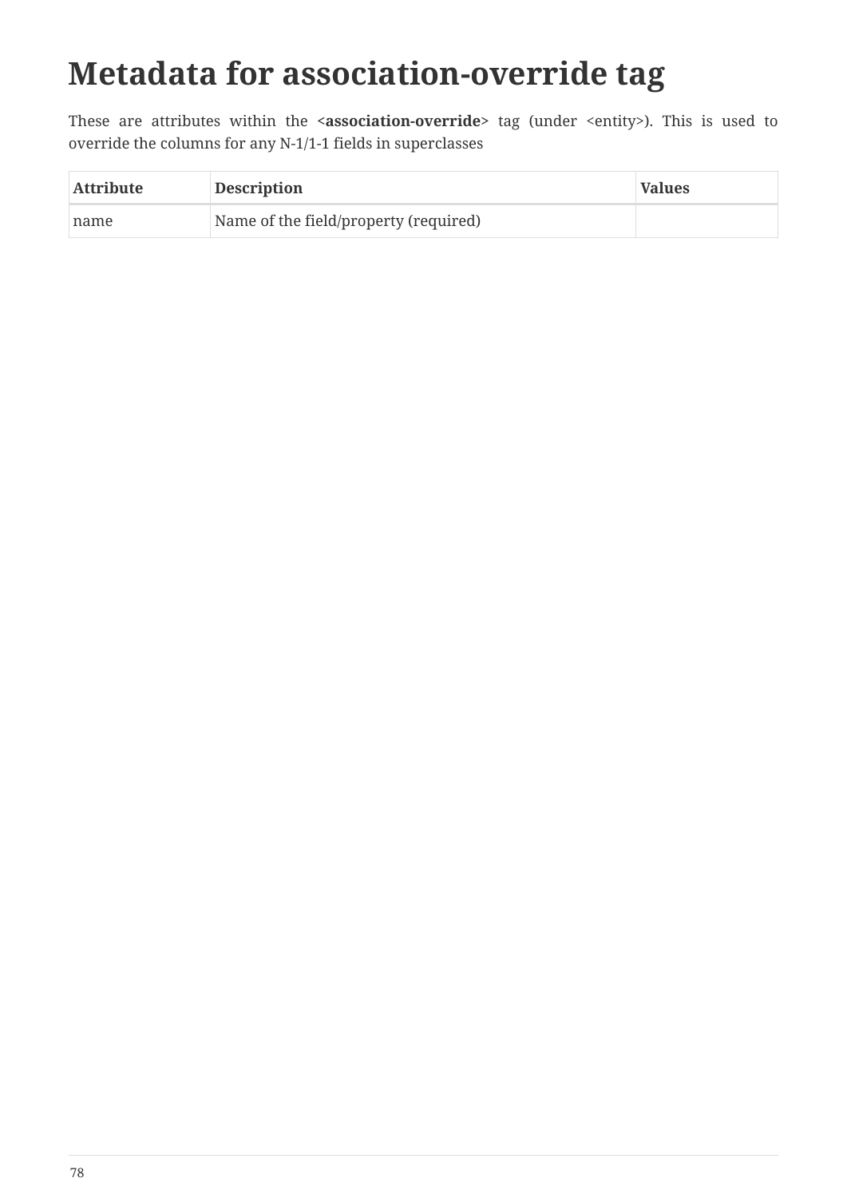# Metadata for association-override tag

These are attributes within the **<association-override>** tag (under <entity>). This is used to override the columns for any N-1/1-1 fields in superclasses

| Attribute | Description | Values |
|---|---|---|
| name | Name of the field/property (required) | |